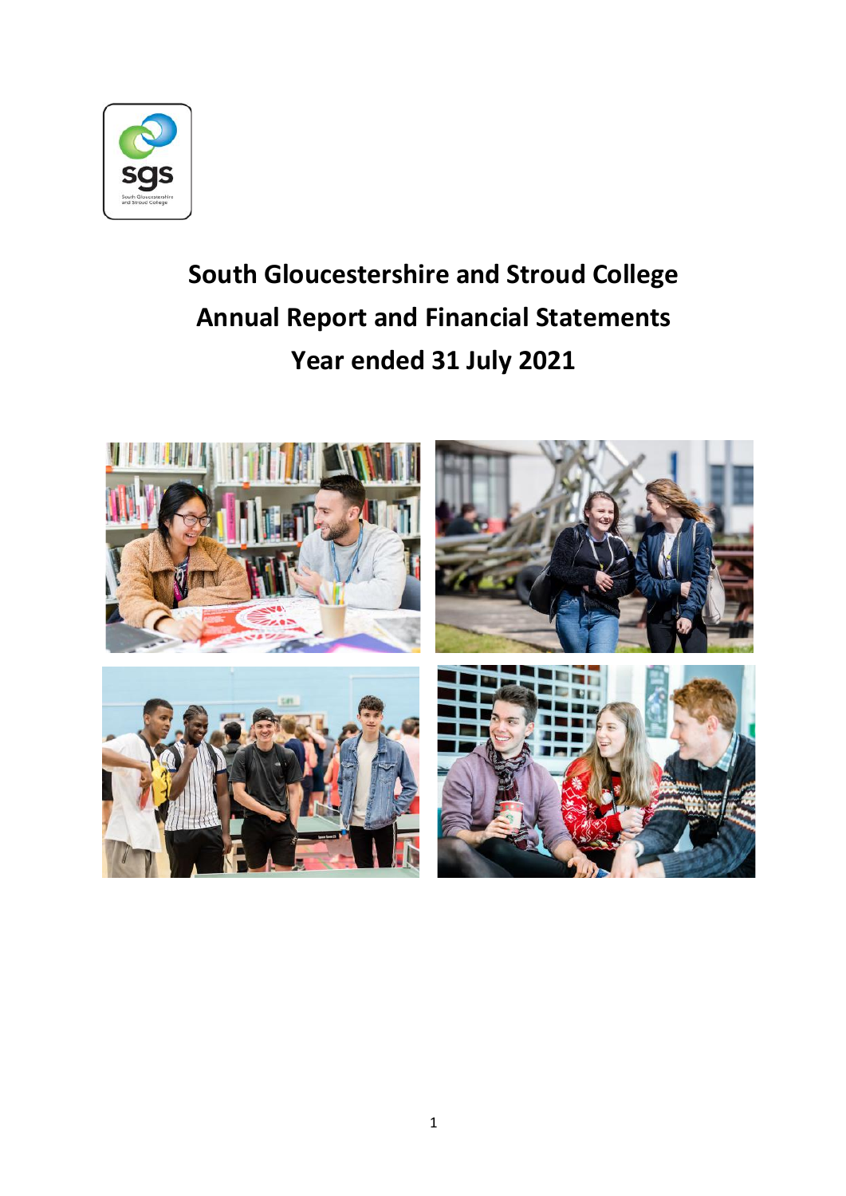# South Gloucestershire and Stroud College
# Annual Report and Financial Statements
# Year ended 31 July 2021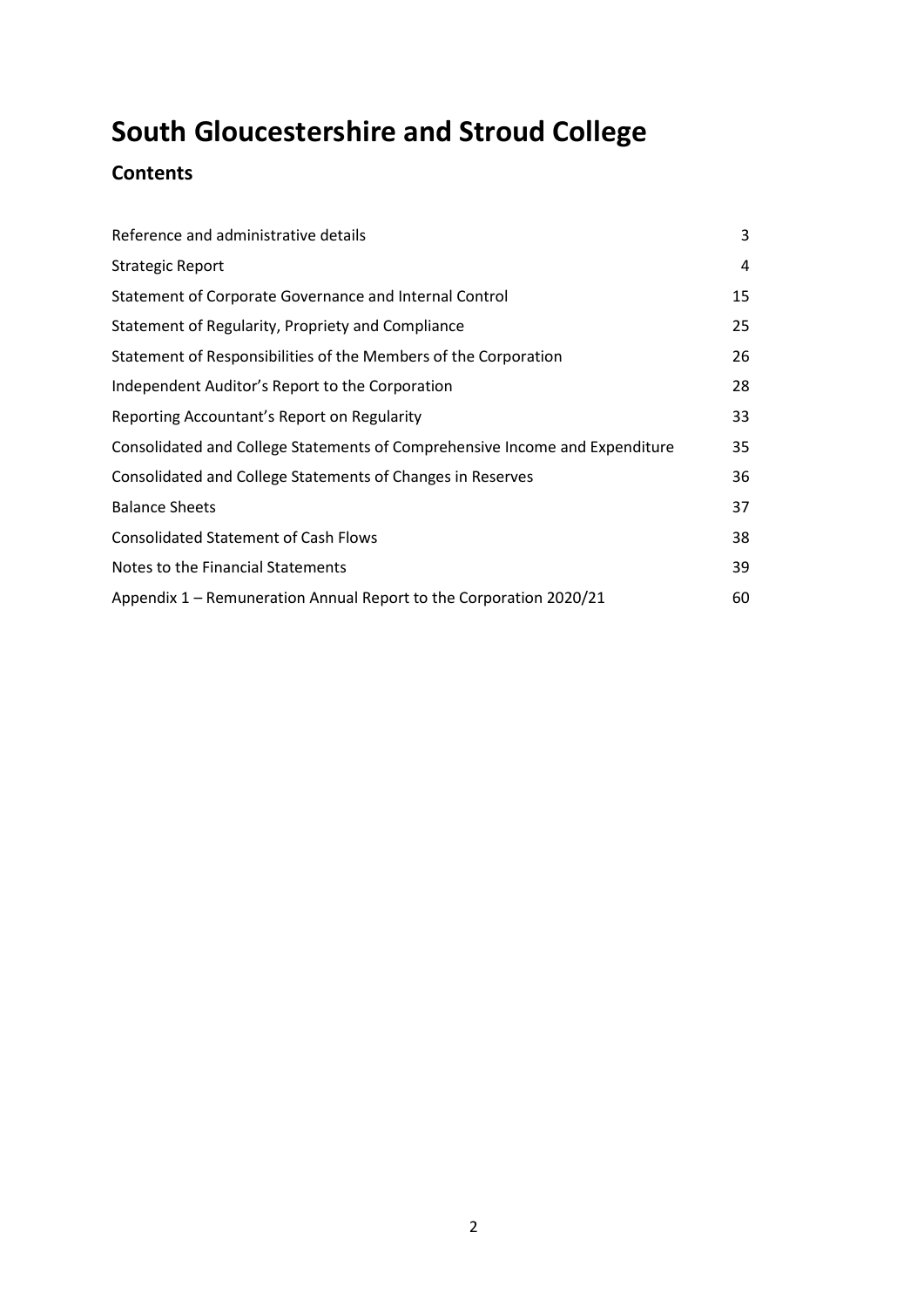# South Gloucestershire and Stroud College

## Contents

| | |
|---|---|
| Reference and administrative details | 3 |
| Strategic Report | 4 |
| Statement of Corporate Governance and Internal Control | 15 |
| Statement of Regularity, Propriety and Compliance | 25 |
| Statement of Responsibilities of the Members of the Corporation | 26 |
| Independent Auditor's Report to the Corporation | 28 |
| Reporting Accountant's Report on Regularity | 33 |
| Consolidated and College Statements of Comprehensive Income and Expenditure | 35 |
| Consolidated and College Statements of Changes in Reserves | 36 |
| Balance Sheets | 37 |
| Consolidated Statement of Cash Flows | 38 |
| Notes to the Financial Statements | 39 |
| Appendix 1 – Remuneration Annual Report to the Corporation 2020/21 | 60 |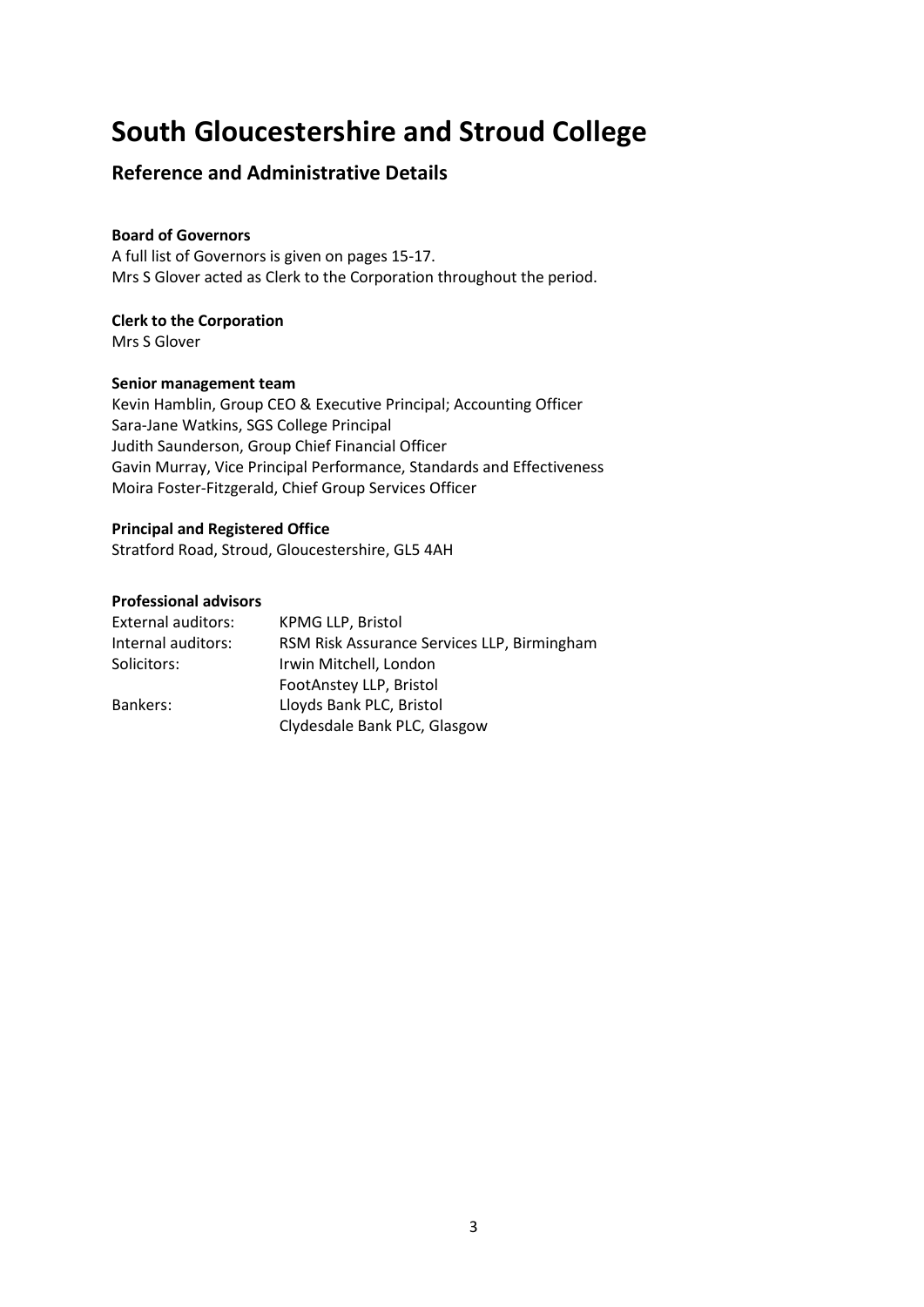# South Gloucestershire and Stroud College

## Reference and Administrative Details

**Board of Governors**

A full list of Governors is given on pages 15-17.
Mrs S Glover acted as Clerk to the Corporation throughout the period.

**Clerk to the Corporation**

Mrs S Glover

**Senior management team**

Kevin Hamblin, Group CEO & Executive Principal; Accounting Officer
Sara-Jane Watkins, SGS College Principal
Judith Saunderson, Group Chief Financial Officer
Gavin Murray, Vice Principal Performance, Standards and Effectiveness
Moira Foster-Fitzgerald, Chief Group Services Officer

**Principal and Registered Office**

Stratford Road, Stroud, Gloucestershire, GL5 4AH

**Professional advisors**

| | |
|---|---|
| External auditors: | KPMG LLP, Bristol |
| Internal auditors: | RSM Risk Assurance Services LLP, Birmingham |
| Solicitors: | Irwin Mitchell, London |
| | FootAnstey LLP, Bristol |
| Bankers: | Lloyds Bank PLC, Bristol |
| | Clydesdale Bank PLC, Glasgow |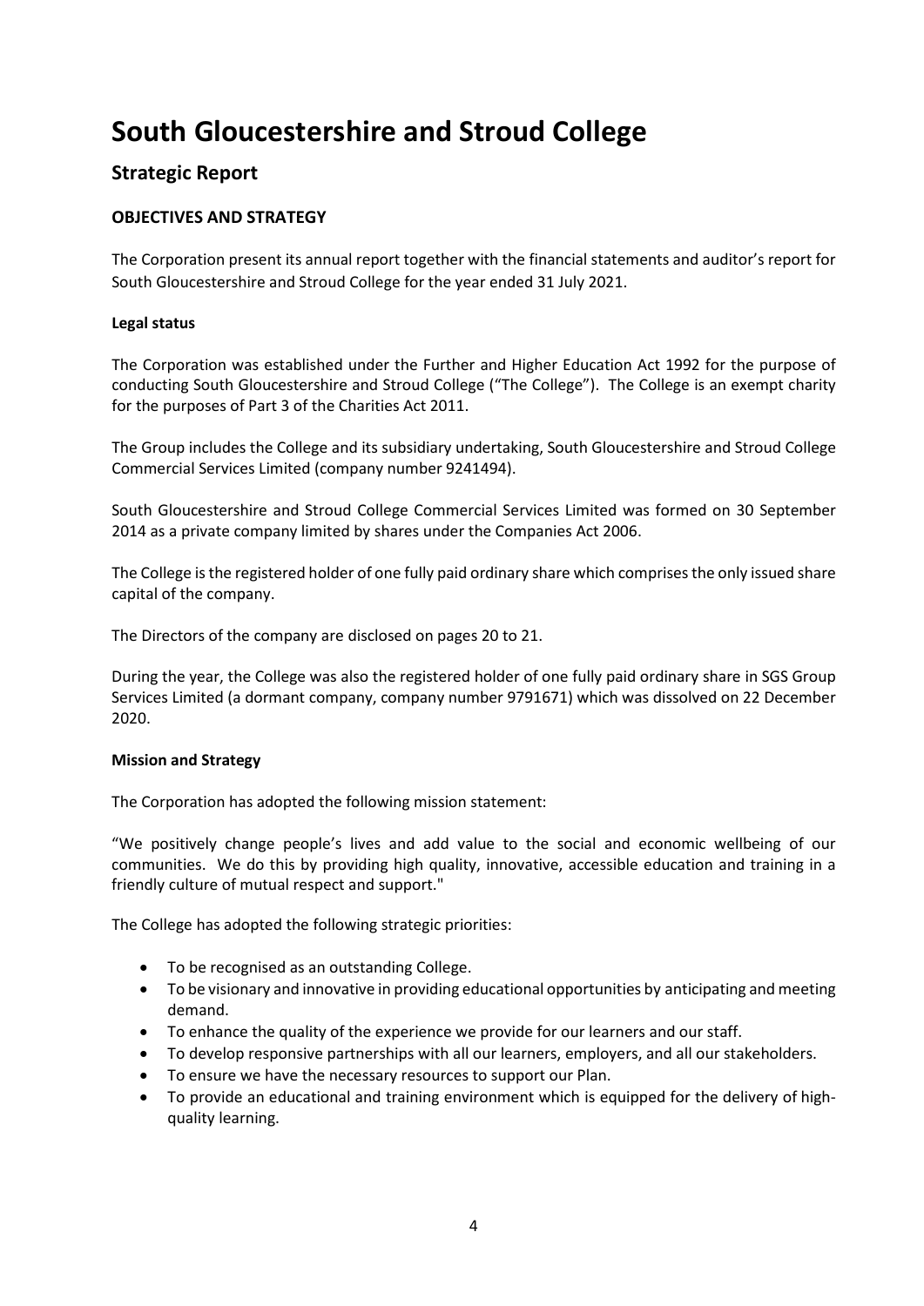# South Gloucestershire and Stroud College

## Strategic Report

### OBJECTIVES AND STRATEGY

The Corporation present its annual report together with the financial statements and auditor's report for South Gloucestershire and Stroud College for the year ended 31 July 2021.

#### Legal status

The Corporation was established under the Further and Higher Education Act 1992 for the purpose of conducting South Gloucestershire and Stroud College ("The College"). The College is an exempt charity for the purposes of Part 3 of the Charities Act 2011.

The Group includes the College and its subsidiary undertaking, South Gloucestershire and Stroud College Commercial Services Limited (company number 9241494).

South Gloucestershire and Stroud College Commercial Services Limited was formed on 30 September 2014 as a private company limited by shares under the Companies Act 2006.

The College is the registered holder of one fully paid ordinary share which comprises the only issued share capital of the company.

The Directors of the company are disclosed on pages 20 to 21.

During the year, the College was also the registered holder of one fully paid ordinary share in SGS Group Services Limited (a dormant company, company number 9791671) which was dissolved on 22 December 2020.

#### Mission and Strategy

The Corporation has adopted the following mission statement:

"We positively change people's lives and add value to the social and economic wellbeing of our communities. We do this by providing high quality, innovative, accessible education and training in a friendly culture of mutual respect and support."

The College has adopted the following strategic priorities:

- To be recognised as an outstanding College.
- To be visionary and innovative in providing educational opportunities by anticipating and meeting demand.
- To enhance the quality of the experience we provide for our learners and our staff.
- To develop responsive partnerships with all our learners, employers, and all our stakeholders.
- To ensure we have the necessary resources to support our Plan.
- To provide an educational and training environment which is equipped for the delivery of high-quality learning.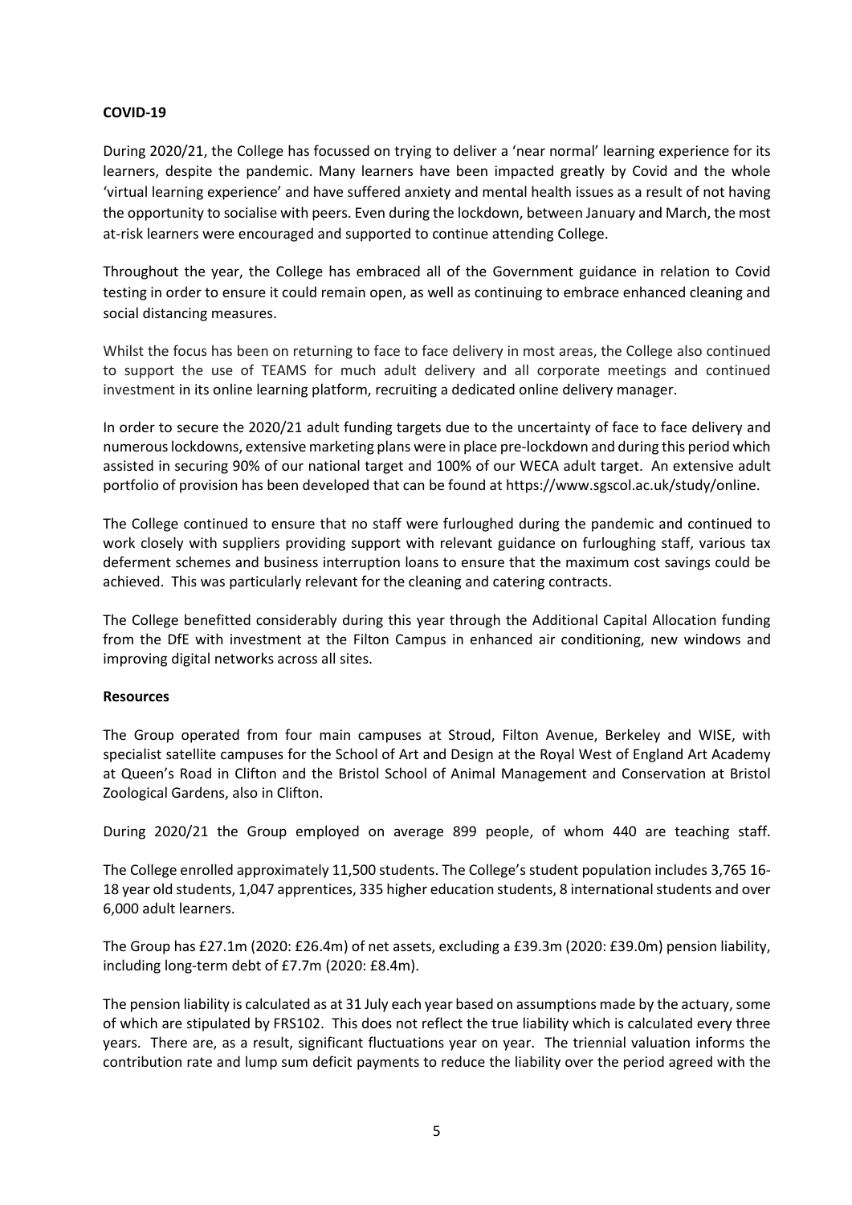**COVID-19**

During 2020/21, the College has focussed on trying to deliver a 'near normal' learning experience for its learners, despite the pandemic. Many learners have been impacted greatly by Covid and the whole 'virtual learning experience' and have suffered anxiety and mental health issues as a result of not having the opportunity to socialise with peers. Even during the lockdown, between January and March, the most at-risk learners were encouraged and supported to continue attending College.

Throughout the year, the College has embraced all of the Government guidance in relation to Covid testing in order to ensure it could remain open, as well as continuing to embrace enhanced cleaning and social distancing measures.

Whilst the focus has been on returning to face to face delivery in most areas, the College also continued to support the use of TEAMS for much adult delivery and all corporate meetings and continued investment in its online learning platform, recruiting a dedicated online delivery manager.

In order to secure the 2020/21 adult funding targets due to the uncertainty of face to face delivery and numerous lockdowns, extensive marketing plans were in place pre-lockdown and during this period which assisted in securing 90% of our national target and 100% of our WECA adult target. An extensive adult portfolio of provision has been developed that can be found at https://www.sgscol.ac.uk/study/online.

The College continued to ensure that no staff were furloughed during the pandemic and continued to work closely with suppliers providing support with relevant guidance on furloughing staff, various tax deferment schemes and business interruption loans to ensure that the maximum cost savings could be achieved. This was particularly relevant for the cleaning and catering contracts.

The College benefitted considerably during this year through the Additional Capital Allocation funding from the DfE with investment at the Filton Campus in enhanced air conditioning, new windows and improving digital networks across all sites.

**Resources**

The Group operated from four main campuses at Stroud, Filton Avenue, Berkeley and WISE, with specialist satellite campuses for the School of Art and Design at the Royal West of England Art Academy at Queen's Road in Clifton and the Bristol School of Animal Management and Conservation at Bristol Zoological Gardens, also in Clifton.

During 2020/21 the Group employed on average 899 people, of whom 440 are teaching staff.

The College enrolled approximately 11,500 students. The College's student population includes 3,765 16-18 year old students, 1,047 apprentices, 335 higher education students, 8 international students and over 6,000 adult learners.

The Group has £27.1m (2020: £26.4m) of net assets, excluding a £39.3m (2020: £39.0m) pension liability, including long-term debt of £7.7m (2020: £8.4m).

The pension liability is calculated as at 31 July each year based on assumptions made by the actuary, some of which are stipulated by FRS102. This does not reflect the true liability which is calculated every three years. There are, as a result, significant fluctuations year on year. The triennial valuation informs the contribution rate and lump sum deficit payments to reduce the liability over the period agreed with the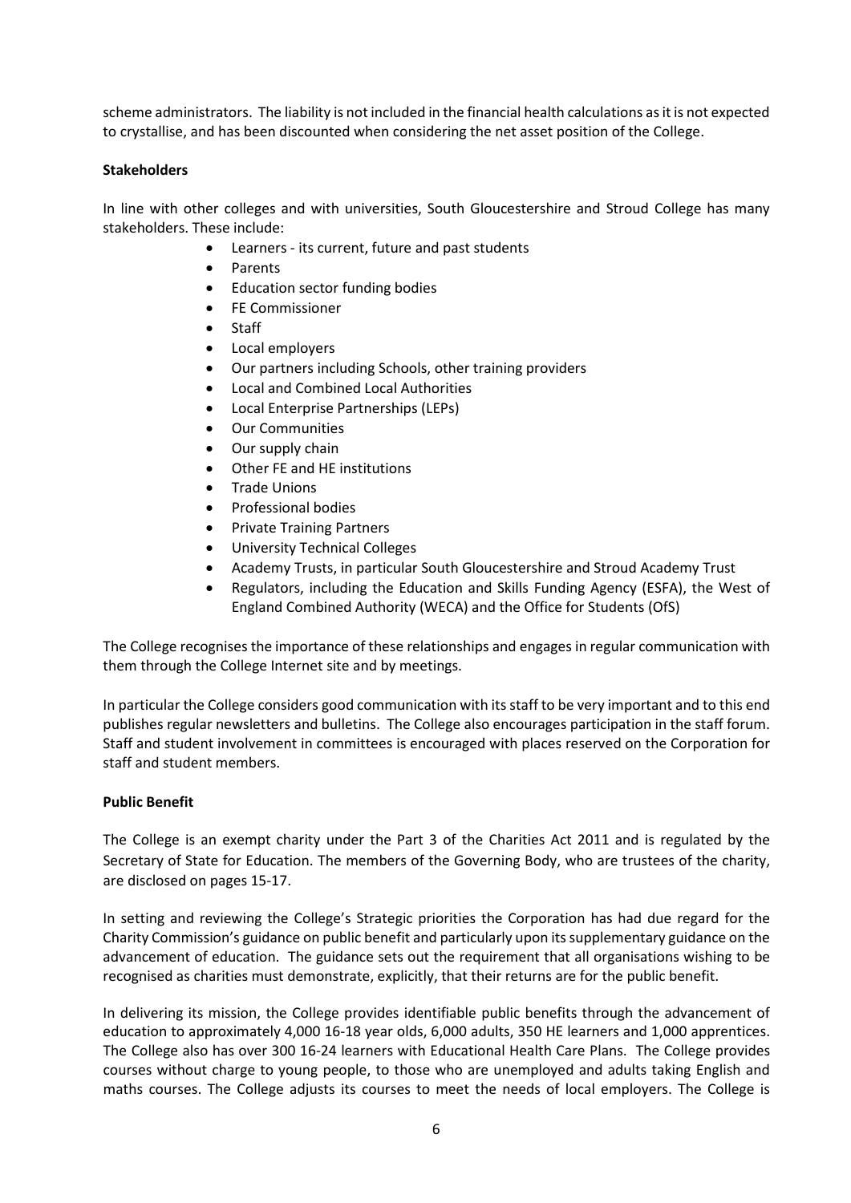scheme administrators. The liability is not included in the financial health calculations as it is not expected to crystallise, and has been discounted when considering the net asset position of the College.

**Stakeholders**

In line with other colleges and with universities, South Gloucestershire and Stroud College has many stakeholders. These include:

- Learners - its current, future and past students
- Parents
- Education sector funding bodies
- FE Commissioner
- Staff
- Local employers
- Our partners including Schools, other training providers
- Local and Combined Local Authorities
- Local Enterprise Partnerships (LEPs)
- Our Communities
- Our supply chain
- Other FE and HE institutions
- Trade Unions
- Professional bodies
- Private Training Partners
- University Technical Colleges
- Academy Trusts, in particular South Gloucestershire and Stroud Academy Trust
- Regulators, including the Education and Skills Funding Agency (ESFA), the West of England Combined Authority (WECA) and the Office for Students (OfS)

The College recognises the importance of these relationships and engages in regular communication with them through the College Internet site and by meetings.

In particular the College considers good communication with its staff to be very important and to this end publishes regular newsletters and bulletins. The College also encourages participation in the staff forum. Staff and student involvement in committees is encouraged with places reserved on the Corporation for staff and student members.

**Public Benefit**

The College is an exempt charity under the Part 3 of the Charities Act 2011 and is regulated by the Secretary of State for Education. The members of the Governing Body, who are trustees of the charity, are disclosed on pages 15-17.

In setting and reviewing the College's Strategic priorities the Corporation has had due regard for the Charity Commission's guidance on public benefit and particularly upon its supplementary guidance on the advancement of education. The guidance sets out the requirement that all organisations wishing to be recognised as charities must demonstrate, explicitly, that their returns are for the public benefit.

In delivering its mission, the College provides identifiable public benefits through the advancement of education to approximately 4,000 16-18 year olds, 6,000 adults, 350 HE learners and 1,000 apprentices. The College also has over 300 16-24 learners with Educational Health Care Plans. The College provides courses without charge to young people, to those who are unemployed and adults taking English and maths courses. The College adjusts its courses to meet the needs of local employers. The College is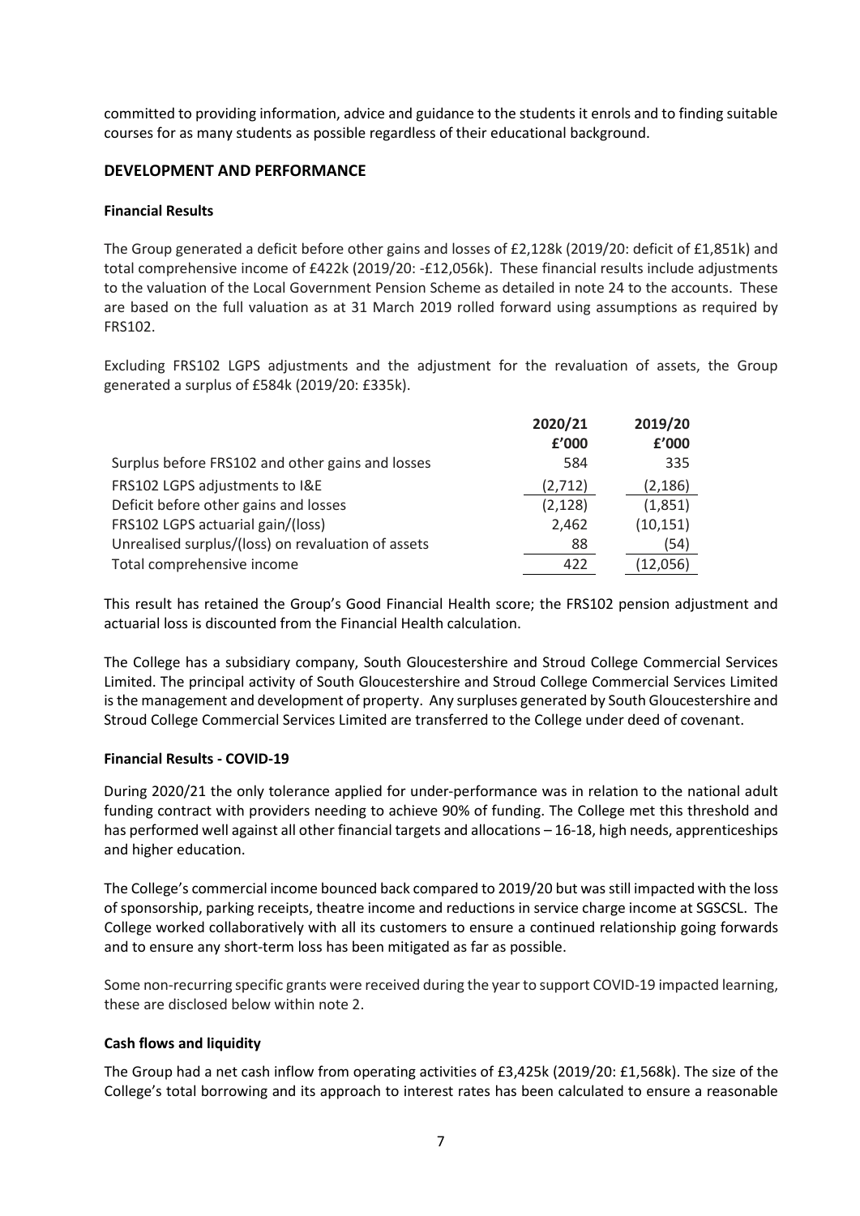committed to providing information, advice and guidance to the students it enrols and to finding suitable courses for as many students as possible regardless of their educational background.

## DEVELOPMENT AND PERFORMANCE

### Financial Results

The Group generated a deficit before other gains and losses of £2,128k (2019/20: deficit of £1,851k) and total comprehensive income of £422k (2019/20: -£12,056k). These financial results include adjustments to the valuation of the Local Government Pension Scheme as detailed in note 24 to the accounts. These are based on the full valuation as at 31 March 2019 rolled forward using assumptions as required by FRS102.

Excluding FRS102 LGPS adjustments and the adjustment for the revaluation of assets, the Group generated a surplus of £584k (2019/20: £335k).

| | 2020/21 £'000 | 2019/20 £'000 |
|---|---|---|
| Surplus before FRS102 and other gains and losses | 584 | 335 |
| FRS102 LGPS adjustments to I&E | (2,712) | (2,186) |
| Deficit before other gains and losses | (2,128) | (1,851) |
| FRS102 LGPS actuarial gain/(loss) | 2,462 | (10,151) |
| Unrealised surplus/(loss) on revaluation of assets | 88 | (54) |
| Total comprehensive income | 422 | (12,056) |

This result has retained the Group's Good Financial Health score; the FRS102 pension adjustment and actuarial loss is discounted from the Financial Health calculation.

The College has a subsidiary company, South Gloucestershire and Stroud College Commercial Services Limited. The principal activity of South Gloucestershire and Stroud College Commercial Services Limited is the management and development of property. Any surpluses generated by South Gloucestershire and Stroud College Commercial Services Limited are transferred to the College under deed of covenant.

### Financial Results - COVID-19

During 2020/21 the only tolerance applied for under-performance was in relation to the national adult funding contract with providers needing to achieve 90% of funding. The College met this threshold and has performed well against all other financial targets and allocations – 16-18, high needs, apprenticeships and higher education.

The College's commercial income bounced back compared to 2019/20 but was still impacted with the loss of sponsorship, parking receipts, theatre income and reductions in service charge income at SGSCSL. The College worked collaboratively with all its customers to ensure a continued relationship going forwards and to ensure any short-term loss has been mitigated as far as possible.

Some non-recurring specific grants were received during the year to support COVID-19 impacted learning, these are disclosed below within note 2.

### Cash flows and liquidity

The Group had a net cash inflow from operating activities of £3,425k (2019/20: £1,568k). The size of the College's total borrowing and its approach to interest rates has been calculated to ensure a reasonable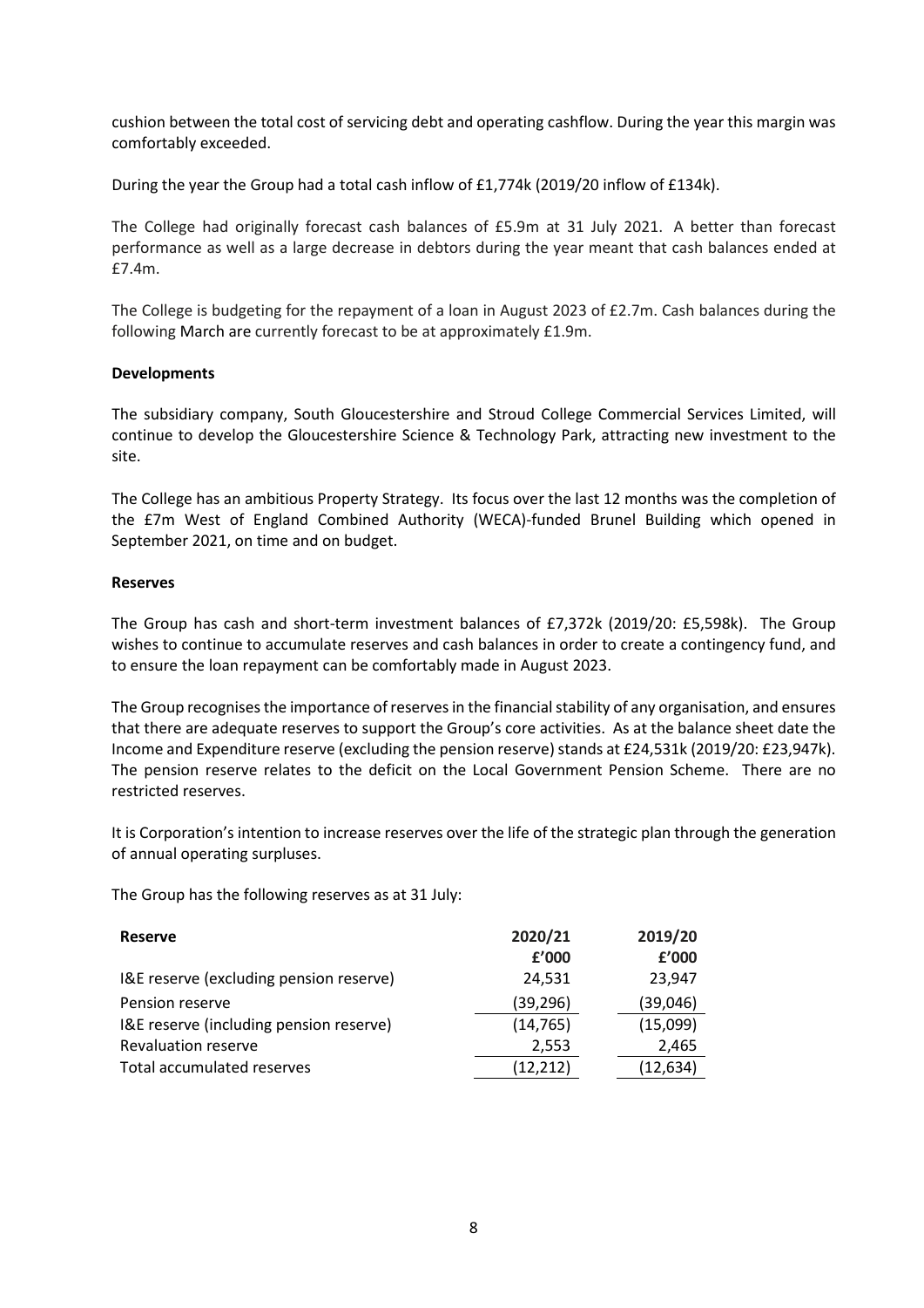cushion between the total cost of servicing debt and operating cashflow. During the year this margin was comfortably exceeded.

During the year the Group had a total cash inflow of £1,774k (2019/20 inflow of £134k).

The College had originally forecast cash balances of £5.9m at 31 July 2021. A better than forecast performance as well as a large decrease in debtors during the year meant that cash balances ended at £7.4m.

The College is budgeting for the repayment of a loan in August 2023 of £2.7m. Cash balances during the following March are currently forecast to be at approximately £1.9m.

**Developments**

The subsidiary company, South Gloucestershire and Stroud College Commercial Services Limited, will continue to develop the Gloucestershire Science & Technology Park, attracting new investment to the site.

The College has an ambitious Property Strategy. Its focus over the last 12 months was the completion of the £7m West of England Combined Authority (WECA)-funded Brunel Building which opened in September 2021, on time and on budget.

**Reserves**

The Group has cash and short-term investment balances of £7,372k (2019/20: £5,598k). The Group wishes to continue to accumulate reserves and cash balances in order to create a contingency fund, and to ensure the loan repayment can be comfortably made in August 2023.

The Group recognises the importance of reserves in the financial stability of any organisation, and ensures that there are adequate reserves to support the Group's core activities. As at the balance sheet date the Income and Expenditure reserve (excluding the pension reserve) stands at £24,531k (2019/20: £23,947k). The pension reserve relates to the deficit on the Local Government Pension Scheme. There are no restricted reserves.

It is Corporation's intention to increase reserves over the life of the strategic plan through the generation of annual operating surpluses.

The Group has the following reserves as at 31 July:

| Reserve | 2020/21 £'000 | 2019/20 £'000 |
|---|---|---|
| I&E reserve (excluding pension reserve) | 24,531 | 23,947 |
| Pension reserve | (39,296) | (39,046) |
| I&E reserve (including pension reserve) | (14,765) | (15,099) |
| Revaluation reserve | 2,553 | 2,465 |
| Total accumulated reserves | (12,212) | (12,634) |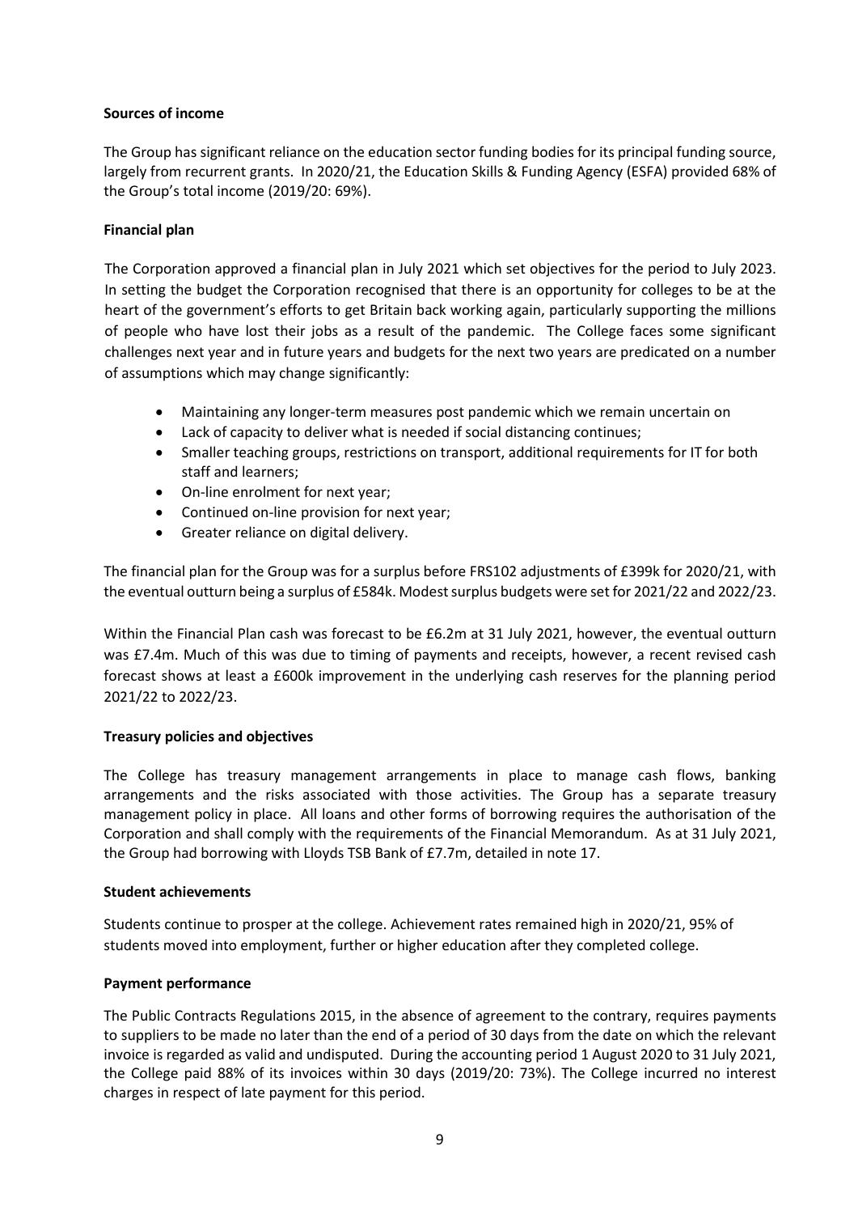**Sources of income**

The Group has significant reliance on the education sector funding bodies for its principal funding source, largely from recurrent grants. In 2020/21, the Education Skills & Funding Agency (ESFA) provided 68% of the Group's total income (2019/20: 69%).

**Financial plan**

The Corporation approved a financial plan in July 2021 which set objectives for the period to July 2023. In setting the budget the Corporation recognised that there is an opportunity for colleges to be at the heart of the government's efforts to get Britain back working again, particularly supporting the millions of people who have lost their jobs as a result of the pandemic. The College faces some significant challenges next year and in future years and budgets for the next two years are predicated on a number of assumptions which may change significantly:

- Maintaining any longer-term measures post pandemic which we remain uncertain on
- Lack of capacity to deliver what is needed if social distancing continues;
- Smaller teaching groups, restrictions on transport, additional requirements for IT for both staff and learners;
- On-line enrolment for next year;
- Continued on-line provision for next year;
- Greater reliance on digital delivery.

The financial plan for the Group was for a surplus before FRS102 adjustments of £399k for 2020/21, with the eventual outturn being a surplus of £584k. Modest surplus budgets were set for 2021/22 and 2022/23.

Within the Financial Plan cash was forecast to be £6.2m at 31 July 2021, however, the eventual outturn was £7.4m. Much of this was due to timing of payments and receipts, however, a recent revised cash forecast shows at least a £600k improvement in the underlying cash reserves for the planning period 2021/22 to 2022/23.

**Treasury policies and objectives**

The College has treasury management arrangements in place to manage cash flows, banking arrangements and the risks associated with those activities. The Group has a separate treasury management policy in place. All loans and other forms of borrowing requires the authorisation of the Corporation and shall comply with the requirements of the Financial Memorandum. As at 31 July 2021, the Group had borrowing with Lloyds TSB Bank of £7.7m, detailed in note 17.

**Student achievements**

Students continue to prosper at the college. Achievement rates remained high in 2020/21, 95% of students moved into employment, further or higher education after they completed college.

**Payment performance**

The Public Contracts Regulations 2015, in the absence of agreement to the contrary, requires payments to suppliers to be made no later than the end of a period of 30 days from the date on which the relevant invoice is regarded as valid and undisputed. During the accounting period 1 August 2020 to 31 July 2021, the College paid 88% of its invoices within 30 days (2019/20: 73%). The College incurred no interest charges in respect of late payment for this period.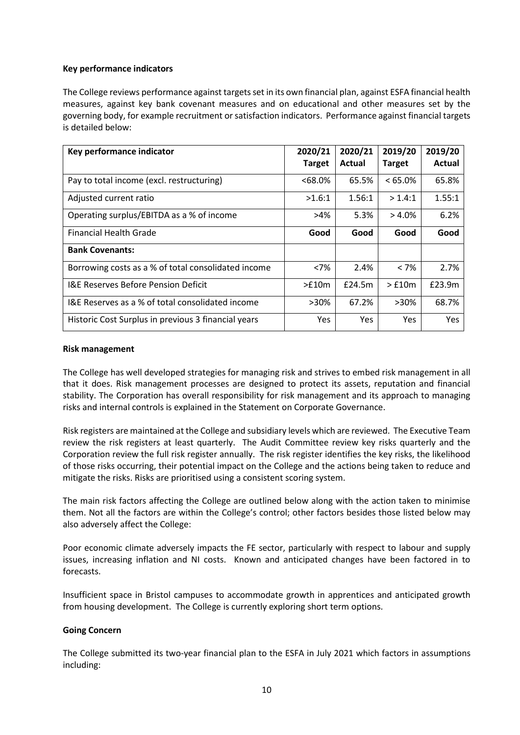**Key performance indicators**

The College reviews performance against targets set in its own financial plan, against ESFA financial health measures, against key bank covenant measures and on educational and other measures set by the governing body, for example recruitment or satisfaction indicators. Performance against financial targets is detailed below:

| Key performance indicator | 2020/21 Target | 2020/21 Actual | 2019/20 Target | 2019/20 Actual |
|---|---|---|---|---|
| Pay to total income (excl. restructuring) | <68.0% | 65.5% | < 65.0% | 65.8% |
| Adjusted current ratio | >1.6:1 | 1.56:1 | > 1.4:1 | 1.55:1 |
| Operating surplus/EBITDA as a % of income | >4% | 5.3% | > 4.0% | 6.2% |
| Financial Health Grade | **Good** | **Good** | **Good** | **Good** |
| **Bank Covenants:** | | | | |
| Borrowing costs as a % of total consolidated income | <7% | 2.4% | < 7% | 2.7% |
| I&E Reserves Before Pension Deficit | >£10m | £24.5m | > £10m | £23.9m |
| I&E Reserves as a % of total consolidated income | >30% | 67.2% | >30% | 68.7% |
| Historic Cost Surplus in previous 3 financial years | Yes | Yes | Yes | Yes |

**Risk management**

The College has well developed strategies for managing risk and strives to embed risk management in all that it does. Risk management processes are designed to protect its assets, reputation and financial stability. The Corporation has overall responsibility for risk management and its approach to managing risks and internal controls is explained in the Statement on Corporate Governance.

Risk registers are maintained at the College and subsidiary levels which are reviewed. The Executive Team review the risk registers at least quarterly. The Audit Committee review key risks quarterly and the Corporation review the full risk register annually. The risk register identifies the key risks, the likelihood of those risks occurring, their potential impact on the College and the actions being taken to reduce and mitigate the risks. Risks are prioritised using a consistent scoring system.

The main risk factors affecting the College are outlined below along with the action taken to minimise them. Not all the factors are within the College's control; other factors besides those listed below may also adversely affect the College:

Poor economic climate adversely impacts the FE sector, particularly with respect to labour and supply issues, increasing inflation and NI costs. Known and anticipated changes have been factored in to forecasts.

Insufficient space in Bristol campuses to accommodate growth in apprentices and anticipated growth from housing development. The College is currently exploring short term options.

**Going Concern**

The College submitted its two-year financial plan to the ESFA in July 2021 which factors in assumptions including: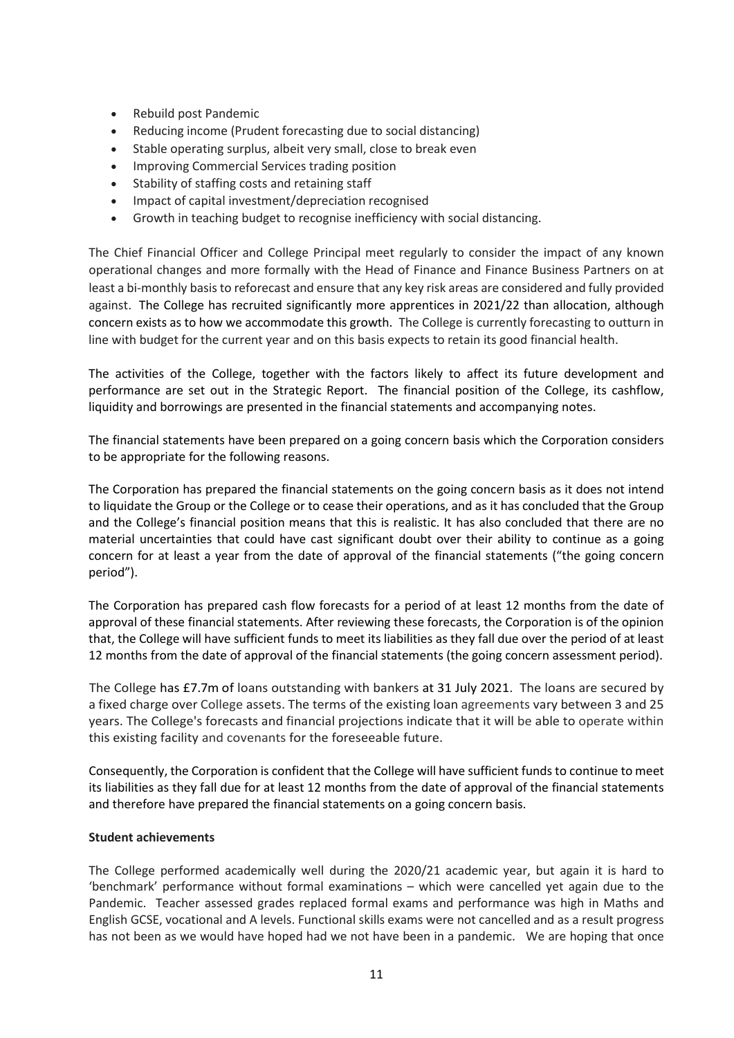- Rebuild post Pandemic
- Reducing income (Prudent forecasting due to social distancing)
- Stable operating surplus, albeit very small, close to break even
- Improving Commercial Services trading position
- Stability of staffing costs and retaining staff
- Impact of capital investment/depreciation recognised
- Growth in teaching budget to recognise inefficiency with social distancing.

The Chief Financial Officer and College Principal meet regularly to consider the impact of any known operational changes and more formally with the Head of Finance and Finance Business Partners on at least a bi-monthly basis to reforecast and ensure that any key risk areas are considered and fully provided against. The College has recruited significantly more apprentices in 2021/22 than allocation, although concern exists as to how we accommodate this growth. The College is currently forecasting to outturn in line with budget for the current year and on this basis expects to retain its good financial health.

The activities of the College, together with the factors likely to affect its future development and performance are set out in the Strategic Report. The financial position of the College, its cashflow, liquidity and borrowings are presented in the financial statements and accompanying notes.

The financial statements have been prepared on a going concern basis which the Corporation considers to be appropriate for the following reasons.

The Corporation has prepared the financial statements on the going concern basis as it does not intend to liquidate the Group or the College or to cease their operations, and as it has concluded that the Group and the College's financial position means that this is realistic. It has also concluded that there are no material uncertainties that could have cast significant doubt over their ability to continue as a going concern for at least a year from the date of approval of the financial statements ("the going concern period").

The Corporation has prepared cash flow forecasts for a period of at least 12 months from the date of approval of these financial statements. After reviewing these forecasts, the Corporation is of the opinion that, the College will have sufficient funds to meet its liabilities as they fall due over the period of at least 12 months from the date of approval of the financial statements (the going concern assessment period).

The College has £7.7m of loans outstanding with bankers at 31 July 2021. The loans are secured by a fixed charge over College assets. The terms of the existing loan agreements vary between 3 and 25 years. The College's forecasts and financial projections indicate that it will be able to operate within this existing facility and covenants for the foreseeable future.

Consequently, the Corporation is confident that the College will have sufficient funds to continue to meet its liabilities as they fall due for at least 12 months from the date of approval of the financial statements and therefore have prepared the financial statements on a going concern basis.

**Student achievements**

The College performed academically well during the 2020/21 academic year, but again it is hard to 'benchmark' performance without formal examinations – which were cancelled yet again due to the Pandemic. Teacher assessed grades replaced formal exams and performance was high in Maths and English GCSE, vocational and A levels. Functional skills exams were not cancelled and as a result progress has not been as we would have hoped had we not have been in a pandemic. We are hoping that once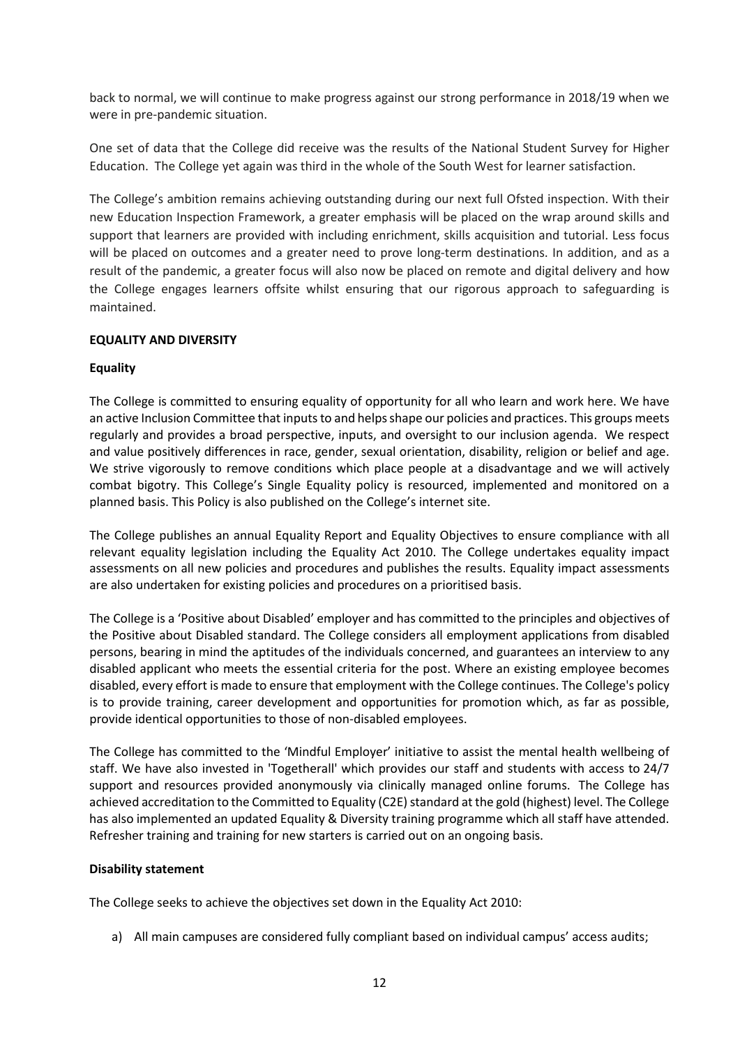back to normal, we will continue to make progress against our strong performance in 2018/19 when we were in pre-pandemic situation.

One set of data that the College did receive was the results of the National Student Survey for Higher Education. The College yet again was third in the whole of the South West for learner satisfaction.

The College's ambition remains achieving outstanding during our next full Ofsted inspection. With their new Education Inspection Framework, a greater emphasis will be placed on the wrap around skills and support that learners are provided with including enrichment, skills acquisition and tutorial. Less focus will be placed on outcomes and a greater need to prove long-term destinations. In addition, and as a result of the pandemic, a greater focus will also now be placed on remote and digital delivery and how the College engages learners offsite whilst ensuring that our rigorous approach to safeguarding is maintained.

## EQUALITY AND DIVERSITY

### Equality

The College is committed to ensuring equality of opportunity for all who learn and work here. We have an active Inclusion Committee that inputs to and helps shape our policies and practices. This groups meets regularly and provides a broad perspective, inputs, and oversight to our inclusion agenda. We respect and value positively differences in race, gender, sexual orientation, disability, religion or belief and age. We strive vigorously to remove conditions which place people at a disadvantage and we will actively combat bigotry. This College's Single Equality policy is resourced, implemented and monitored on a planned basis. This Policy is also published on the College's internet site.

The College publishes an annual Equality Report and Equality Objectives to ensure compliance with all relevant equality legislation including the Equality Act 2010. The College undertakes equality impact assessments on all new policies and procedures and publishes the results. Equality impact assessments are also undertaken for existing policies and procedures on a prioritised basis.

The College is a 'Positive about Disabled' employer and has committed to the principles and objectives of the Positive about Disabled standard. The College considers all employment applications from disabled persons, bearing in mind the aptitudes of the individuals concerned, and guarantees an interview to any disabled applicant who meets the essential criteria for the post. Where an existing employee becomes disabled, every effort is made to ensure that employment with the College continues. The College's policy is to provide training, career development and opportunities for promotion which, as far as possible, provide identical opportunities to those of non-disabled employees.

The College has committed to the 'Mindful Employer' initiative to assist the mental health wellbeing of staff. We have also invested in 'Togetherall' which provides our staff and students with access to 24/7 support and resources provided anonymously via clinically managed online forums. The College has achieved accreditation to the Committed to Equality (C2E) standard at the gold (highest) level. The College has also implemented an updated Equality & Diversity training programme which all staff have attended. Refresher training and training for new starters is carried out on an ongoing basis.

### Disability statement

The College seeks to achieve the objectives set down in the Equality Act 2010:

a) All main campuses are considered fully compliant based on individual campus' access audits;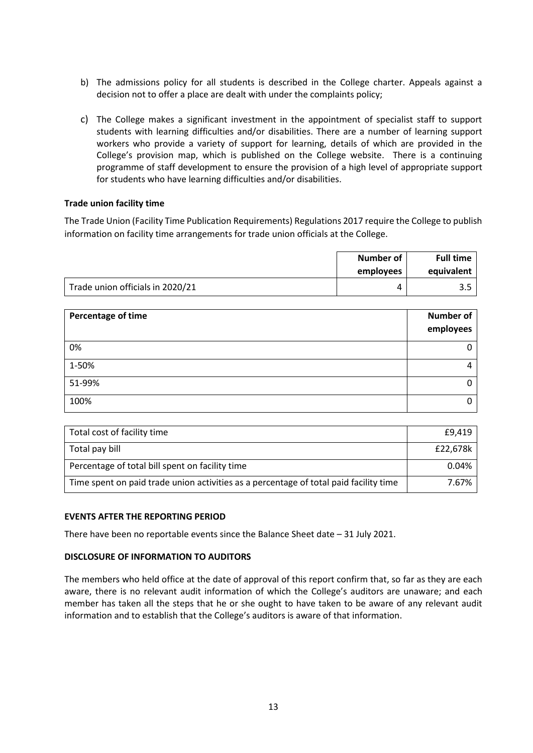b) The admissions policy for all students is described in the College charter. Appeals against a decision not to offer a place are dealt with under the complaints policy;

c) The College makes a significant investment in the appointment of specialist staff to support students with learning difficulties and/or disabilities. There are a number of learning support workers who provide a variety of support for learning, details of which are provided in the College's provision map, which is published on the College website. There is a continuing programme of staff development to ensure the provision of a high level of appropriate support for students who have learning difficulties and/or disabilities.

**Trade union facility time**

The Trade Union (Facility Time Publication Requirements) Regulations 2017 require the College to publish information on facility time arrangements for trade union officials at the College.

| | Number of employees | Full time equivalent |
|---|---|---|
| Trade union officials in 2020/21 | 4 | 3.5 |

| Percentage of time | Number of employees |
|---|---|
| 0% | 0 |
| 1-50% | 4 |
| 51-99% | 0 |
| 100% | 0 |

| | |
|---|---|
| Total cost of facility time | £9,419 |
| Total pay bill | £22,678k |
| Percentage of total bill spent on facility time | 0.04% |
| Time spent on paid trade union activities as a percentage of total paid facility time | 7.67% |

**EVENTS AFTER THE REPORTING PERIOD**

There have been no reportable events since the Balance Sheet date – 31 July 2021.

**DISCLOSURE OF INFORMATION TO AUDITORS**

The members who held office at the date of approval of this report confirm that, so far as they are each aware, there is no relevant audit information of which the College's auditors are unaware; and each member has taken all the steps that he or she ought to have taken to be aware of any relevant audit information and to establish that the College's auditors is aware of that information.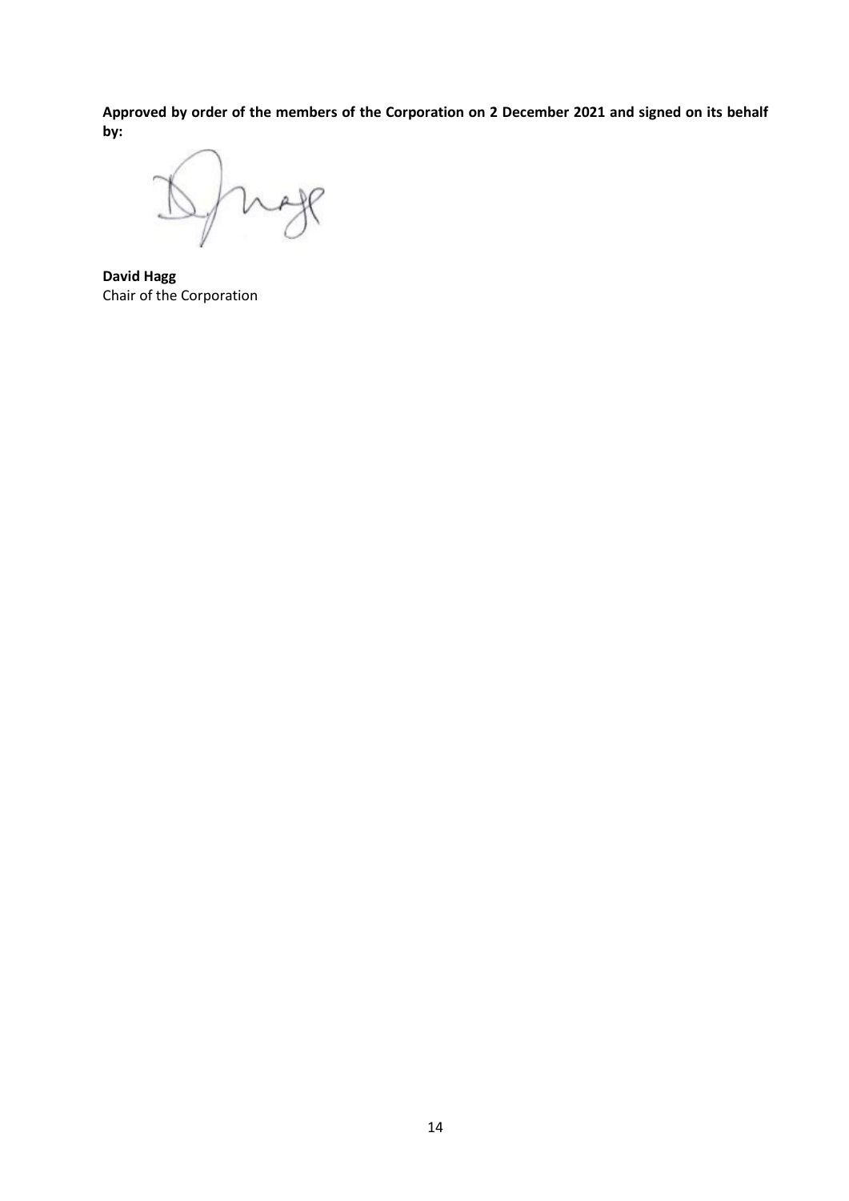**Approved by order of the members of the Corporation on 2 December 2021 and signed on its behalf by:**

**David Hagg**
Chair of the Corporation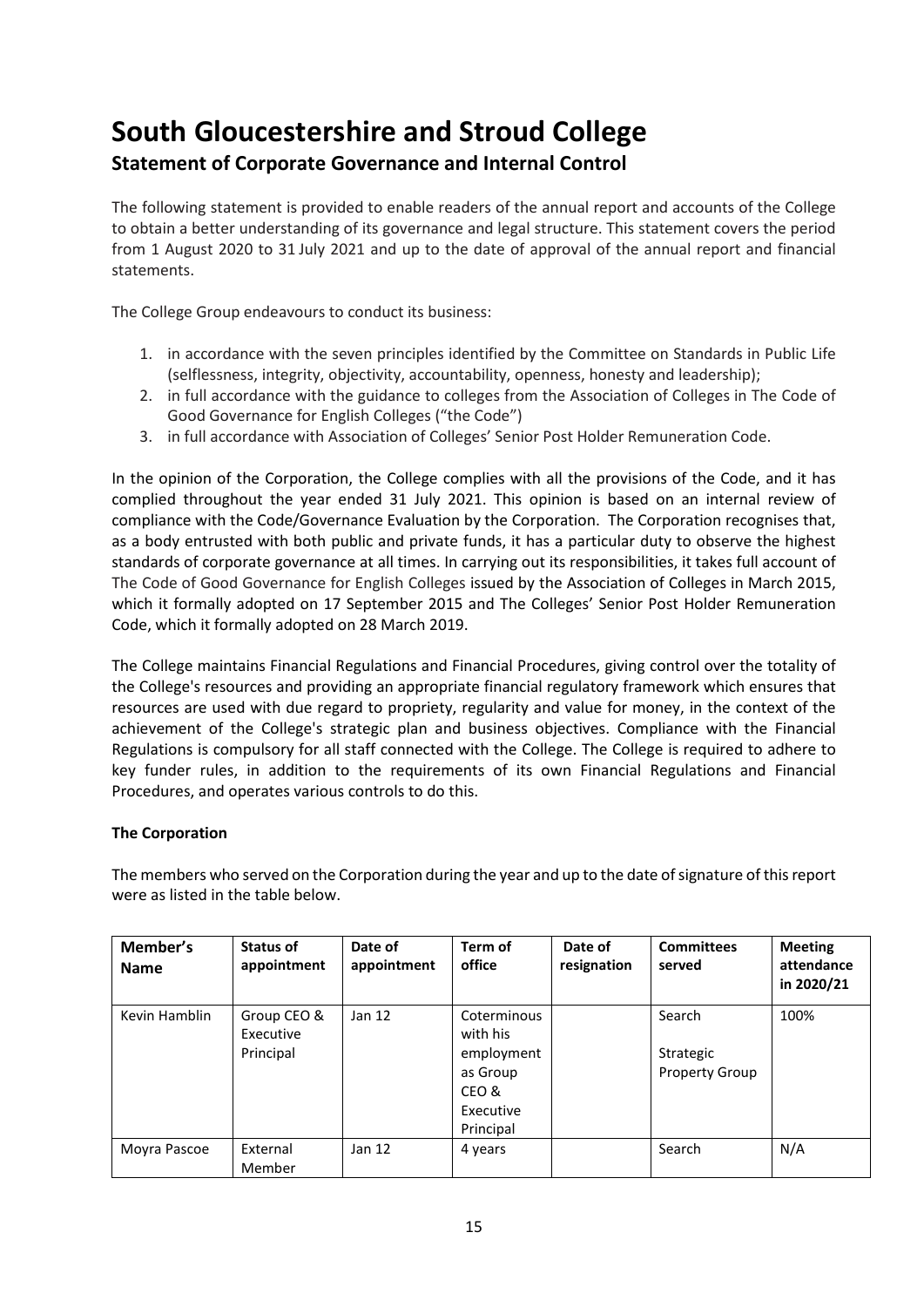# South Gloucestershire and Stroud College

## Statement of Corporate Governance and Internal Control

The following statement is provided to enable readers of the annual report and accounts of the College to obtain a better understanding of its governance and legal structure. This statement covers the period from 1 August 2020 to 31 July 2021 and up to the date of approval of the annual report and financial statements.

The College Group endeavours to conduct its business:

1. in accordance with the seven principles identified by the Committee on Standards in Public Life (selflessness, integrity, objectivity, accountability, openness, honesty and leadership);
2. in full accordance with the guidance to colleges from the Association of Colleges in The Code of Good Governance for English Colleges ("the Code")
3. in full accordance with Association of Colleges' Senior Post Holder Remuneration Code.

In the opinion of the Corporation, the College complies with all the provisions of the Code, and it has complied throughout the year ended 31 July 2021. This opinion is based on an internal review of compliance with the Code/Governance Evaluation by the Corporation. The Corporation recognises that, as a body entrusted with both public and private funds, it has a particular duty to observe the highest standards of corporate governance at all times. In carrying out its responsibilities, it takes full account of The Code of Good Governance for English Colleges issued by the Association of Colleges in March 2015, which it formally adopted on 17 September 2015 and The Colleges' Senior Post Holder Remuneration Code, which it formally adopted on 28 March 2019.

The College maintains Financial Regulations and Financial Procedures, giving control over the totality of the College's resources and providing an appropriate financial regulatory framework which ensures that resources are used with due regard to propriety, regularity and value for money, in the context of the achievement of the College's strategic plan and business objectives. Compliance with the Financial Regulations is compulsory for all staff connected with the College. The College is required to adhere to key funder rules, in addition to the requirements of its own Financial Regulations and Financial Procedures, and operates various controls to do this.

**The Corporation**

The members who served on the Corporation during the year and up to the date of signature of this report were as listed in the table below.

| Member's Name | Status of appointment | Date of appointment | Term of office | Date of resignation | Committees served | Meeting attendance in 2020/21 |
|---|---|---|---|---|---|---|
| Kevin Hamblin | Group CEO & Executive Principal | Jan 12 | Coterminous with his employment as Group CEO & Executive Principal | | Search<br><br>Strategic Property Group | 100% |
| Moyra Pascoe | External Member | Jan 12 | 4 years | | Search | N/A |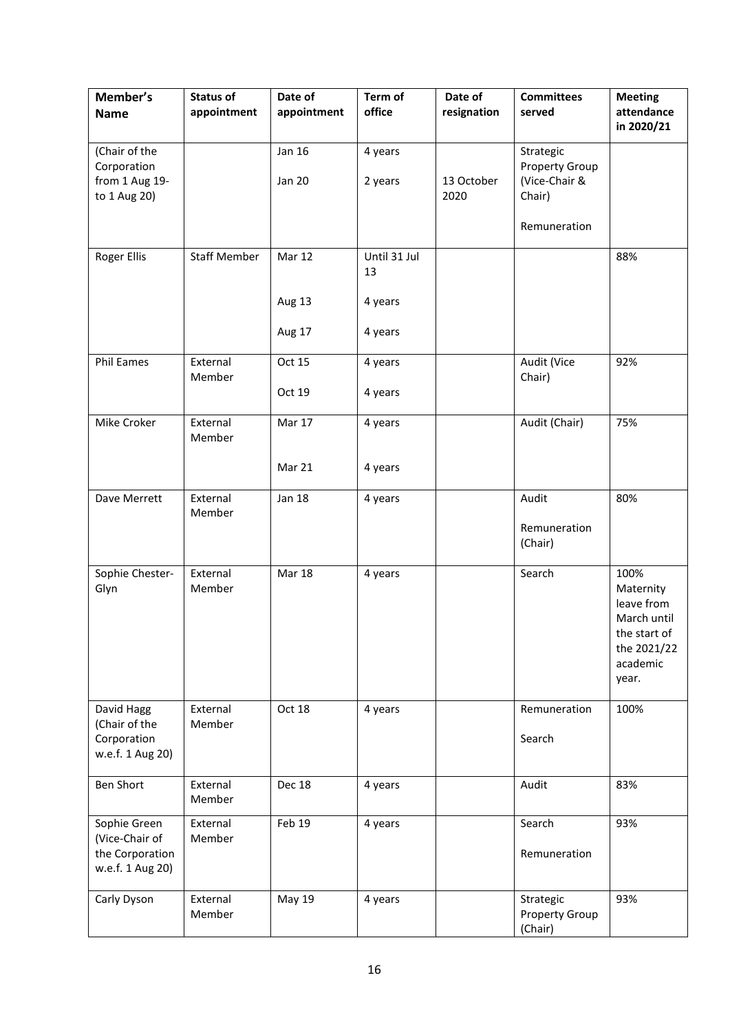| Member's Name | Status of appointment | Date of appointment | Term of office | Date of resignation | Committees served | Meeting attendance in 2020/21 |
|---|---|---|---|---|---|---|
| (Chair of the Corporation from 1 Aug 19- to 1 Aug 20) | | Jan 16<br><br>Jan 20 | 4 years<br><br>2 years | <br><br>13 October 2020 | Strategic Property Group (Vice-Chair & Chair)<br><br>Remuneration | |
| Roger Ellis | Staff Member | Mar 12<br><br>Aug 13<br><br>Aug 17 | Until 31 Jul 13<br><br>4 years<br><br>4 years | | | 88% |
| Phil Eames | External Member | Oct 15<br><br>Oct 19 | 4 years<br><br>4 years | | Audit (Vice Chair) | 92% |
| Mike Croker | External Member | Mar 17<br><br>Mar 21 | 4 years<br><br>4 years | | Audit (Chair) | 75% |
| Dave Merrett | External Member | Jan 18 | 4 years | | Audit<br><br>Remuneration (Chair) | 80% |
| Sophie Chester-Glyn | External Member | Mar 18 | 4 years | | Search | 100% Maternity leave from March until the start of the 2021/22 academic year. |
| David Hagg (Chair of the Corporation w.e.f. 1 Aug 20) | External Member | Oct 18 | 4 years | | Remuneration<br><br>Search | 100% |
| Ben Short | External Member | Dec 18 | 4 years | | Audit | 83% |
| Sophie Green (Vice-Chair of the Corporation w.e.f. 1 Aug 20) | External Member | Feb 19 | 4 years | | Search<br><br>Remuneration | 93% |
| Carly Dyson | External Member | May 19 | 4 years | | Strategic Property Group (Chair) | 93% |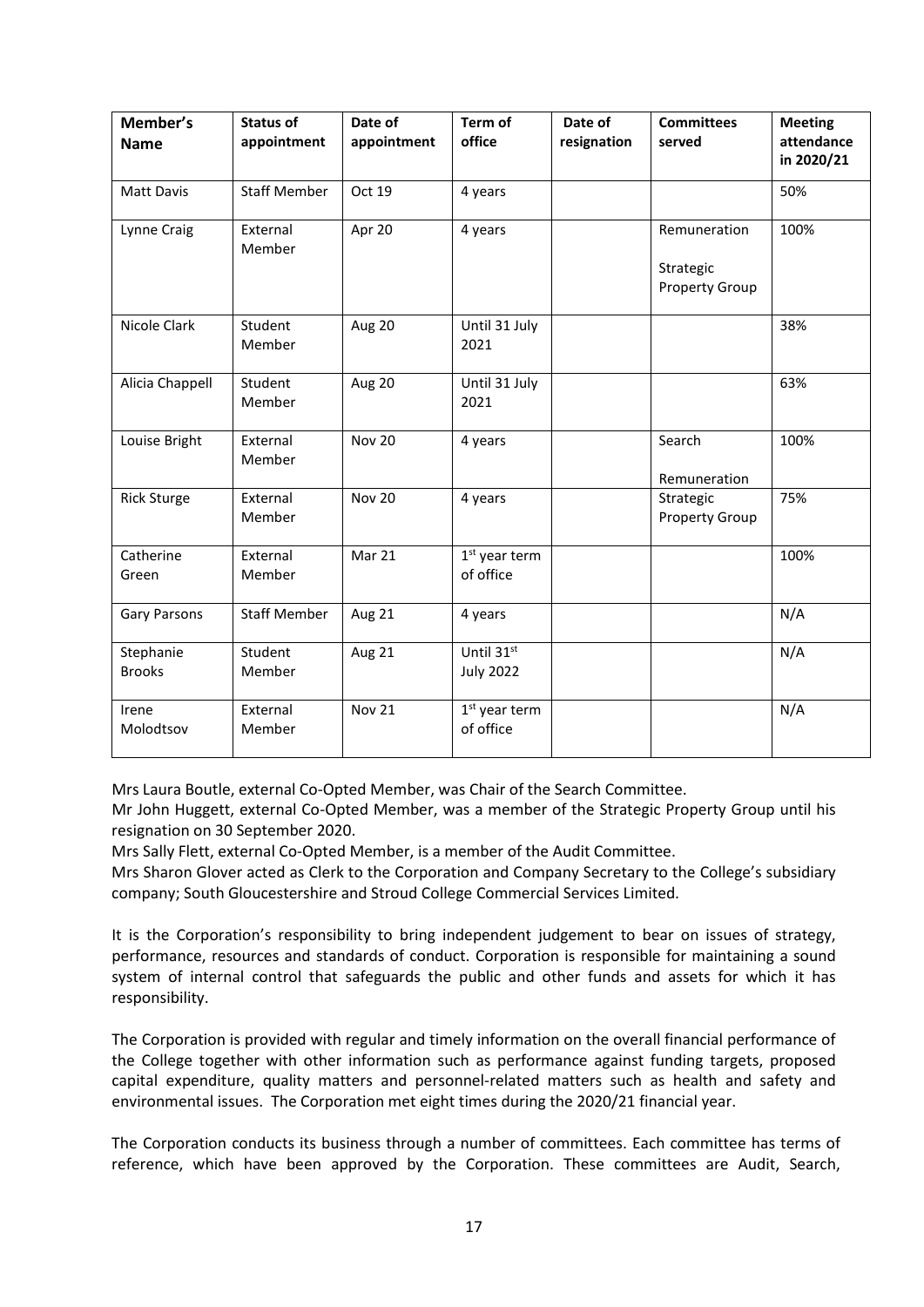| Member's Name | Status of appointment | Date of appointment | Term of office | Date of resignation | Committees served | Meeting attendance in 2020/21 |
|---|---|---|---|---|---|---|
| Matt Davis | Staff Member | Oct 19 | 4 years | | | 50% |
| Lynne Craig | External Member | Apr 20 | 4 years | | Remuneration<br><br>Strategic Property Group | 100% |
| Nicole Clark | Student Member | Aug 20 | Until 31 July 2021 | | | 38% |
| Alicia Chappell | Student Member | Aug 20 | Until 31 July 2021 | | | 63% |
| Louise Bright | External Member | Nov 20 | 4 years | | Search<br><br>Remuneration | 100% |
| Rick Sturge | External Member | Nov 20 | 4 years | | Strategic Property Group | 75% |
| Catherine Green | External Member | Mar 21 | 1st year term of office | | | 100% |
| Gary Parsons | Staff Member | Aug 21 | 4 years | | | N/A |
| Stephanie Brooks | Student Member | Aug 21 | Until 31st July 2022 | | | N/A |
| Irene Molodtsov | External Member | Nov 21 | 1st year term of office | | | N/A |

Mrs Laura Boutle, external Co-Opted Member, was Chair of the Search Committee.
Mr John Huggett, external Co-Opted Member, was a member of the Strategic Property Group until his resignation on 30 September 2020.
Mrs Sally Flett, external Co-Opted Member, is a member of the Audit Committee.
Mrs Sharon Glover acted as Clerk to the Corporation and Company Secretary to the College's subsidiary company; South Gloucestershire and Stroud College Commercial Services Limited.

It is the Corporation's responsibility to bring independent judgement to bear on issues of strategy, performance, resources and standards of conduct. Corporation is responsible for maintaining a sound system of internal control that safeguards the public and other funds and assets for which it has responsibility.

The Corporation is provided with regular and timely information on the overall financial performance of the College together with other information such as performance against funding targets, proposed capital expenditure, quality matters and personnel-related matters such as health and safety and environmental issues. The Corporation met eight times during the 2020/21 financial year.

The Corporation conducts its business through a number of committees. Each committee has terms of reference, which have been approved by the Corporation. These committees are Audit, Search,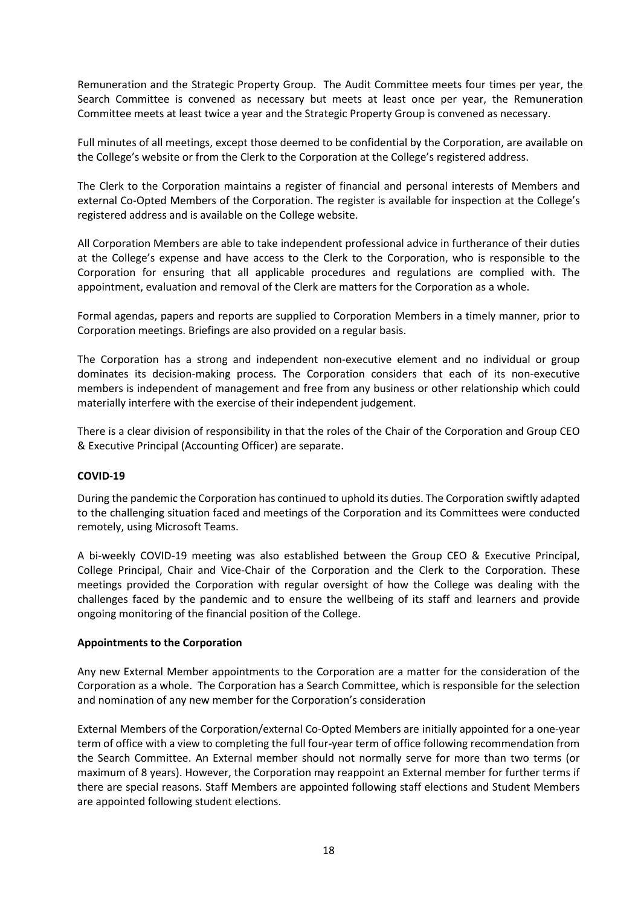Remuneration and the Strategic Property Group. The Audit Committee meets four times per year, the Search Committee is convened as necessary but meets at least once per year, the Remuneration Committee meets at least twice a year and the Strategic Property Group is convened as necessary.

Full minutes of all meetings, except those deemed to be confidential by the Corporation, are available on the College's website or from the Clerk to the Corporation at the College's registered address.

The Clerk to the Corporation maintains a register of financial and personal interests of Members and external Co-Opted Members of the Corporation. The register is available for inspection at the College's registered address and is available on the College website.

All Corporation Members are able to take independent professional advice in furtherance of their duties at the College's expense and have access to the Clerk to the Corporation, who is responsible to the Corporation for ensuring that all applicable procedures and regulations are complied with. The appointment, evaluation and removal of the Clerk are matters for the Corporation as a whole.

Formal agendas, papers and reports are supplied to Corporation Members in a timely manner, prior to Corporation meetings. Briefings are also provided on a regular basis.

The Corporation has a strong and independent non-executive element and no individual or group dominates its decision-making process. The Corporation considers that each of its non-executive members is independent of management and free from any business or other relationship which could materially interfere with the exercise of their independent judgement.

There is a clear division of responsibility in that the roles of the Chair of the Corporation and Group CEO & Executive Principal (Accounting Officer) are separate.

**COVID-19**

During the pandemic the Corporation has continued to uphold its duties. The Corporation swiftly adapted to the challenging situation faced and meetings of the Corporation and its Committees were conducted remotely, using Microsoft Teams.

A bi-weekly COVID-19 meeting was also established between the Group CEO & Executive Principal, College Principal, Chair and Vice-Chair of the Corporation and the Clerk to the Corporation. These meetings provided the Corporation with regular oversight of how the College was dealing with the challenges faced by the pandemic and to ensure the wellbeing of its staff and learners and provide ongoing monitoring of the financial position of the College.

**Appointments to the Corporation**

Any new External Member appointments to the Corporation are a matter for the consideration of the Corporation as a whole. The Corporation has a Search Committee, which is responsible for the selection and nomination of any new member for the Corporation's consideration

External Members of the Corporation/external Co-Opted Members are initially appointed for a one-year term of office with a view to completing the full four-year term of office following recommendation from the Search Committee. An External member should not normally serve for more than two terms (or maximum of 8 years). However, the Corporation may reappoint an External member for further terms if there are special reasons. Staff Members are appointed following staff elections and Student Members are appointed following student elections.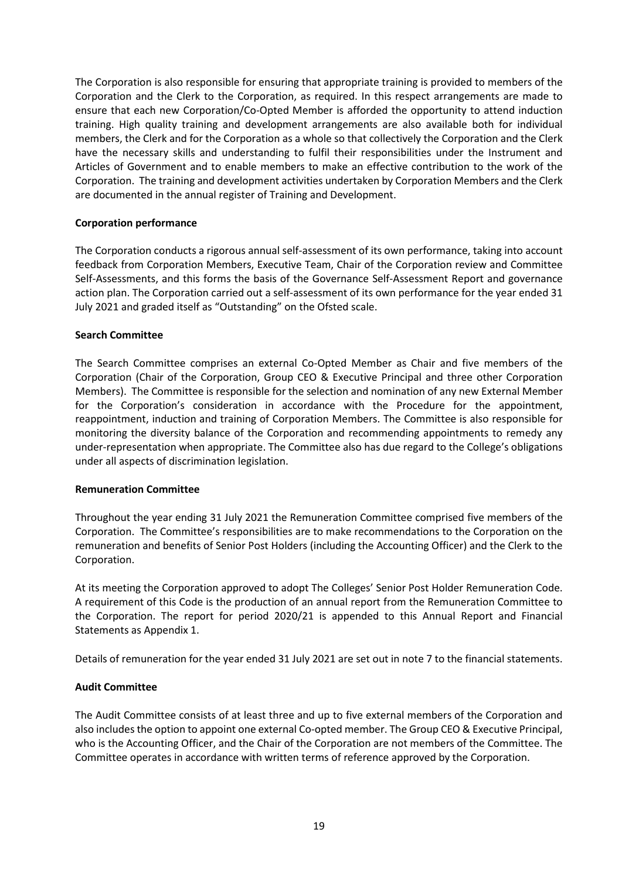The Corporation is also responsible for ensuring that appropriate training is provided to members of the Corporation and the Clerk to the Corporation, as required. In this respect arrangements are made to ensure that each new Corporation/Co-Opted Member is afforded the opportunity to attend induction training. High quality training and development arrangements are also available both for individual members, the Clerk and for the Corporation as a whole so that collectively the Corporation and the Clerk have the necessary skills and understanding to fulfil their responsibilities under the Instrument and Articles of Government and to enable members to make an effective contribution to the work of the Corporation. The training and development activities undertaken by Corporation Members and the Clerk are documented in the annual register of Training and Development.

**Corporation performance**

The Corporation conducts a rigorous annual self-assessment of its own performance, taking into account feedback from Corporation Members, Executive Team, Chair of the Corporation review and Committee Self-Assessments, and this forms the basis of the Governance Self-Assessment Report and governance action plan. The Corporation carried out a self-assessment of its own performance for the year ended 31 July 2021 and graded itself as "Outstanding" on the Ofsted scale.

**Search Committee**

The Search Committee comprises an external Co-Opted Member as Chair and five members of the Corporation (Chair of the Corporation, Group CEO & Executive Principal and three other Corporation Members). The Committee is responsible for the selection and nomination of any new External Member for the Corporation's consideration in accordance with the Procedure for the appointment, reappointment, induction and training of Corporation Members. The Committee is also responsible for monitoring the diversity balance of the Corporation and recommending appointments to remedy any under-representation when appropriate. The Committee also has due regard to the College's obligations under all aspects of discrimination legislation.

**Remuneration Committee**

Throughout the year ending 31 July 2021 the Remuneration Committee comprised five members of the Corporation. The Committee's responsibilities are to make recommendations to the Corporation on the remuneration and benefits of Senior Post Holders (including the Accounting Officer) and the Clerk to the Corporation.

At its meeting the Corporation approved to adopt The Colleges' Senior Post Holder Remuneration Code. A requirement of this Code is the production of an annual report from the Remuneration Committee to the Corporation. The report for period 2020/21 is appended to this Annual Report and Financial Statements as Appendix 1.

Details of remuneration for the year ended 31 July 2021 are set out in note 7 to the financial statements.

**Audit Committee**

The Audit Committee consists of at least three and up to five external members of the Corporation and also includes the option to appoint one external Co-opted member. The Group CEO & Executive Principal, who is the Accounting Officer, and the Chair of the Corporation are not members of the Committee. The Committee operates in accordance with written terms of reference approved by the Corporation.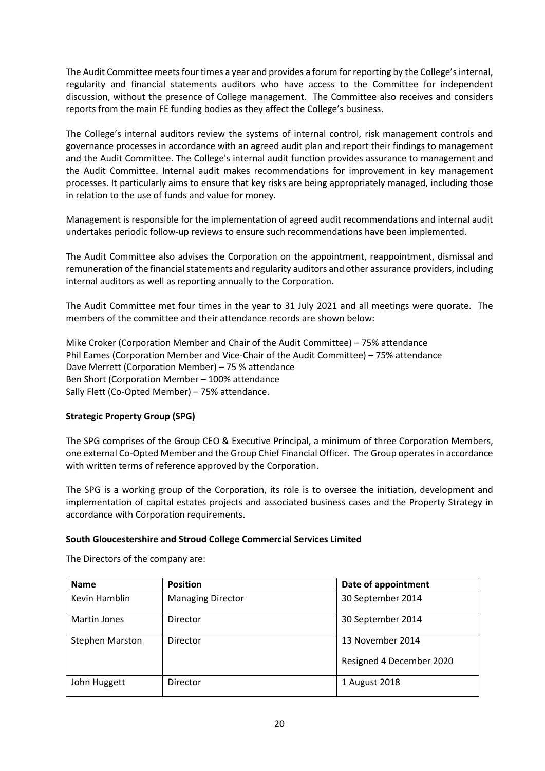The Audit Committee meets four times a year and provides a forum for reporting by the College's internal, regularity and financial statements auditors who have access to the Committee for independent discussion, without the presence of College management. The Committee also receives and considers reports from the main FE funding bodies as they affect the College's business.

The College's internal auditors review the systems of internal control, risk management controls and governance processes in accordance with an agreed audit plan and report their findings to management and the Audit Committee. The College's internal audit function provides assurance to management and the Audit Committee. Internal audit makes recommendations for improvement in key management processes. It particularly aims to ensure that key risks are being appropriately managed, including those in relation to the use of funds and value for money.

Management is responsible for the implementation of agreed audit recommendations and internal audit undertakes periodic follow-up reviews to ensure such recommendations have been implemented.

The Audit Committee also advises the Corporation on the appointment, reappointment, dismissal and remuneration of the financial statements and regularity auditors and other assurance providers, including internal auditors as well as reporting annually to the Corporation.

The Audit Committee met four times in the year to 31 July 2021 and all meetings were quorate. The members of the committee and their attendance records are shown below:

Mike Croker (Corporation Member and Chair of the Audit Committee) – 75% attendance
Phil Eames (Corporation Member and Vice-Chair of the Audit Committee) – 75% attendance
Dave Merrett (Corporation Member) – 75 % attendance
Ben Short (Corporation Member – 100% attendance
Sally Flett (Co-Opted Member) – 75% attendance.

**Strategic Property Group (SPG)**

The SPG comprises of the Group CEO & Executive Principal, a minimum of three Corporation Members, one external Co-Opted Member and the Group Chief Financial Officer. The Group operates in accordance with written terms of reference approved by the Corporation.

The SPG is a working group of the Corporation, its role is to oversee the initiation, development and implementation of capital estates projects and associated business cases and the Property Strategy in accordance with Corporation requirements.

**South Gloucestershire and Stroud College Commercial Services Limited**

The Directors of the company are:

| Name | Position | Date of appointment |
|---|---|---|
| Kevin Hamblin | Managing Director | 30 September 2014 |
| Martin Jones | Director | 30 September 2014 |
| Stephen Marston | Director | 13 November 2014<br>Resigned 4 December 2020 |
| John Huggett | Director | 1 August 2018 |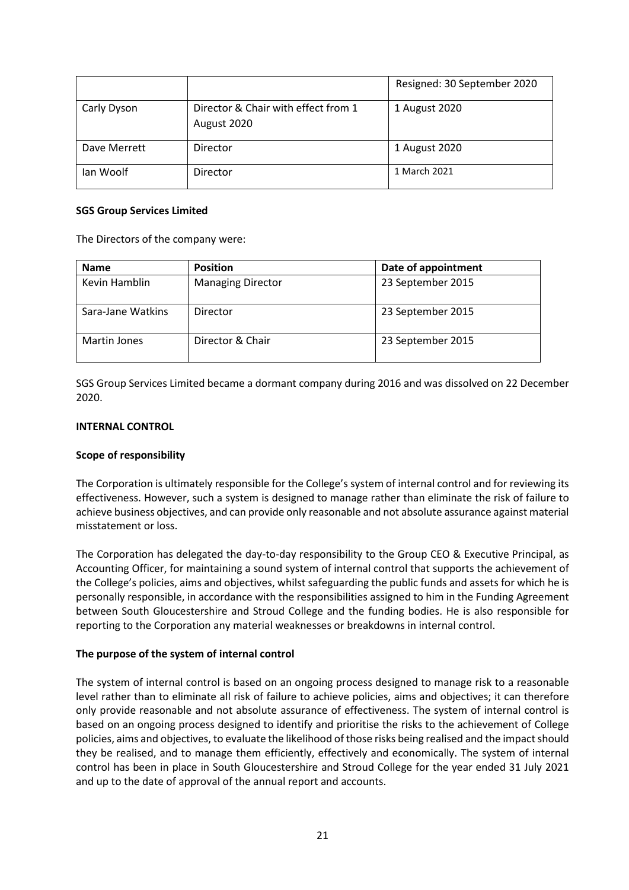| | | Resigned: 30 September 2020 |
|---|---|---|
| Carly Dyson | Director & Chair with effect from 1 August 2020 | 1 August 2020 |
| Dave Merrett | Director | 1 August 2020 |
| Ian Woolf | Director | 1 March 2021 |

**SGS Group Services Limited**

The Directors of the company were:

| Name | Position | Date of appointment |
|---|---|---|
| Kevin Hamblin | Managing Director | 23 September 2015 |
| Sara-Jane Watkins | Director | 23 September 2015 |
| Martin Jones | Director & Chair | 23 September 2015 |

SGS Group Services Limited became a dormant company during 2016 and was dissolved on 22 December 2020.

**INTERNAL CONTROL**

**Scope of responsibility**

The Corporation is ultimately responsible for the College's system of internal control and for reviewing its effectiveness. However, such a system is designed to manage rather than eliminate the risk of failure to achieve business objectives, and can provide only reasonable and not absolute assurance against material misstatement or loss.

The Corporation has delegated the day-to-day responsibility to the Group CEO & Executive Principal, as Accounting Officer, for maintaining a sound system of internal control that supports the achievement of the College's policies, aims and objectives, whilst safeguarding the public funds and assets for which he is personally responsible, in accordance with the responsibilities assigned to him in the Funding Agreement between South Gloucestershire and Stroud College and the funding bodies. He is also responsible for reporting to the Corporation any material weaknesses or breakdowns in internal control.

**The purpose of the system of internal control**

The system of internal control is based on an ongoing process designed to manage risk to a reasonable level rather than to eliminate all risk of failure to achieve policies, aims and objectives; it can therefore only provide reasonable and not absolute assurance of effectiveness. The system of internal control is based on an ongoing process designed to identify and prioritise the risks to the achievement of College policies, aims and objectives, to evaluate the likelihood of those risks being realised and the impact should they be realised, and to manage them efficiently, effectively and economically. The system of internal control has been in place in South Gloucestershire and Stroud College for the year ended 31 July 2021 and up to the date of approval of the annual report and accounts.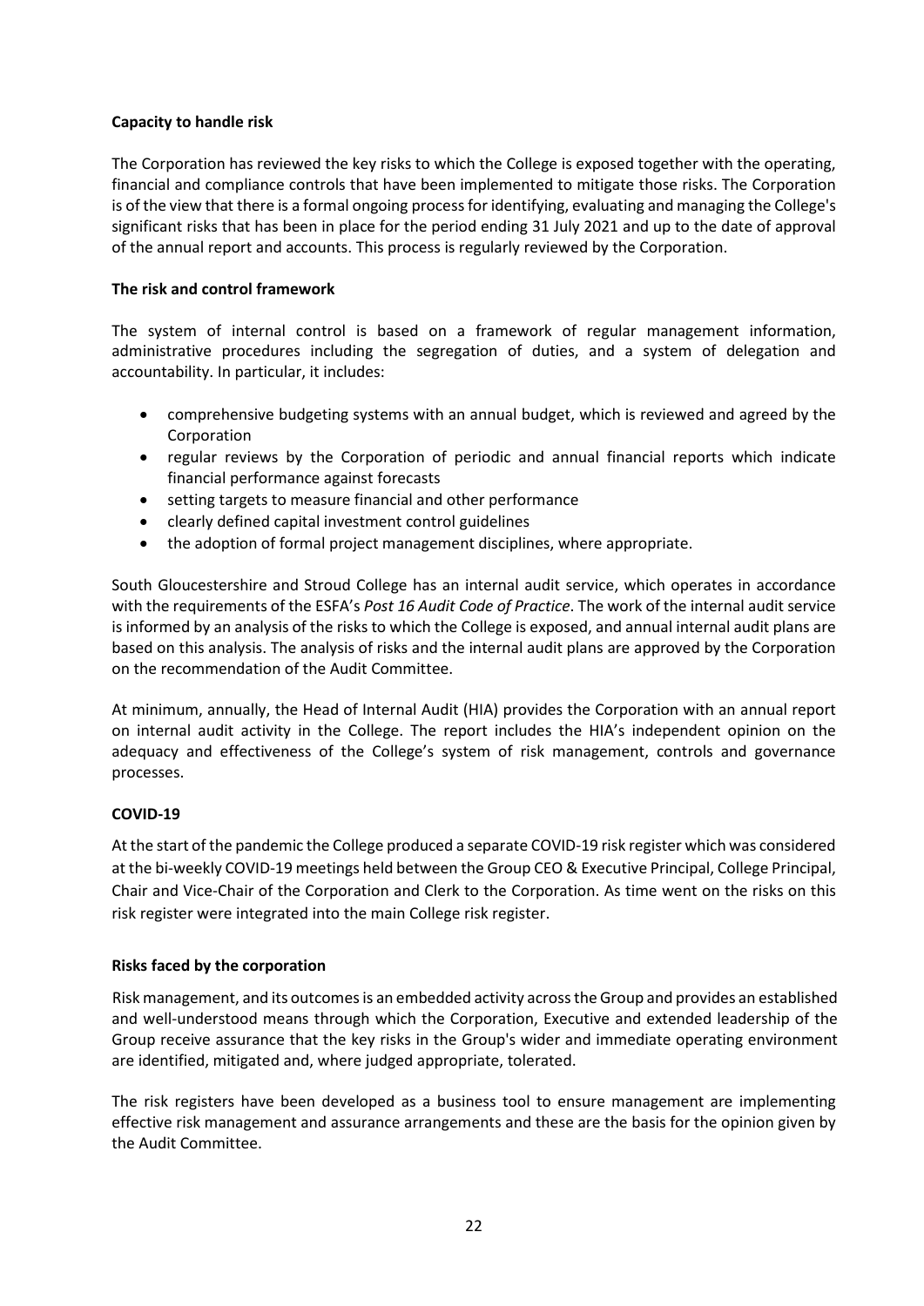### Capacity to handle risk

The Corporation has reviewed the key risks to which the College is exposed together with the operating, financial and compliance controls that have been implemented to mitigate those risks. The Corporation is of the view that there is a formal ongoing process for identifying, evaluating and managing the College's significant risks that has been in place for the period ending 31 July 2021 and up to the date of approval of the annual report and accounts. This process is regularly reviewed by the Corporation.

### The risk and control framework

The system of internal control is based on a framework of regular management information, administrative procedures including the segregation of duties, and a system of delegation and accountability. In particular, it includes:

- comprehensive budgeting systems with an annual budget, which is reviewed and agreed by the Corporation
- regular reviews by the Corporation of periodic and annual financial reports which indicate financial performance against forecasts
- setting targets to measure financial and other performance
- clearly defined capital investment control guidelines
- the adoption of formal project management disciplines, where appropriate.

South Gloucestershire and Stroud College has an internal audit service, which operates in accordance with the requirements of the ESFA's *Post 16 Audit Code of Practice*. The work of the internal audit service is informed by an analysis of the risks to which the College is exposed, and annual internal audit plans are based on this analysis. The analysis of risks and the internal audit plans are approved by the Corporation on the recommendation of the Audit Committee.

At minimum, annually, the Head of Internal Audit (HIA) provides the Corporation with an annual report on internal audit activity in the College. The report includes the HIA's independent opinion on the adequacy and effectiveness of the College's system of risk management, controls and governance processes.

### COVID-19

At the start of the pandemic the College produced a separate COVID-19 risk register which was considered at the bi-weekly COVID-19 meetings held between the Group CEO & Executive Principal, College Principal, Chair and Vice-Chair of the Corporation and Clerk to the Corporation. As time went on the risks on this risk register were integrated into the main College risk register.

### Risks faced by the corporation

Risk management, and its outcomes is an embedded activity across the Group and provides an established and well-understood means through which the Corporation, Executive and extended leadership of the Group receive assurance that the key risks in the Group's wider and immediate operating environment are identified, mitigated and, where judged appropriate, tolerated.

The risk registers have been developed as a business tool to ensure management are implementing effective risk management and assurance arrangements and these are the basis for the opinion given by the Audit Committee.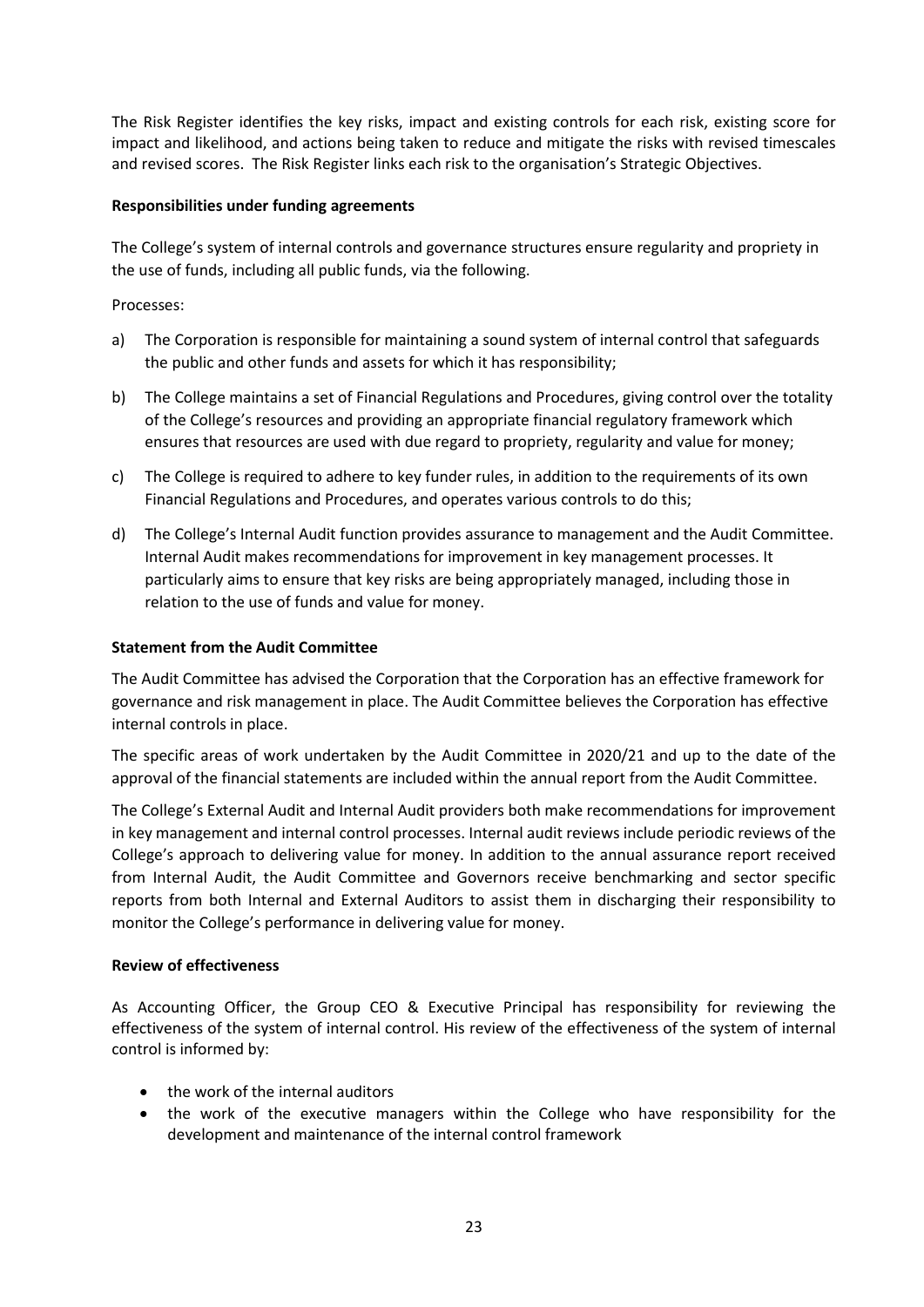The Risk Register identifies the key risks, impact and existing controls for each risk, existing score for impact and likelihood, and actions being taken to reduce and mitigate the risks with revised timescales and revised scores. The Risk Register links each risk to the organisation's Strategic Objectives.

**Responsibilities under funding agreements**

The College's system of internal controls and governance structures ensure regularity and propriety in the use of funds, including all public funds, via the following.

Processes:

a) The Corporation is responsible for maintaining a sound system of internal control that safeguards the public and other funds and assets for which it has responsibility;

b) The College maintains a set of Financial Regulations and Procedures, giving control over the totality of the College's resources and providing an appropriate financial regulatory framework which ensures that resources are used with due regard to propriety, regularity and value for money;

c) The College is required to adhere to key funder rules, in addition to the requirements of its own Financial Regulations and Procedures, and operates various controls to do this;

d) The College's Internal Audit function provides assurance to management and the Audit Committee. Internal Audit makes recommendations for improvement in key management processes. It particularly aims to ensure that key risks are being appropriately managed, including those in relation to the use of funds and value for money.

**Statement from the Audit Committee**

The Audit Committee has advised the Corporation that the Corporation has an effective framework for governance and risk management in place. The Audit Committee believes the Corporation has effective internal controls in place.

The specific areas of work undertaken by the Audit Committee in 2020/21 and up to the date of the approval of the financial statements are included within the annual report from the Audit Committee.

The College's External Audit and Internal Audit providers both make recommendations for improvement in key management and internal control processes. Internal audit reviews include periodic reviews of the College's approach to delivering value for money. In addition to the annual assurance report received from Internal Audit, the Audit Committee and Governors receive benchmarking and sector specific reports from both Internal and External Auditors to assist them in discharging their responsibility to monitor the College's performance in delivering value for money.

**Review of effectiveness**

As Accounting Officer, the Group CEO & Executive Principal has responsibility for reviewing the effectiveness of the system of internal control. His review of the effectiveness of the system of internal control is informed by:

- the work of the internal auditors
- the work of the executive managers within the College who have responsibility for the development and maintenance of the internal control framework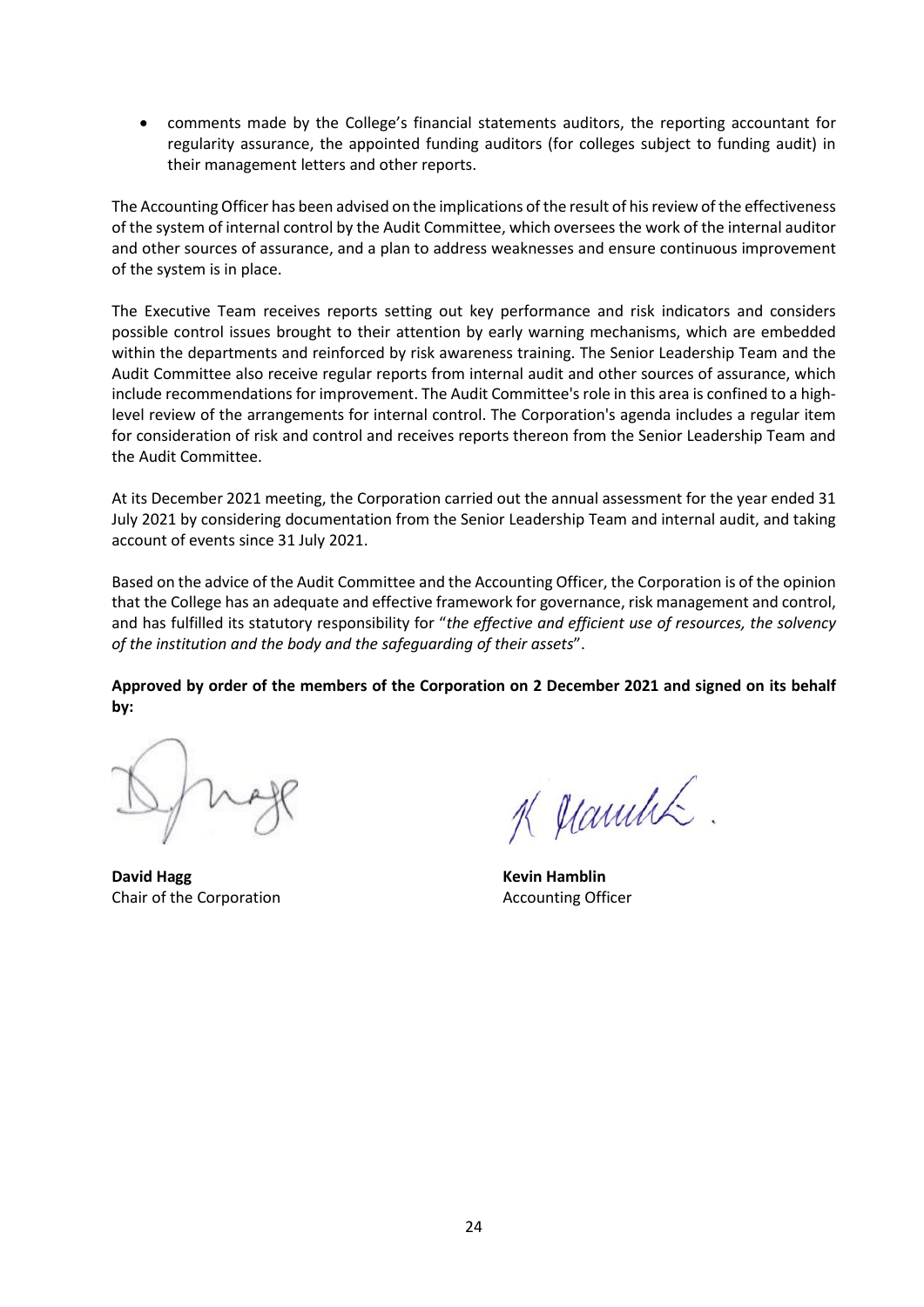- comments made by the College's financial statements auditors, the reporting accountant for regularity assurance, the appointed funding auditors (for colleges subject to funding audit) in their management letters and other reports.

The Accounting Officer has been advised on the implications of the result of his review of the effectiveness of the system of internal control by the Audit Committee, which oversees the work of the internal auditor and other sources of assurance, and a plan to address weaknesses and ensure continuous improvement of the system is in place.

The Executive Team receives reports setting out key performance and risk indicators and considers possible control issues brought to their attention by early warning mechanisms, which are embedded within the departments and reinforced by risk awareness training. The Senior Leadership Team and the Audit Committee also receive regular reports from internal audit and other sources of assurance, which include recommendations for improvement. The Audit Committee's role in this area is confined to a high-level review of the arrangements for internal control. The Corporation's agenda includes a regular item for consideration of risk and control and receives reports thereon from the Senior Leadership Team and the Audit Committee.

At its December 2021 meeting, the Corporation carried out the annual assessment for the year ended 31 July 2021 by considering documentation from the Senior Leadership Team and internal audit, and taking account of events since 31 July 2021.

Based on the advice of the Audit Committee and the Accounting Officer, the Corporation is of the opinion that the College has an adequate and effective framework for governance, risk management and control, and has fulfilled its statutory responsibility for "*the effective and efficient use of resources, the solvency of the institution and the body and the safeguarding of their assets*".

**Approved by order of the members of the Corporation on 2 December 2021 and signed on its behalf by:**

**David Hagg**
Chair of the Corporation

**Kevin Hamblin**
Accounting Officer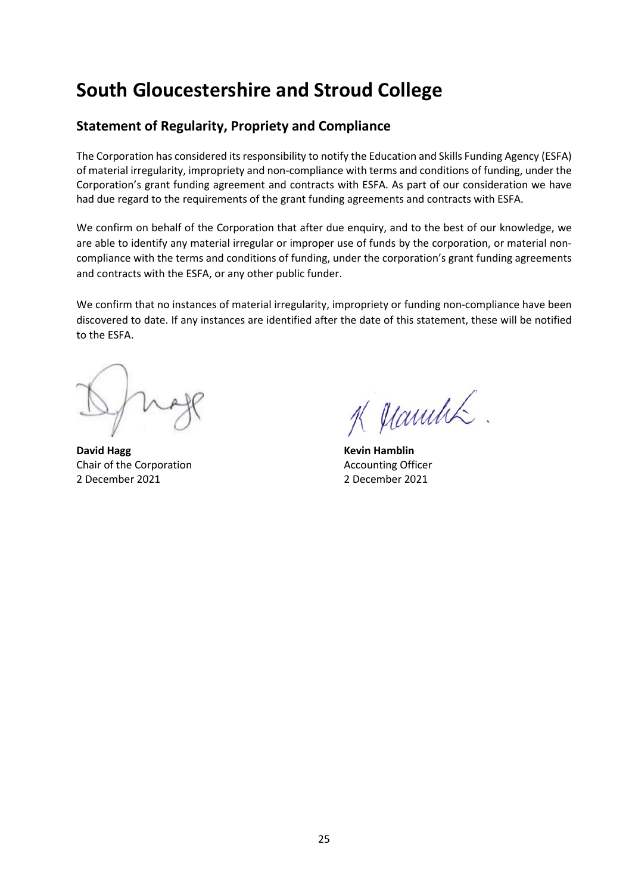# South Gloucestershire and Stroud College

## Statement of Regularity, Propriety and Compliance

The Corporation has considered its responsibility to notify the Education and Skills Funding Agency (ESFA) of material irregularity, impropriety and non-compliance with terms and conditions of funding, under the Corporation's grant funding agreement and contracts with ESFA. As part of our consideration we have had due regard to the requirements of the grant funding agreements and contracts with ESFA.

We confirm on behalf of the Corporation that after due enquiry, and to the best of our knowledge, we are able to identify any material irregular or improper use of funds by the corporation, or material non-compliance with the terms and conditions of funding, under the corporation's grant funding agreements and contracts with the ESFA, or any other public funder.

We confirm that no instances of material irregularity, impropriety or funding non-compliance have been discovered to date. If any instances are identified after the date of this statement, these will be notified to the ESFA.

**David Hagg**
Chair of the Corporation
2 December 2021

**Kevin Hamblin**
Accounting Officer
2 December 2021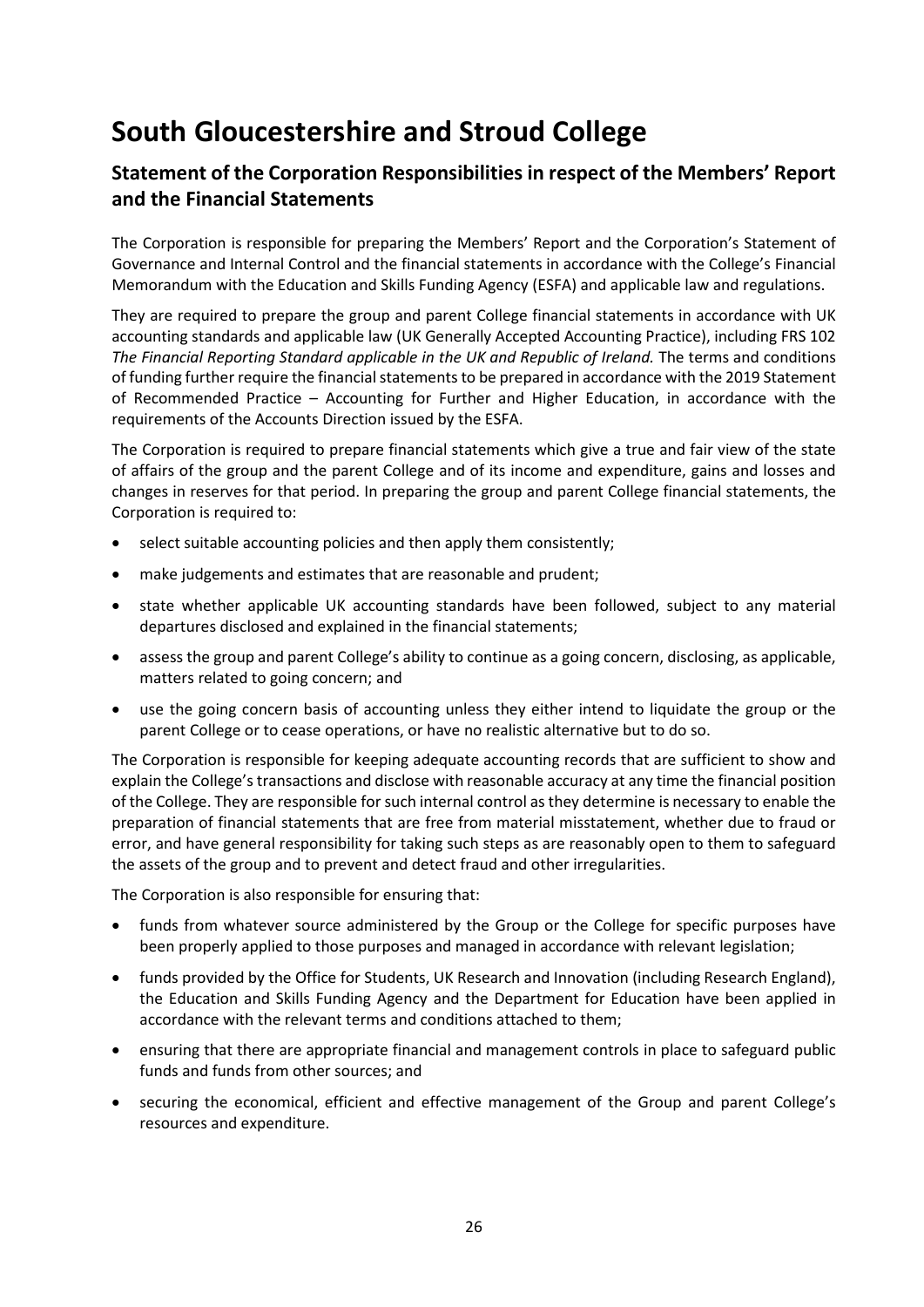# South Gloucestershire and Stroud College

## Statement of the Corporation Responsibilities in respect of the Members' Report and the Financial Statements

The Corporation is responsible for preparing the Members' Report and the Corporation's Statement of Governance and Internal Control and the financial statements in accordance with the College's Financial Memorandum with the Education and Skills Funding Agency (ESFA) and applicable law and regulations.

They are required to prepare the group and parent College financial statements in accordance with UK accounting standards and applicable law (UK Generally Accepted Accounting Practice), including FRS 102 *The Financial Reporting Standard applicable in the UK and Republic of Ireland.* The terms and conditions of funding further require the financial statements to be prepared in accordance with the 2019 Statement of Recommended Practice – Accounting for Further and Higher Education, in accordance with the requirements of the Accounts Direction issued by the ESFA.

The Corporation is required to prepare financial statements which give a true and fair view of the state of affairs of the group and the parent College and of its income and expenditure, gains and losses and changes in reserves for that period. In preparing the group and parent College financial statements, the Corporation is required to:

- select suitable accounting policies and then apply them consistently;
- make judgements and estimates that are reasonable and prudent;
- state whether applicable UK accounting standards have been followed, subject to any material departures disclosed and explained in the financial statements;
- assess the group and parent College's ability to continue as a going concern, disclosing, as applicable, matters related to going concern; and
- use the going concern basis of accounting unless they either intend to liquidate the group or the parent College or to cease operations, or have no realistic alternative but to do so.

The Corporation is responsible for keeping adequate accounting records that are sufficient to show and explain the College's transactions and disclose with reasonable accuracy at any time the financial position of the College. They are responsible for such internal control as they determine is necessary to enable the preparation of financial statements that are free from material misstatement, whether due to fraud or error, and have general responsibility for taking such steps as are reasonably open to them to safeguard the assets of the group and to prevent and detect fraud and other irregularities.

The Corporation is also responsible for ensuring that:

- funds from whatever source administered by the Group or the College for specific purposes have been properly applied to those purposes and managed in accordance with relevant legislation;
- funds provided by the Office for Students, UK Research and Innovation (including Research England), the Education and Skills Funding Agency and the Department for Education have been applied in accordance with the relevant terms and conditions attached to them;
- ensuring that there are appropriate financial and management controls in place to safeguard public funds and funds from other sources; and
- securing the economical, efficient and effective management of the Group and parent College's resources and expenditure.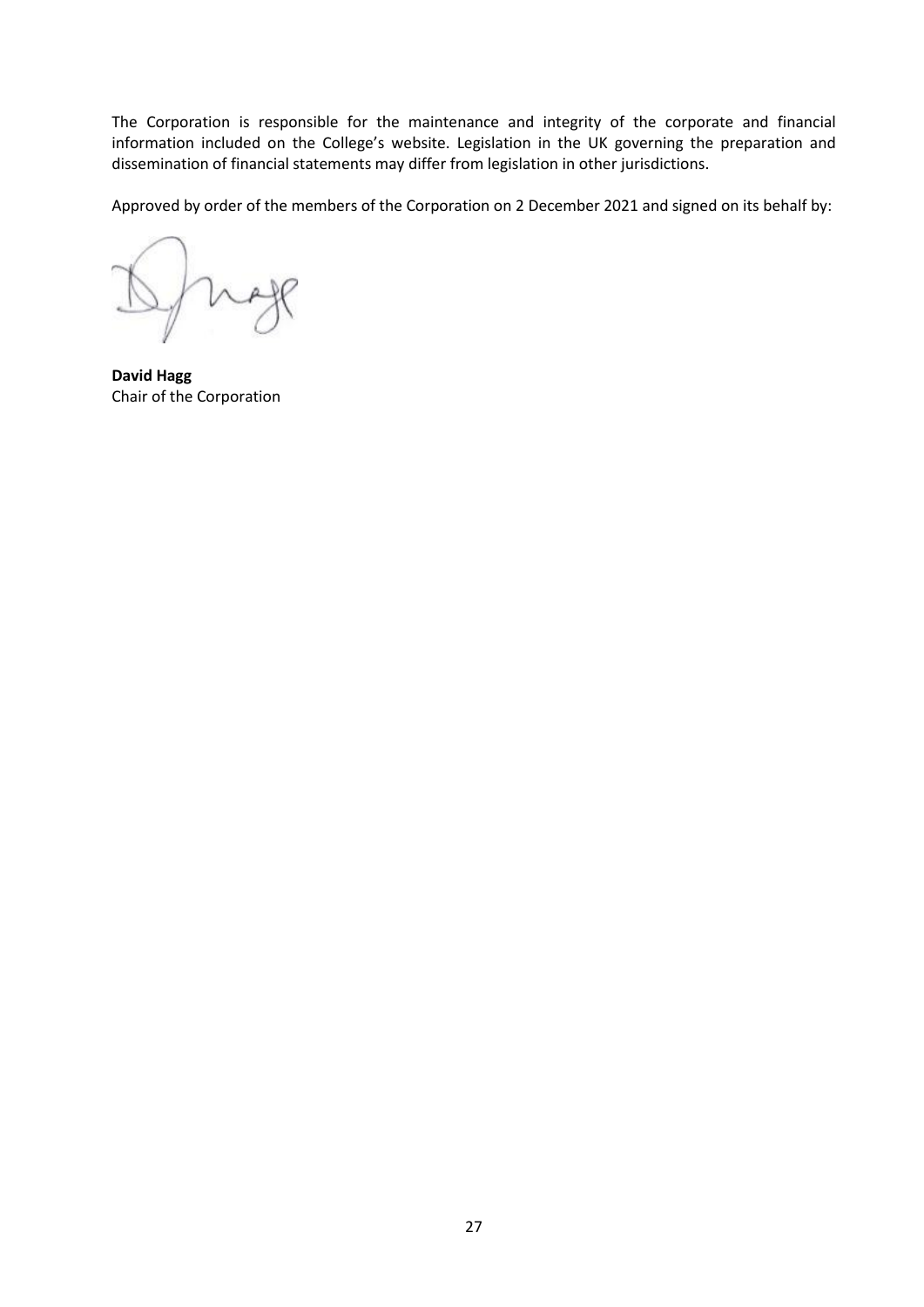The Corporation is responsible for the maintenance and integrity of the corporate and financial information included on the College's website. Legislation in the UK governing the preparation and dissemination of financial statements may differ from legislation in other jurisdictions.

Approved by order of the members of the Corporation on 2 December 2021 and signed on its behalf by:

**David Hagg**
Chair of the Corporation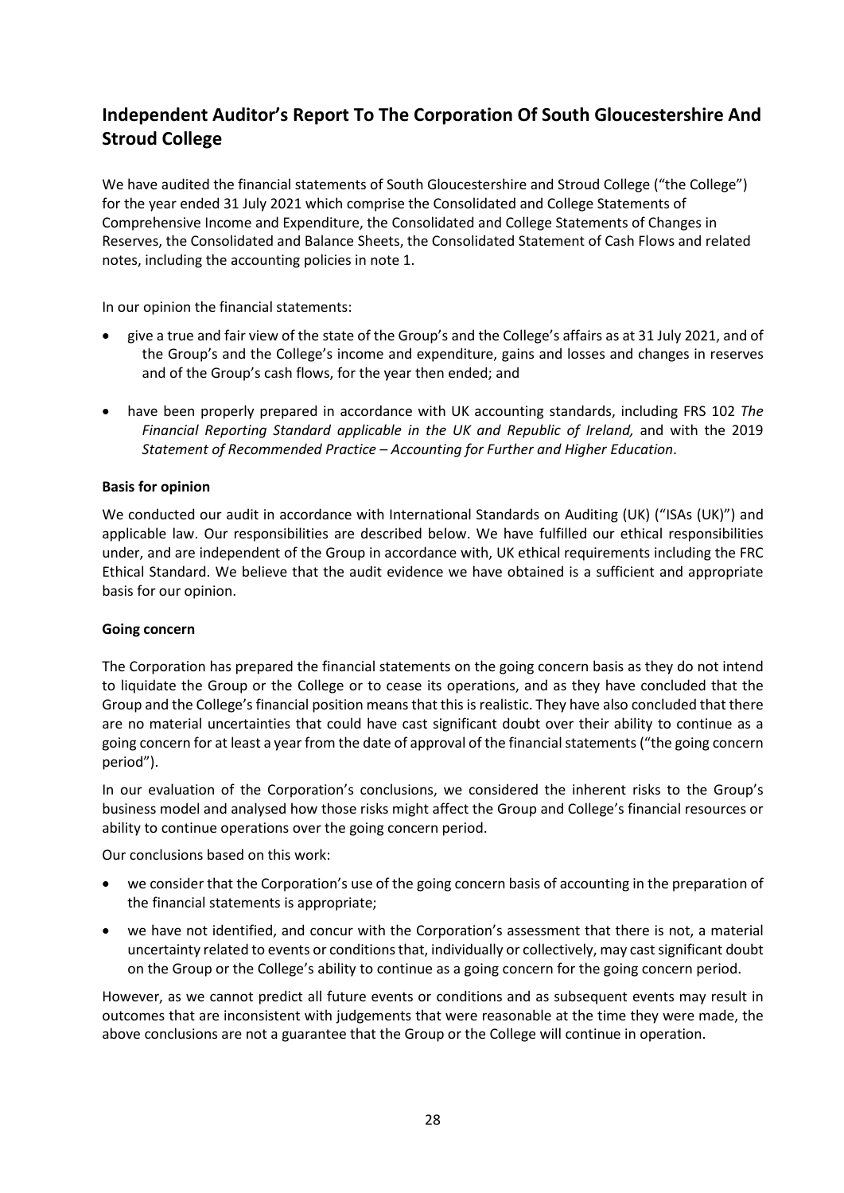# Independent Auditor's Report To The Corporation Of South Gloucestershire And Stroud College

We have audited the financial statements of South Gloucestershire and Stroud College ("the College") for the year ended 31 July 2021 which comprise the Consolidated and College Statements of Comprehensive Income and Expenditure, the Consolidated and College Statements of Changes in Reserves, the Consolidated and Balance Sheets, the Consolidated Statement of Cash Flows and related notes, including the accounting policies in note 1.

In our opinion the financial statements:

- give a true and fair view of the state of the Group's and the College's affairs as at 31 July 2021, and of the Group's and the College's income and expenditure, gains and losses and changes in reserves and of the Group's cash flows, for the year then ended; and
- have been properly prepared in accordance with UK accounting standards, including FRS 102 *The Financial Reporting Standard applicable in the UK and Republic of Ireland,* and with the 2019 *Statement of Recommended Practice – Accounting for Further and Higher Education*.

**Basis for opinion**

We conducted our audit in accordance with International Standards on Auditing (UK) ("ISAs (UK)") and applicable law. Our responsibilities are described below. We have fulfilled our ethical responsibilities under, and are independent of the Group in accordance with, UK ethical requirements including the FRC Ethical Standard. We believe that the audit evidence we have obtained is a sufficient and appropriate basis for our opinion.

**Going concern**

The Corporation has prepared the financial statements on the going concern basis as they do not intend to liquidate the Group or the College or to cease its operations, and as they have concluded that the Group and the College's financial position means that this is realistic. They have also concluded that there are no material uncertainties that could have cast significant doubt over their ability to continue as a going concern for at least a year from the date of approval of the financial statements ("the going concern period").

In our evaluation of the Corporation's conclusions, we considered the inherent risks to the Group's business model and analysed how those risks might affect the Group and College's financial resources or ability to continue operations over the going concern period.

Our conclusions based on this work:

- we consider that the Corporation's use of the going concern basis of accounting in the preparation of the financial statements is appropriate;
- we have not identified, and concur with the Corporation's assessment that there is not, a material uncertainty related to events or conditions that, individually or collectively, may cast significant doubt on the Group or the College's ability to continue as a going concern for the going concern period.

However, as we cannot predict all future events or conditions and as subsequent events may result in outcomes that are inconsistent with judgements that were reasonable at the time they were made, the above conclusions are not a guarantee that the Group or the College will continue in operation.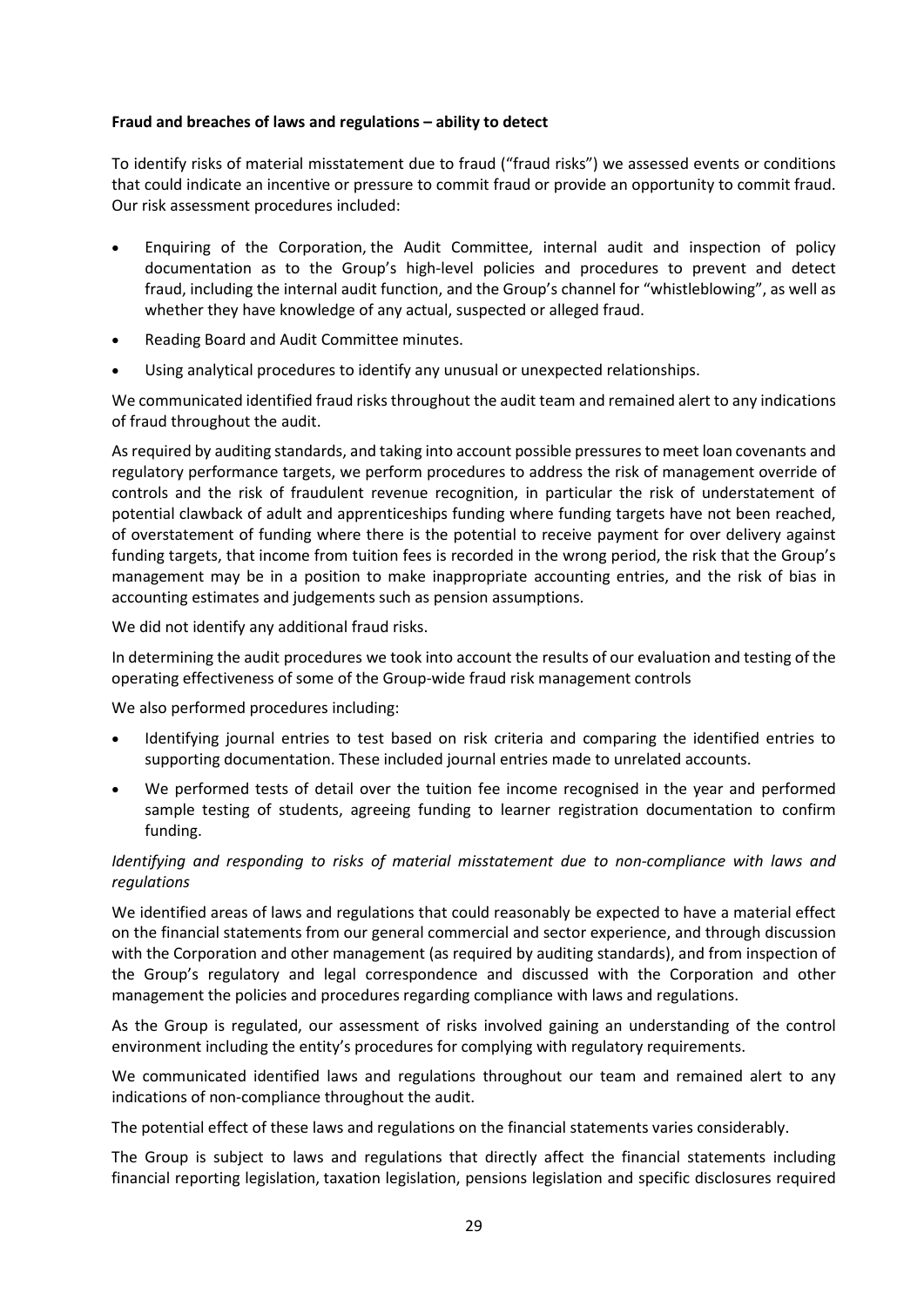**Fraud and breaches of laws and regulations – ability to detect**

To identify risks of material misstatement due to fraud ("fraud risks") we assessed events or conditions that could indicate an incentive or pressure to commit fraud or provide an opportunity to commit fraud. Our risk assessment procedures included:

- Enquiring of the Corporation, the Audit Committee, internal audit and inspection of policy documentation as to the Group's high-level policies and procedures to prevent and detect fraud, including the internal audit function, and the Group's channel for "whistleblowing", as well as whether they have knowledge of any actual, suspected or alleged fraud.
- Reading Board and Audit Committee minutes.
- Using analytical procedures to identify any unusual or unexpected relationships.

We communicated identified fraud risks throughout the audit team and remained alert to any indications of fraud throughout the audit.

As required by auditing standards, and taking into account possible pressures to meet loan covenants and regulatory performance targets, we perform procedures to address the risk of management override of controls and the risk of fraudulent revenue recognition, in particular the risk of understatement of potential clawback of adult and apprenticeships funding where funding targets have not been reached, of overstatement of funding where there is the potential to receive payment for over delivery against funding targets, that income from tuition fees is recorded in the wrong period, the risk that the Group's management may be in a position to make inappropriate accounting entries, and the risk of bias in accounting estimates and judgements such as pension assumptions.

We did not identify any additional fraud risks.

In determining the audit procedures we took into account the results of our evaluation and testing of the operating effectiveness of some of the Group-wide fraud risk management controls

We also performed procedures including:

- Identifying journal entries to test based on risk criteria and comparing the identified entries to supporting documentation. These included journal entries made to unrelated accounts.
- We performed tests of detail over the tuition fee income recognised in the year and performed sample testing of students, agreeing funding to learner registration documentation to confirm funding.

*Identifying and responding to risks of material misstatement due to non-compliance with laws and regulations*

We identified areas of laws and regulations that could reasonably be expected to have a material effect on the financial statements from our general commercial and sector experience, and through discussion with the Corporation and other management (as required by auditing standards), and from inspection of the Group's regulatory and legal correspondence and discussed with the Corporation and other management the policies and procedures regarding compliance with laws and regulations.

As the Group is regulated, our assessment of risks involved gaining an understanding of the control environment including the entity's procedures for complying with regulatory requirements.

We communicated identified laws and regulations throughout our team and remained alert to any indications of non-compliance throughout the audit.

The potential effect of these laws and regulations on the financial statements varies considerably.

The Group is subject to laws and regulations that directly affect the financial statements including financial reporting legislation, taxation legislation, pensions legislation and specific disclosures required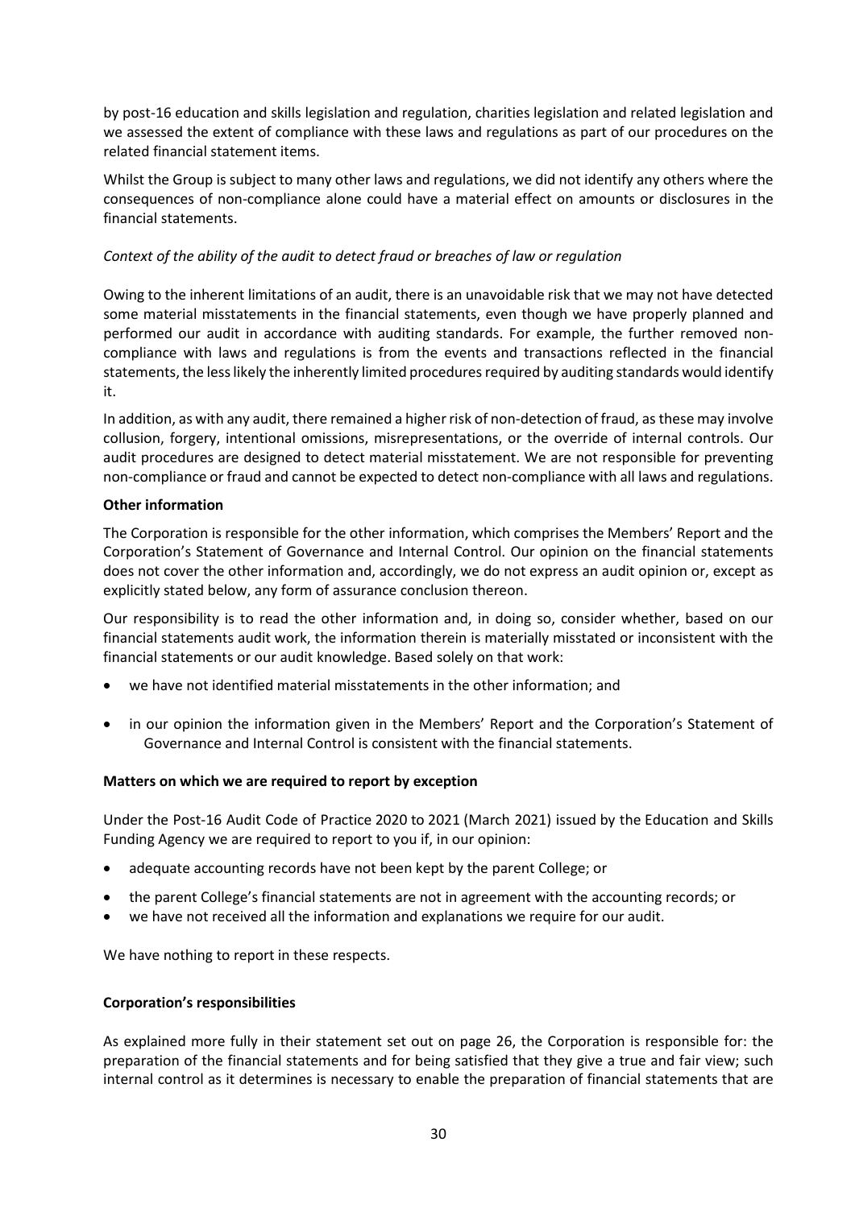by post-16 education and skills legislation and regulation, charities legislation and related legislation and we assessed the extent of compliance with these laws and regulations as part of our procedures on the related financial statement items.

Whilst the Group is subject to many other laws and regulations, we did not identify any others where the consequences of non-compliance alone could have a material effect on amounts or disclosures in the financial statements.

*Context of the ability of the audit to detect fraud or breaches of law or regulation*

Owing to the inherent limitations of an audit, there is an unavoidable risk that we may not have detected some material misstatements in the financial statements, even though we have properly planned and performed our audit in accordance with auditing standards. For example, the further removed non-compliance with laws and regulations is from the events and transactions reflected in the financial statements, the less likely the inherently limited procedures required by auditing standards would identify it.

In addition, as with any audit, there remained a higher risk of non-detection of fraud, as these may involve collusion, forgery, intentional omissions, misrepresentations, or the override of internal controls. Our audit procedures are designed to detect material misstatement. We are not responsible for preventing non-compliance or fraud and cannot be expected to detect non-compliance with all laws and regulations.

**Other information**

The Corporation is responsible for the other information, which comprises the Members' Report and the Corporation's Statement of Governance and Internal Control. Our opinion on the financial statements does not cover the other information and, accordingly, we do not express an audit opinion or, except as explicitly stated below, any form of assurance conclusion thereon.

Our responsibility is to read the other information and, in doing so, consider whether, based on our financial statements audit work, the information therein is materially misstated or inconsistent with the financial statements or our audit knowledge. Based solely on that work:

- we have not identified material misstatements in the other information; and
- in our opinion the information given in the Members' Report and the Corporation's Statement of Governance and Internal Control is consistent with the financial statements.

**Matters on which we are required to report by exception**

Under the Post-16 Audit Code of Practice 2020 to 2021 (March 2021) issued by the Education and Skills Funding Agency we are required to report to you if, in our opinion:

- adequate accounting records have not been kept by the parent College; or
- the parent College's financial statements are not in agreement with the accounting records; or
- we have not received all the information and explanations we require for our audit.

We have nothing to report in these respects.

**Corporation's responsibilities**

As explained more fully in their statement set out on page 26, the Corporation is responsible for: the preparation of the financial statements and for being satisfied that they give a true and fair view; such internal control as it determines is necessary to enable the preparation of financial statements that are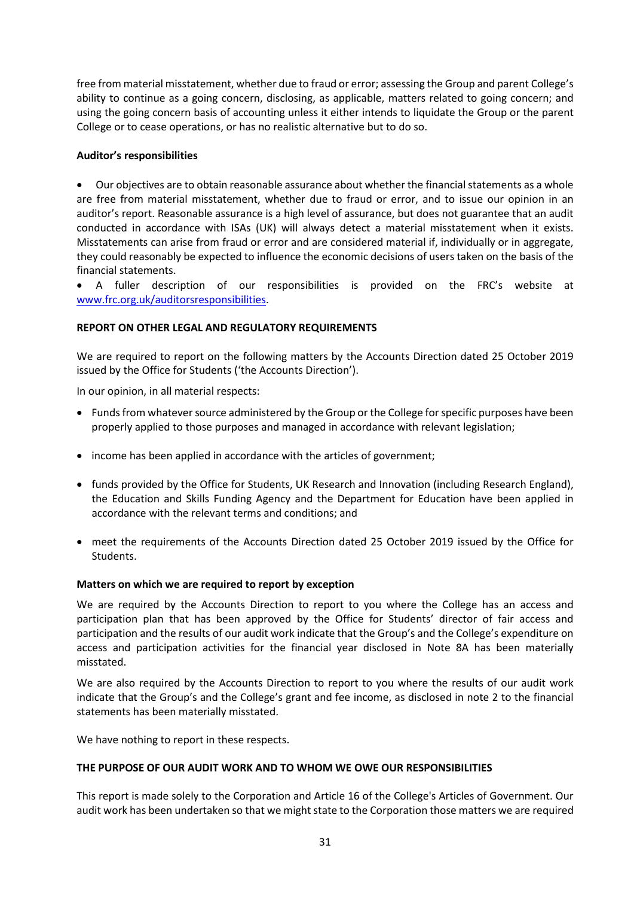free from material misstatement, whether due to fraud or error; assessing the Group and parent College's ability to continue as a going concern, disclosing, as applicable, matters related to going concern; and using the going concern basis of accounting unless it either intends to liquidate the Group or the parent College or to cease operations, or has no realistic alternative but to do so.

**Auditor's responsibilities**

- Our objectives are to obtain reasonable assurance about whether the financial statements as a whole are free from material misstatement, whether due to fraud or error, and to issue our opinion in an auditor's report. Reasonable assurance is a high level of assurance, but does not guarantee that an audit conducted in accordance with ISAs (UK) will always detect a material misstatement when it exists. Misstatements can arise from fraud or error and are considered material if, individually or in aggregate, they could reasonably be expected to influence the economic decisions of users taken on the basis of the financial statements.
- A fuller description of our responsibilities is provided on the FRC's website at [www.frc.org.uk/auditorsresponsibilities](www.frc.org.uk/auditorsresponsibilities).

**REPORT ON OTHER LEGAL AND REGULATORY REQUIREMENTS**

We are required to report on the following matters by the Accounts Direction dated 25 October 2019 issued by the Office for Students ('the Accounts Direction').

In our opinion, in all material respects:

- Funds from whatever source administered by the Group or the College for specific purposes have been properly applied to those purposes and managed in accordance with relevant legislation;
- income has been applied in accordance with the articles of government;
- funds provided by the Office for Students, UK Research and Innovation (including Research England), the Education and Skills Funding Agency and the Department for Education have been applied in accordance with the relevant terms and conditions; and
- meet the requirements of the Accounts Direction dated 25 October 2019 issued by the Office for Students.

**Matters on which we are required to report by exception**

We are required by the Accounts Direction to report to you where the College has an access and participation plan that has been approved by the Office for Students' director of fair access and participation and the results of our audit work indicate that the Group's and the College's expenditure on access and participation activities for the financial year disclosed in Note 8A has been materially misstated.

We are also required by the Accounts Direction to report to you where the results of our audit work indicate that the Group's and the College's grant and fee income, as disclosed in note 2 to the financial statements has been materially misstated.

We have nothing to report in these respects.

**THE PURPOSE OF OUR AUDIT WORK AND TO WHOM WE OWE OUR RESPONSIBILITIES**

This report is made solely to the Corporation and Article 16 of the College's Articles of Government. Our audit work has been undertaken so that we might state to the Corporation those matters we are required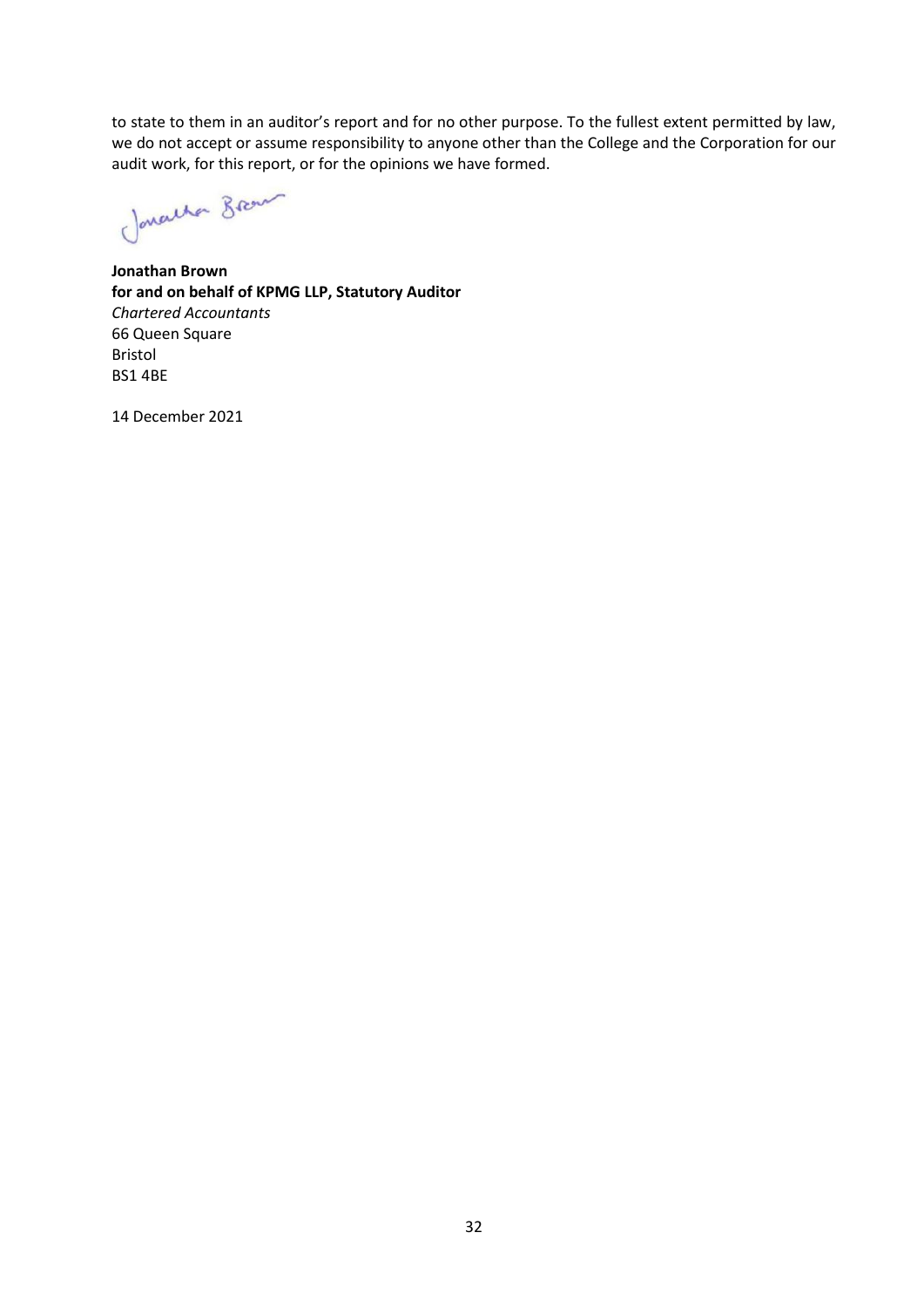to state to them in an auditor's report and for no other purpose. To the fullest extent permitted by law, we do not accept or assume responsibility to anyone other than the College and the Corporation for our audit work, for this report, or for the opinions we have formed.

**Jonathan Brown**
**for and on behalf of KPMG LLP, Statutory Auditor**
*Chartered Accountants*
66 Queen Square
Bristol
BS1 4BE

14 December 2021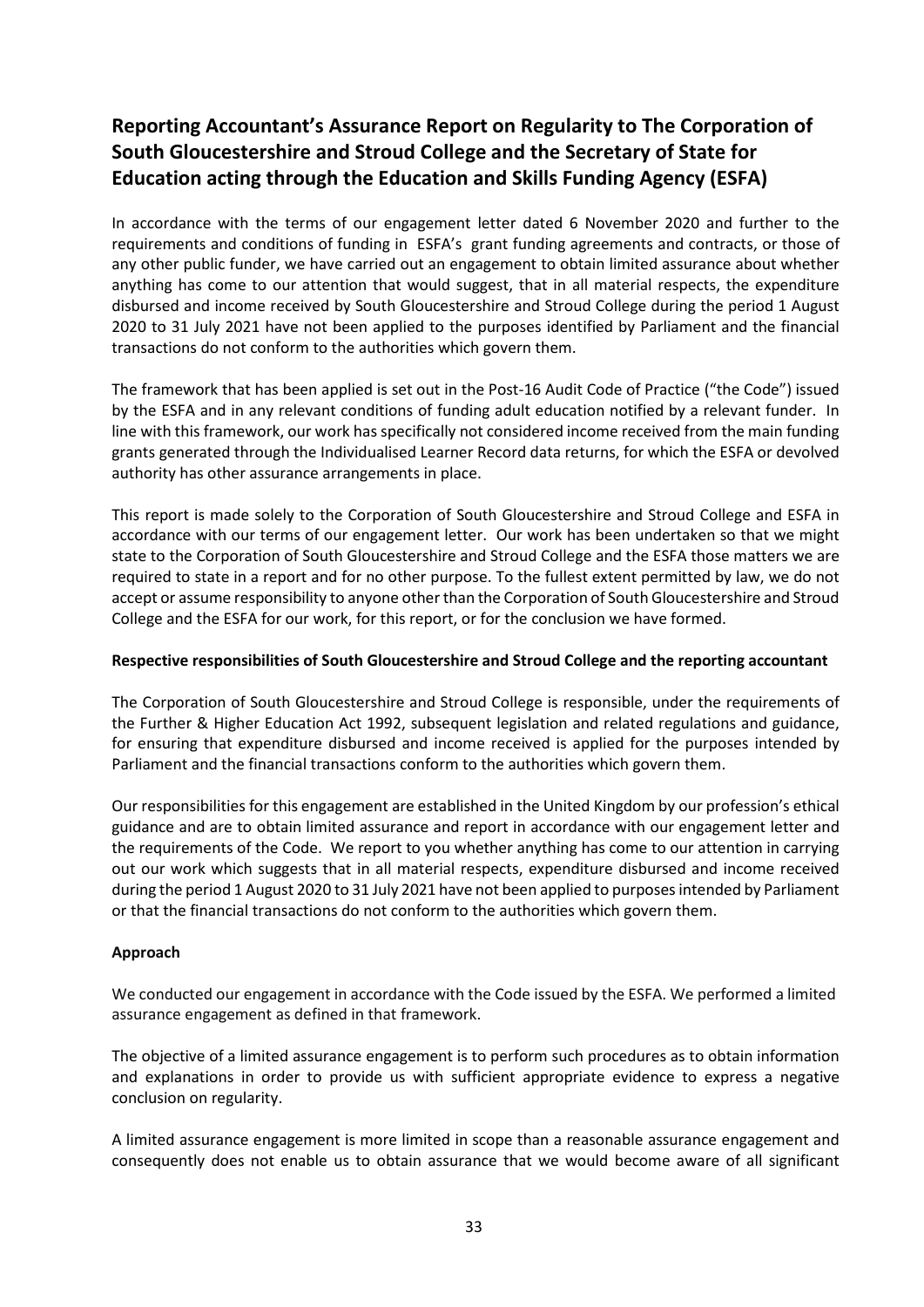# Reporting Accountant's Assurance Report on Regularity to The Corporation of South Gloucestershire and Stroud College and the Secretary of State for Education acting through the Education and Skills Funding Agency (ESFA)

In accordance with the terms of our engagement letter dated 6 November 2020 and further to the requirements and conditions of funding in ESFA's grant funding agreements and contracts, or those of any other public funder, we have carried out an engagement to obtain limited assurance about whether anything has come to our attention that would suggest, that in all material respects, the expenditure disbursed and income received by South Gloucestershire and Stroud College during the period 1 August 2020 to 31 July 2021 have not been applied to the purposes identified by Parliament and the financial transactions do not conform to the authorities which govern them.

The framework that has been applied is set out in the Post-16 Audit Code of Practice ("the Code") issued by the ESFA and in any relevant conditions of funding adult education notified by a relevant funder. In line with this framework, our work has specifically not considered income received from the main funding grants generated through the Individualised Learner Record data returns, for which the ESFA or devolved authority has other assurance arrangements in place.

This report is made solely to the Corporation of South Gloucestershire and Stroud College and ESFA in accordance with our terms of our engagement letter. Our work has been undertaken so that we might state to the Corporation of South Gloucestershire and Stroud College and the ESFA those matters we are required to state in a report and for no other purpose. To the fullest extent permitted by law, we do not accept or assume responsibility to anyone other than the Corporation of South Gloucestershire and Stroud College and the ESFA for our work, for this report, or for the conclusion we have formed.

**Respective responsibilities of South Gloucestershire and Stroud College and the reporting accountant**

The Corporation of South Gloucestershire and Stroud College is responsible, under the requirements of the Further & Higher Education Act 1992, subsequent legislation and related regulations and guidance, for ensuring that expenditure disbursed and income received is applied for the purposes intended by Parliament and the financial transactions conform to the authorities which govern them.

Our responsibilities for this engagement are established in the United Kingdom by our profession's ethical guidance and are to obtain limited assurance and report in accordance with our engagement letter and the requirements of the Code. We report to you whether anything has come to our attention in carrying out our work which suggests that in all material respects, expenditure disbursed and income received during the period 1 August 2020 to 31 July 2021 have not been applied to purposes intended by Parliament or that the financial transactions do not conform to the authorities which govern them.

**Approach**

We conducted our engagement in accordance with the Code issued by the ESFA. We performed a limited assurance engagement as defined in that framework.

The objective of a limited assurance engagement is to perform such procedures as to obtain information and explanations in order to provide us with sufficient appropriate evidence to express a negative conclusion on regularity.

A limited assurance engagement is more limited in scope than a reasonable assurance engagement and consequently does not enable us to obtain assurance that we would become aware of all significant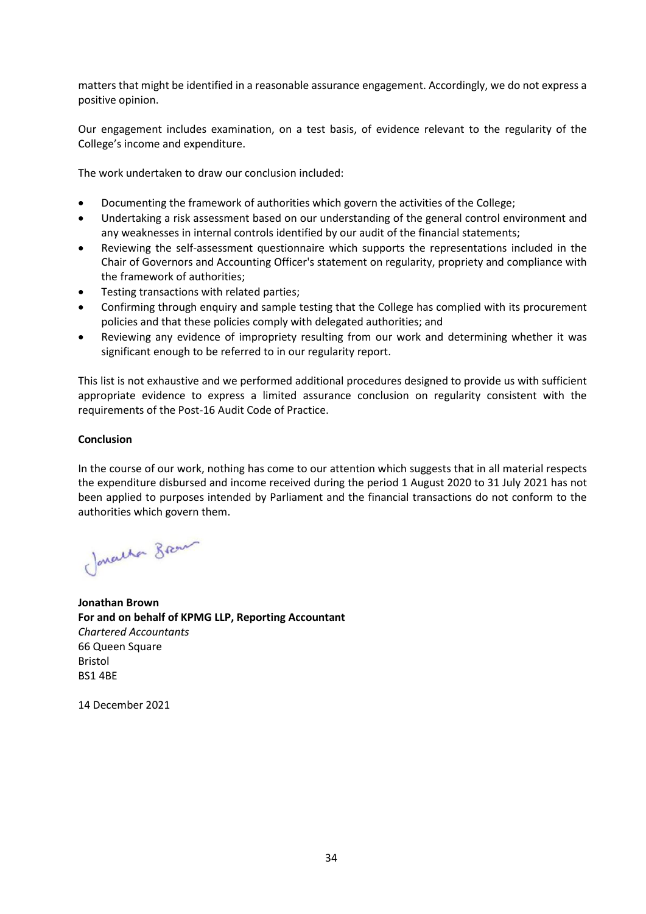matters that might be identified in a reasonable assurance engagement. Accordingly, we do not express a positive opinion.

Our engagement includes examination, on a test basis, of evidence relevant to the regularity of the College's income and expenditure.

The work undertaken to draw our conclusion included:

- Documenting the framework of authorities which govern the activities of the College;
- Undertaking a risk assessment based on our understanding of the general control environment and any weaknesses in internal controls identified by our audit of the financial statements;
- Reviewing the self-assessment questionnaire which supports the representations included in the Chair of Governors and Accounting Officer's statement on regularity, propriety and compliance with the framework of authorities;
- Testing transactions with related parties;
- Confirming through enquiry and sample testing that the College has complied with its procurement policies and that these policies comply with delegated authorities; and
- Reviewing any evidence of impropriety resulting from our work and determining whether it was significant enough to be referred to in our regularity report.

This list is not exhaustive and we performed additional procedures designed to provide us with sufficient appropriate evidence to express a limited assurance conclusion on regularity consistent with the requirements of the Post-16 Audit Code of Practice.

**Conclusion**

In the course of our work, nothing has come to our attention which suggests that in all material respects the expenditure disbursed and income received during the period 1 August 2020 to 31 July 2021 has not been applied to purposes intended by Parliament and the financial transactions do not conform to the authorities which govern them.

**Jonathan Brown**
**For and on behalf of KPMG LLP, Reporting Accountant**
*Chartered Accountants*
66 Queen Square
Bristol
BS1 4BE

14 December 2021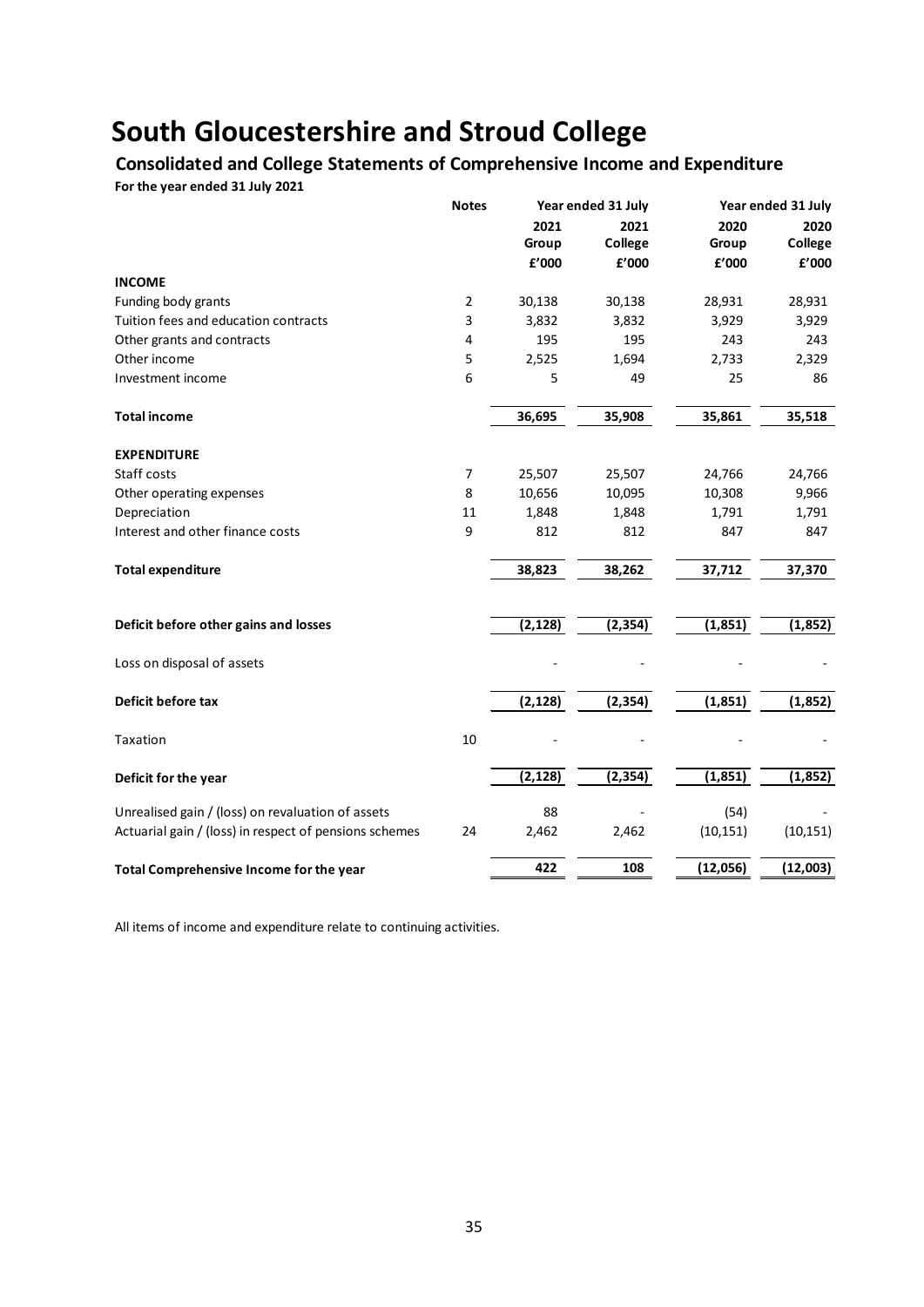# South Gloucestershire and Stroud College

## Consolidated and College Statements of Comprehensive Income and Expenditure

**For the year ended 31 July 2021**

| | Notes | Year ended 31 July | | Year ended 31 July | |
|---|---|---|---|---|---|
| | | 2021 Group | 2021 College | 2020 Group | 2020 College |
| | | £'000 | £'000 | £'000 | £'000 |
| **INCOME** | | | | | |
| Funding body grants | 2 | 30,138 | 30,138 | 28,931 | 28,931 |
| Tuition fees and education contracts | 3 | 3,832 | 3,832 | 3,929 | 3,929 |
| Other grants and contracts | 4 | 195 | 195 | 243 | 243 |
| Other income | 5 | 2,525 | 1,694 | 2,733 | 2,329 |
| Investment income | 6 | 5 | 49 | 25 | 86 |
| **Total income** | | 36,695 | 35,908 | 35,861 | 35,518 |
| **EXPENDITURE** | | | | | |
| Staff costs | 7 | 25,507 | 25,507 | 24,766 | 24,766 |
| Other operating expenses | 8 | 10,656 | 10,095 | 10,308 | 9,966 |
| Depreciation | 11 | 1,848 | 1,848 | 1,791 | 1,791 |
| Interest and other finance costs | 9 | 812 | 812 | 847 | 847 |
| **Total expenditure** | | 38,823 | 38,262 | 37,712 | 37,370 |
| **Deficit before other gains and losses** | | (2,128) | (2,354) | (1,851) | (1,852) |
| Loss on disposal of assets | | - | - | - | - |
| **Deficit before tax** | | (2,128) | (2,354) | (1,851) | (1,852) |
| Taxation | 10 | - | - | - | - |
| **Deficit for the year** | | (2,128) | (2,354) | (1,851) | (1,852) |
| Unrealised gain / (loss) on revaluation of assets | | 88 | - | (54) | - |
| Actuarial gain / (loss) in respect of pensions schemes | 24 | 2,462 | 2,462 | (10,151) | (10,151) |
| **Total Comprehensive Income for the year** | | 422 | 108 | (12,056) | (12,003) |

All items of income and expenditure relate to continuing activities.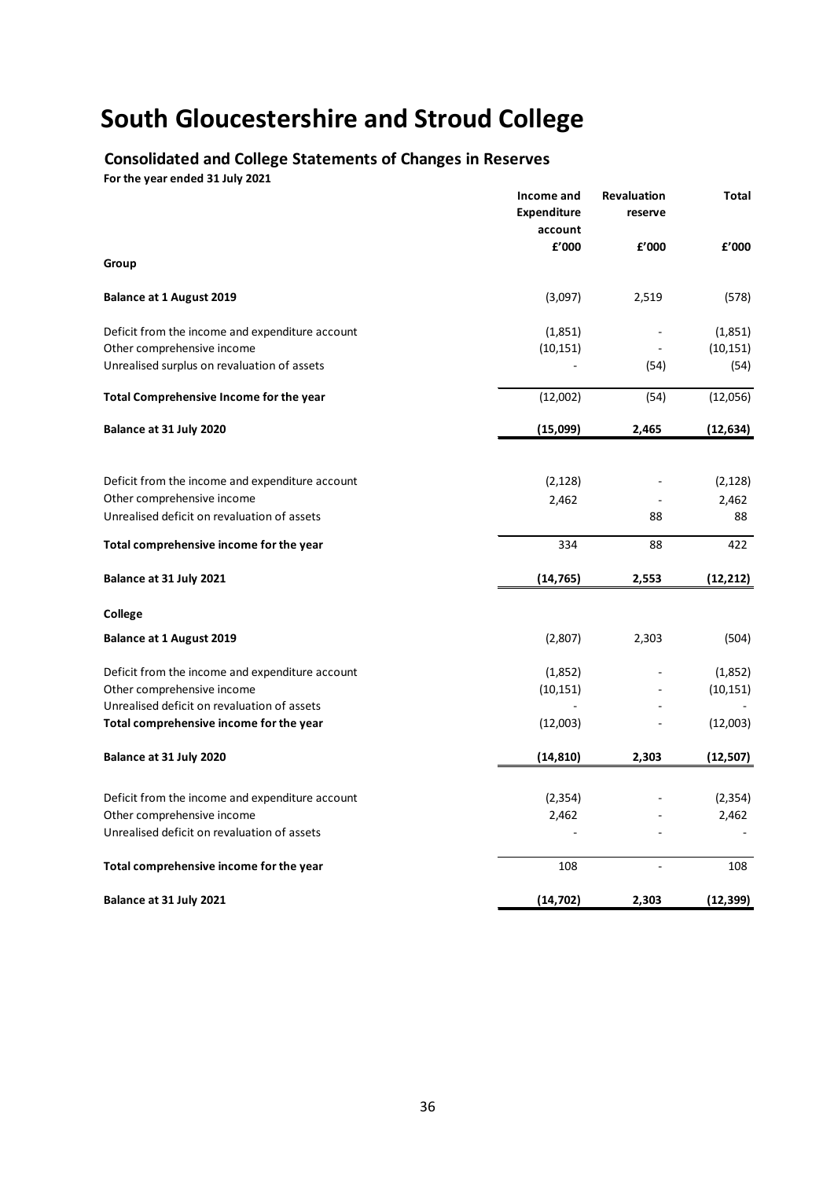# South Gloucestershire and Stroud College

## Consolidated and College Statements of Changes in Reserves

**For the year ended 31 July 2021**

| | Income and Expenditure account | Revaluation reserve | Total |
|---|---|---|---|
| | £'000 | £'000 | £'000 |
| **Group** | | | |
| **Balance at 1 August 2019** | (3,097) | 2,519 | (578) |
| Deficit from the income and expenditure account | (1,851) | - | (1,851) |
| Other comprehensive income | (10,151) | - | (10,151) |
| Unrealised surplus on revaluation of assets | - | (54) | (54) |
| **Total Comprehensive Income for the year** | (12,002) | (54) | (12,056) |
| **Balance at 31 July 2020** | **(15,099)** | **2,465** | **(12,634)** |
| Deficit from the income and expenditure account | (2,128) | - | (2,128) |
| Other comprehensive income | 2,462 | - | 2,462 |
| Unrealised deficit on revaluation of assets | | 88 | 88 |
| **Total comprehensive income for the year** | 334 | 88 | 422 |
| **Balance at 31 July 2021** | **(14,765)** | **2,553** | **(12,212)** |
| **College** | | | |
| **Balance at 1 August 2019** | (2,807) | 2,303 | (504) |
| Deficit from the income and expenditure account | (1,852) | - | (1,852) |
| Other comprehensive income | (10,151) | - | (10,151) |
| Unrealised deficit on revaluation of assets | - | - | - |
| **Total comprehensive income for the year** | (12,003) | - | (12,003) |
| **Balance at 31 July 2020** | **(14,810)** | **2,303** | **(12,507)** |
| Deficit from the income and expenditure account | (2,354) | - | (2,354) |
| Other comprehensive income | 2,462 | - | 2,462 |
| Unrealised deficit on revaluation of assets | - | - | - |
| **Total comprehensive income for the year** | 108 | - | 108 |
| **Balance at 31 July 2021** | **(14,702)** | **2,303** | **(12,399)** |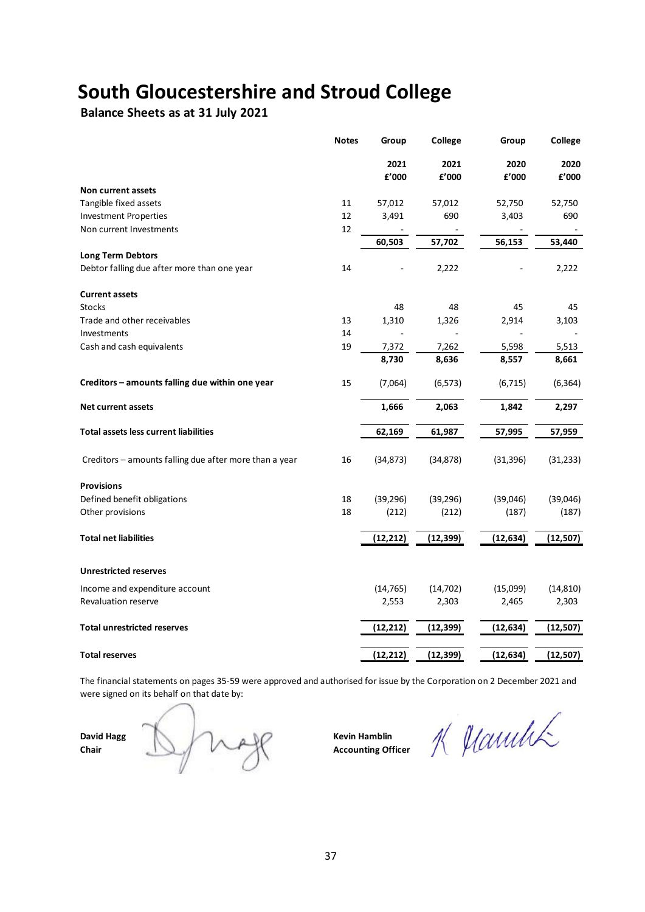# South Gloucestershire and Stroud College

## Balance Sheets as at 31 July 2021

| | Notes | Group | College | Group | College |
|---|---|---|---|---|---|
| | | 2021 | 2021 | 2020 | 2020 |
| | | £'000 | £'000 | £'000 | £'000 |
| **Non current assets** | | | | | |
| Tangible fixed assets | 11 | 57,012 | 57,012 | 52,750 | 52,750 |
| Investment Properties | 12 | 3,491 | 690 | 3,403 | 690 |
| Non current Investments | 12 | - | - | - | - |
| | | **60,503** | **57,702** | **56,153** | **53,440** |
| **Long Term Debtors** | | | | | |
| Debtor falling due after more than one year | 14 | - | 2,222 | - | 2,222 |
| **Current assets** | | | | | |
| Stocks | | 48 | 48 | 45 | 45 |
| Trade and other receivables | 13 | 1,310 | 1,326 | 2,914 | 3,103 |
| Investments | 14 | - | - | - | - |
| Cash and cash equivalents | 19 | 7,372 | 7,262 | 5,598 | 5,513 |
| | | **8,730** | **8,636** | **8,557** | **8,661** |
| **Creditors – amounts falling due within one year** | 15 | (7,064) | (6,573) | (6,715) | (6,364) |
| **Net current assets** | | **1,666** | **2,063** | **1,842** | **2,297** |
| **Total assets less current liabilities** | | **62,169** | **61,987** | **57,995** | **57,959** |
| Creditors – amounts falling due after more than a year | 16 | (34,873) | (34,878) | (31,396) | (31,233) |
| **Provisions** | | | | | |
| Defined benefit obligations | 18 | (39,296) | (39,296) | (39,046) | (39,046) |
| Other provisions | 18 | (212) | (212) | (187) | (187) |
| **Total net liabilities** | | **(12,212)** | **(12,399)** | **(12,634)** | **(12,507)** |
| **Unrestricted reserves** | | | | | |
| Income and expenditure account | | (14,765) | (14,702) | (15,099) | (14,810) |
| Revaluation reserve | | 2,553 | 2,303 | 2,465 | 2,303 |
| **Total unrestricted reserves** | | **(12,212)** | **(12,399)** | **(12,634)** | **(12,507)** |
| **Total reserves** | | **(12,212)** | **(12,399)** | **(12,634)** | **(12,507)** |

The financial statements on pages 35-59 were approved and authorised for issue by the Corporation on 2 December 2021 and were signed on its behalf on that date by:

**David Hagg**
**Chair**

**Kevin Hamblin**
**Accounting Officer**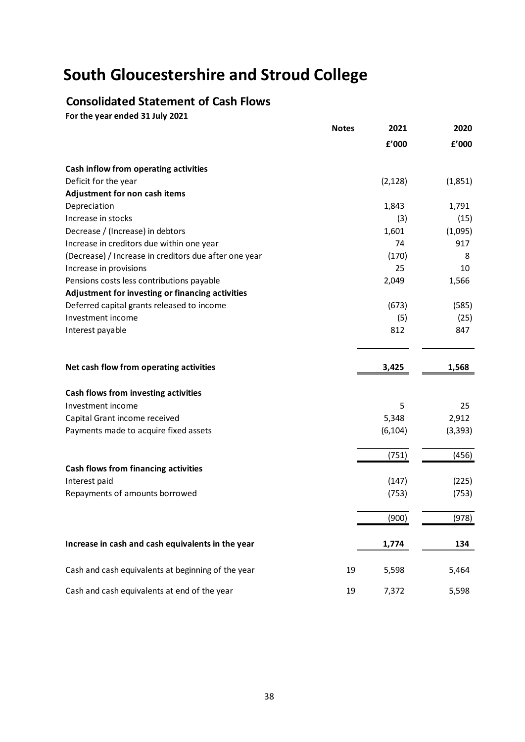# South Gloucestershire and Stroud College

## Consolidated Statement of Cash Flows

**For the year ended 31 July 2021**

| | Notes | 2021 | 2020 |
|---|---|---|---|
| | | £'000 | £'000 |
| **Cash inflow from operating activities** | | | |
| Deficit for the year | | (2,128) | (1,851) |
| **Adjustment for non cash items** | | | |
| Depreciation | | 1,843 | 1,791 |
| Increase in stocks | | (3) | (15) |
| Decrease / (Increase) in debtors | | 1,601 | (1,095) |
| Increase in creditors due within one year | | 74 | 917 |
| (Decrease) / Increase in creditors due after one year | | (170) | 8 |
| Increase in provisions | | 25 | 10 |
| Pensions costs less contributions payable | | 2,049 | 1,566 |
| **Adjustment for investing or financing activities** | | | |
| Deferred capital grants released to income | | (673) | (585) |
| Investment income | | (5) | (25) |
| Interest payable | | 812 | 847 |
| **Net cash flow from operating activities** | | **3,425** | **1,568** |
| **Cash flows from investing activities** | | | |
| Investment income | | 5 | 25 |
| Capital Grant income received | | 5,348 | 2,912 |
| Payments made to acquire fixed assets | | (6,104) | (3,393) |
| | | (751) | (456) |
| **Cash flows from financing activities** | | | |
| Interest paid | | (147) | (225) |
| Repayments of amounts borrowed | | (753) | (753) |
| | | (900) | (978) |
| **Increase in cash and cash equivalents in the year** | | **1,774** | **134** |
| Cash and cash equivalents at beginning of the year | 19 | 5,598 | 5,464 |
| Cash and cash equivalents at end of the year | 19 | 7,372 | 5,598 |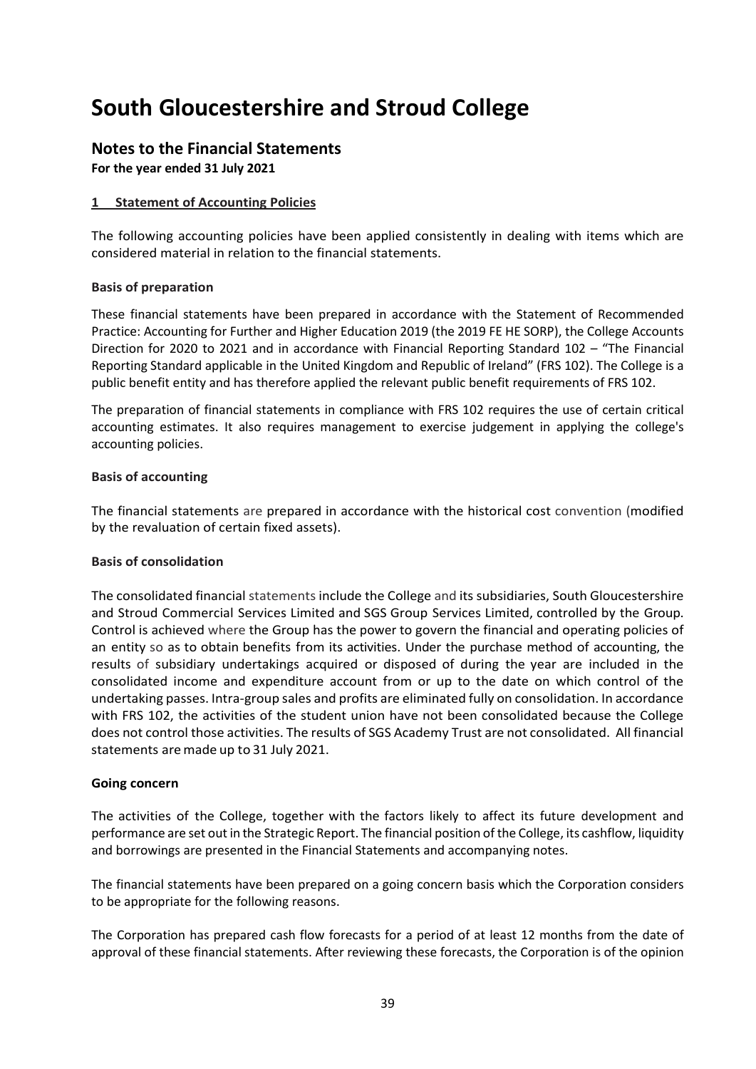# South Gloucestershire and Stroud College

## Notes to the Financial Statements

**For the year ended 31 July 2021**

### 1 Statement of Accounting Policies

The following accounting policies have been applied consistently in dealing with items which are considered material in relation to the financial statements.

#### Basis of preparation

These financial statements have been prepared in accordance with the Statement of Recommended Practice: Accounting for Further and Higher Education 2019 (the 2019 FE HE SORP), the College Accounts Direction for 2020 to 2021 and in accordance with Financial Reporting Standard 102 – "The Financial Reporting Standard applicable in the United Kingdom and Republic of Ireland" (FRS 102). The College is a public benefit entity and has therefore applied the relevant public benefit requirements of FRS 102.

The preparation of financial statements in compliance with FRS 102 requires the use of certain critical accounting estimates. It also requires management to exercise judgement in applying the college's accounting policies.

#### Basis of accounting

The financial statements are prepared in accordance with the historical cost convention (modified by the revaluation of certain fixed assets).

#### Basis of consolidation

The consolidated financial statements include the College and its subsidiaries, South Gloucestershire and Stroud Commercial Services Limited and SGS Group Services Limited, controlled by the Group. Control is achieved where the Group has the power to govern the financial and operating policies of an entity so as to obtain benefits from its activities. Under the purchase method of accounting, the results of subsidiary undertakings acquired or disposed of during the year are included in the consolidated income and expenditure account from or up to the date on which control of the undertaking passes. Intra-group sales and profits are eliminated fully on consolidation. In accordance with FRS 102, the activities of the student union have not been consolidated because the College does not control those activities. The results of SGS Academy Trust are not consolidated. All financial statements are made up to 31 July 2021.

#### Going concern

The activities of the College, together with the factors likely to affect its future development and performance are set out in the Strategic Report. The financial position of the College, its cashflow, liquidity and borrowings are presented in the Financial Statements and accompanying notes.

The financial statements have been prepared on a going concern basis which the Corporation considers to be appropriate for the following reasons.

The Corporation has prepared cash flow forecasts for a period of at least 12 months from the date of approval of these financial statements. After reviewing these forecasts, the Corporation is of the opinion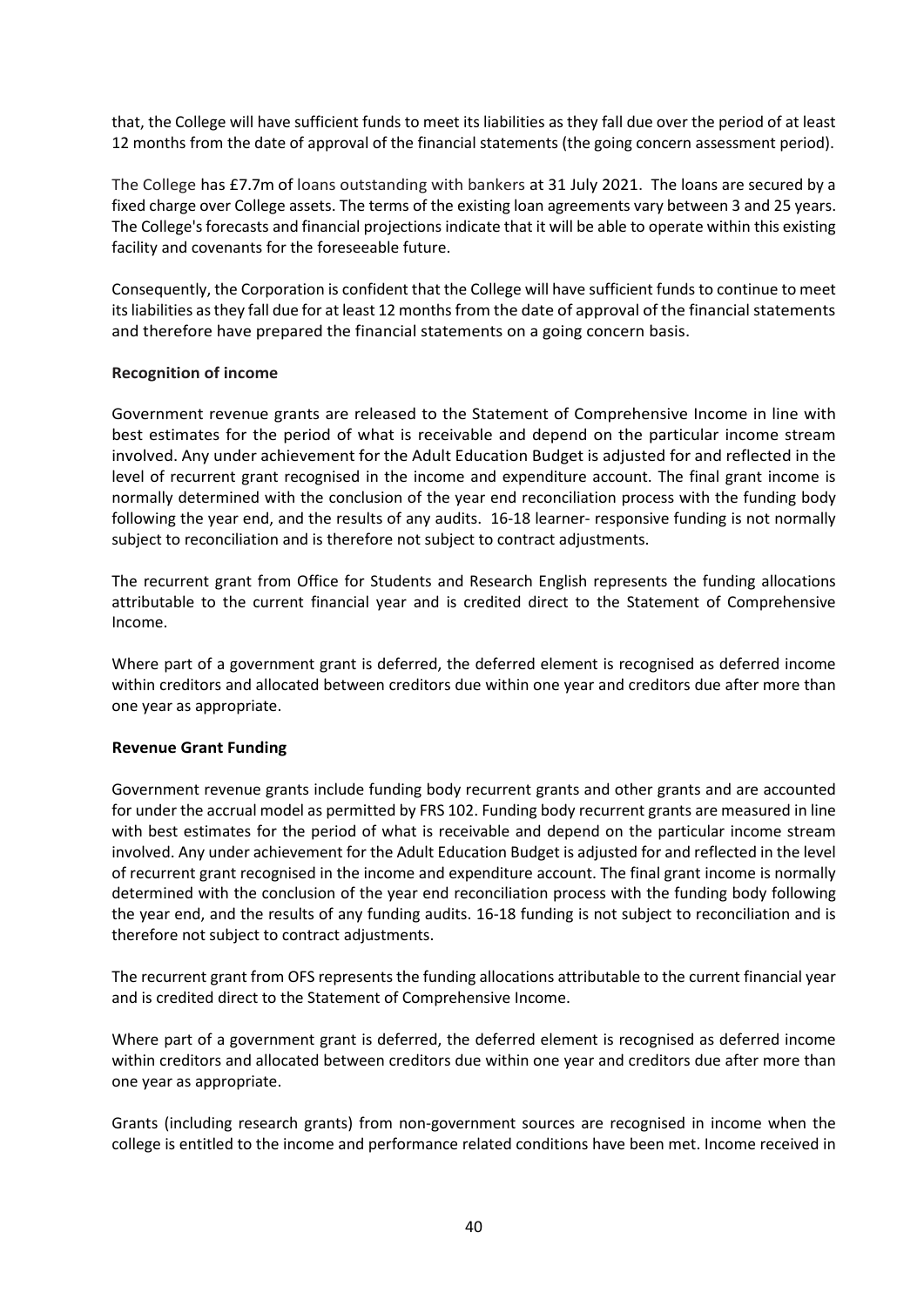that, the College will have sufficient funds to meet its liabilities as they fall due over the period of at least 12 months from the date of approval of the financial statements (the going concern assessment period).

The College has £7.7m of loans outstanding with bankers at 31 July 2021. The loans are secured by a fixed charge over College assets. The terms of the existing loan agreements vary between 3 and 25 years. The College's forecasts and financial projections indicate that it will be able to operate within this existing facility and covenants for the foreseeable future.

Consequently, the Corporation is confident that the College will have sufficient funds to continue to meet its liabilities as they fall due for at least 12 months from the date of approval of the financial statements and therefore have prepared the financial statements on a going concern basis.

**Recognition of income**

Government revenue grants are released to the Statement of Comprehensive Income in line with best estimates for the period of what is receivable and depend on the particular income stream involved. Any under achievement for the Adult Education Budget is adjusted for and reflected in the level of recurrent grant recognised in the income and expenditure account. The final grant income is normally determined with the conclusion of the year end reconciliation process with the funding body following the year end, and the results of any audits. 16-18 learner- responsive funding is not normally subject to reconciliation and is therefore not subject to contract adjustments.

The recurrent grant from Office for Students and Research English represents the funding allocations attributable to the current financial year and is credited direct to the Statement of Comprehensive Income.

Where part of a government grant is deferred, the deferred element is recognised as deferred income within creditors and allocated between creditors due within one year and creditors due after more than one year as appropriate.

**Revenue Grant Funding**

Government revenue grants include funding body recurrent grants and other grants and are accounted for under the accrual model as permitted by FRS 102. Funding body recurrent grants are measured in line with best estimates for the period of what is receivable and depend on the particular income stream involved. Any under achievement for the Adult Education Budget is adjusted for and reflected in the level of recurrent grant recognised in the income and expenditure account. The final grant income is normally determined with the conclusion of the year end reconciliation process with the funding body following the year end, and the results of any funding audits. 16-18 funding is not subject to reconciliation and is therefore not subject to contract adjustments.

The recurrent grant from OFS represents the funding allocations attributable to the current financial year and is credited direct to the Statement of Comprehensive Income.

Where part of a government grant is deferred, the deferred element is recognised as deferred income within creditors and allocated between creditors due within one year and creditors due after more than one year as appropriate.

Grants (including research grants) from non-government sources are recognised in income when the college is entitled to the income and performance related conditions have been met. Income received in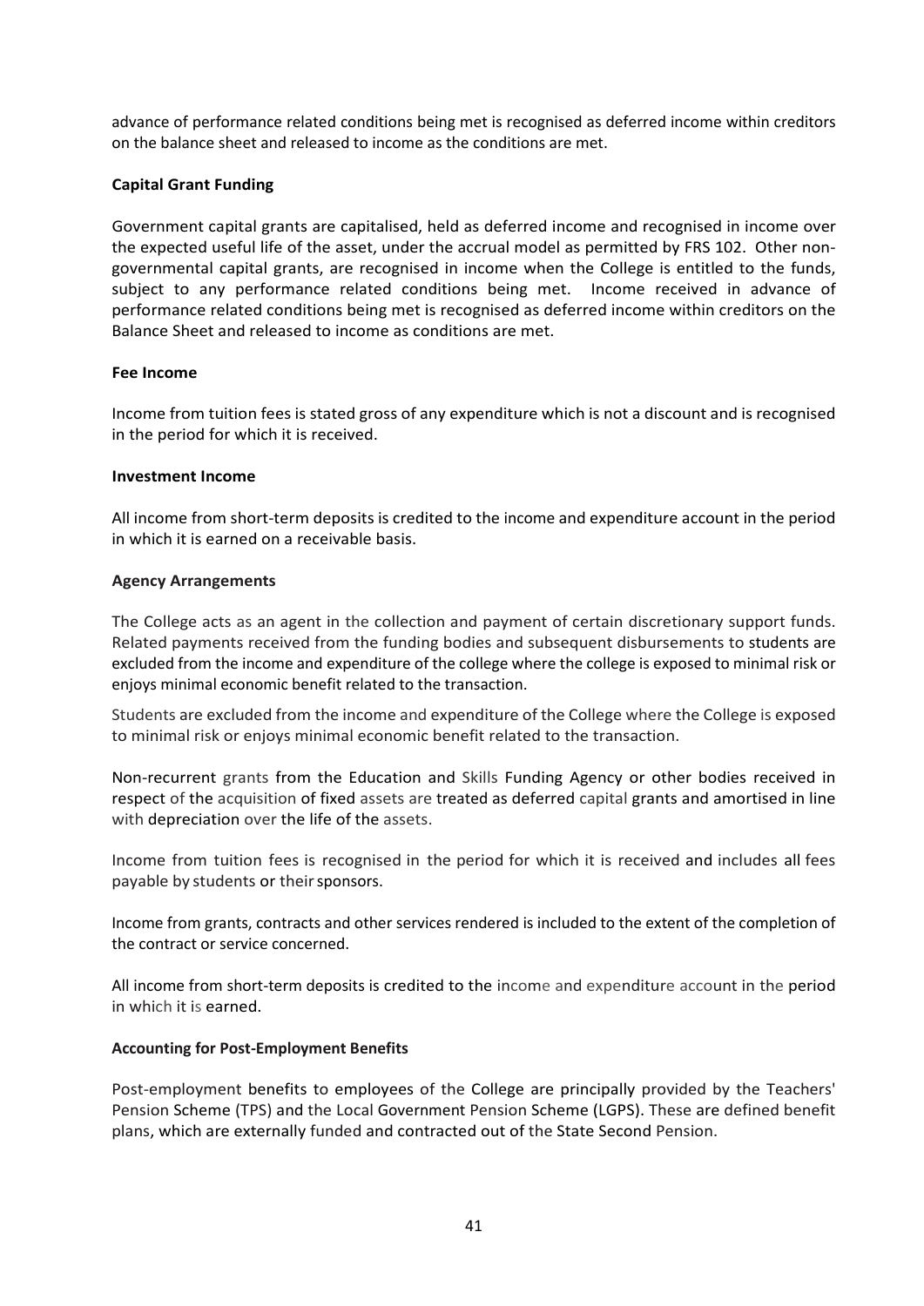advance of performance related conditions being met is recognised as deferred income within creditors on the balance sheet and released to income as the conditions are met.

**Capital Grant Funding**

Government capital grants are capitalised, held as deferred income and recognised in income over the expected useful life of the asset, under the accrual model as permitted by FRS 102. Other non-governmental capital grants, are recognised in income when the College is entitled to the funds, subject to any performance related conditions being met. Income received in advance of performance related conditions being met is recognised as deferred income within creditors on the Balance Sheet and released to income as conditions are met.

**Fee Income**

Income from tuition fees is stated gross of any expenditure which is not a discount and is recognised in the period for which it is received.

**Investment Income**

All income from short-term deposits is credited to the income and expenditure account in the period in which it is earned on a receivable basis.

**Agency Arrangements**

The College acts as an agent in the collection and payment of certain discretionary support funds. Related payments received from the funding bodies and subsequent disbursements to students are excluded from the income and expenditure of the college where the college is exposed to minimal risk or enjoys minimal economic benefit related to the transaction.

Students are excluded from the income and expenditure of the College where the College is exposed to minimal risk or enjoys minimal economic benefit related to the transaction.

Non-recurrent grants from the Education and Skills Funding Agency or other bodies received in respect of the acquisition of fixed assets are treated as deferred capital grants and amortised in line with depreciation over the life of the assets.

Income from tuition fees is recognised in the period for which it is received and includes all fees payable by students or their sponsors.

Income from grants, contracts and other services rendered is included to the extent of the completion of the contract or service concerned.

All income from short-term deposits is credited to the income and expenditure account in the period in which it is earned.

**Accounting for Post-Employment Benefits**

Post-employment benefits to employees of the College are principally provided by the Teachers' Pension Scheme (TPS) and the Local Government Pension Scheme (LGPS). These are defined benefit plans, which are externally funded and contracted out of the State Second Pension.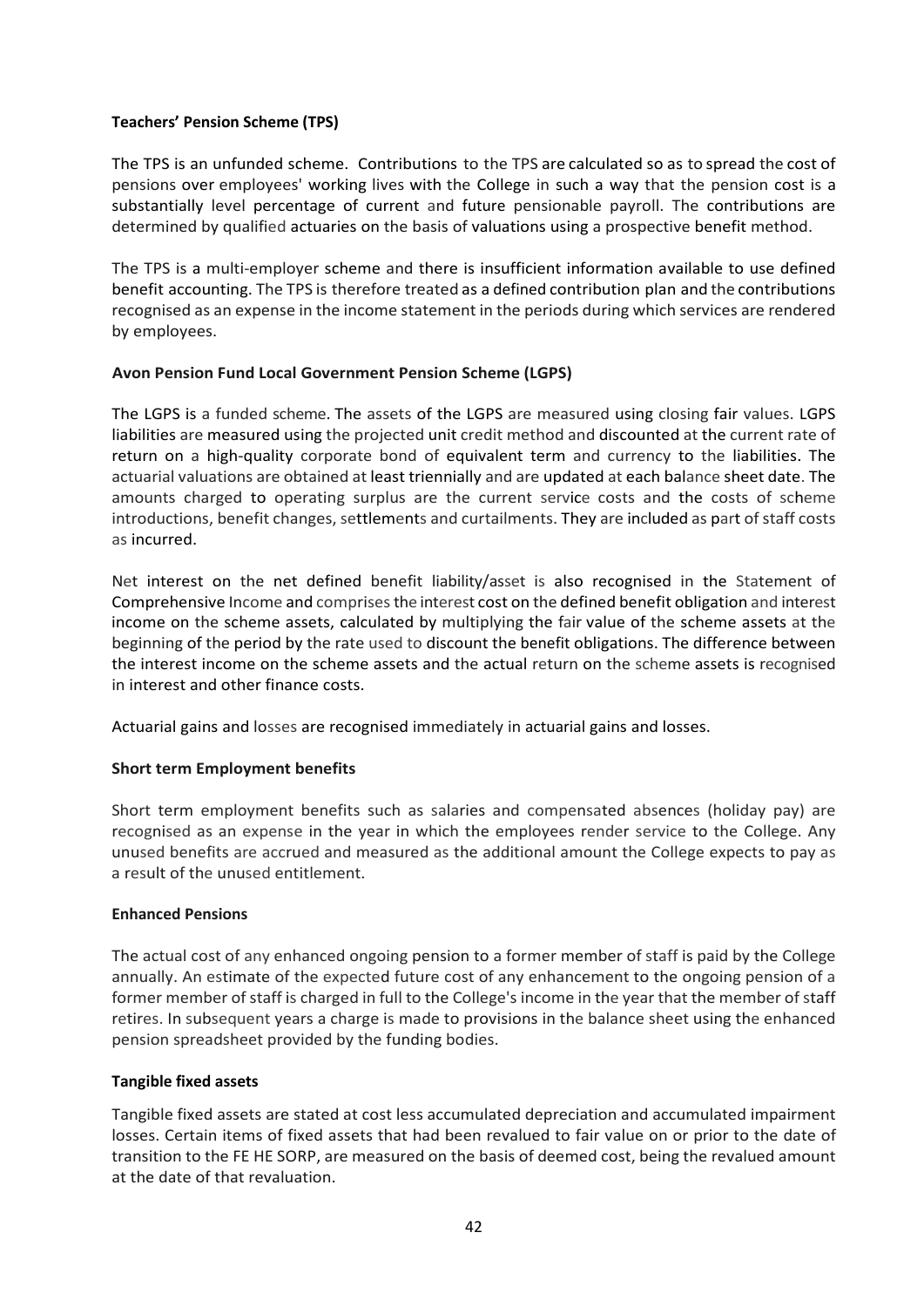**Teachers' Pension Scheme (TPS)**

The TPS is an unfunded scheme. Contributions to the TPS are calculated so as to spread the cost of pensions over employees' working lives with the College in such a way that the pension cost is a substantially level percentage of current and future pensionable payroll. The contributions are determined by qualified actuaries on the basis of valuations using a prospective benefit method.

The TPS is a multi-employer scheme and there is insufficient information available to use defined benefit accounting. The TPS is therefore treated as a defined contribution plan and the contributions recognised as an expense in the income statement in the periods during which services are rendered by employees.

**Avon Pension Fund Local Government Pension Scheme (LGPS)**

The LGPS is a funded scheme. The assets of the LGPS are measured using closing fair values. LGPS liabilities are measured using the projected unit credit method and discounted at the current rate of return on a high-quality corporate bond of equivalent term and currency to the liabilities. The actuarial valuations are obtained at least triennially and are updated at each balance sheet date. The amounts charged to operating surplus are the current service costs and the costs of scheme introductions, benefit changes, settlements and curtailments. They are included as part of staff costs as incurred.

Net interest on the net defined benefit liability/asset is also recognised in the Statement of Comprehensive Income and comprises the interest cost on the defined benefit obligation and interest income on the scheme assets, calculated by multiplying the fair value of the scheme assets at the beginning of the period by the rate used to discount the benefit obligations. The difference between the interest income on the scheme assets and the actual return on the scheme assets is recognised in interest and other finance costs.

Actuarial gains and losses are recognised immediately in actuarial gains and losses.

**Short term Employment benefits**

Short term employment benefits such as salaries and compensated absences (holiday pay) are recognised as an expense in the year in which the employees render service to the College. Any unused benefits are accrued and measured as the additional amount the College expects to pay as a result of the unused entitlement.

**Enhanced Pensions**

The actual cost of any enhanced ongoing pension to a former member of staff is paid by the College annually. An estimate of the expected future cost of any enhancement to the ongoing pension of a former member of staff is charged in full to the College's income in the year that the member of staff retires. In subsequent years a charge is made to provisions in the balance sheet using the enhanced pension spreadsheet provided by the funding bodies.

**Tangible fixed assets**

Tangible fixed assets are stated at cost less accumulated depreciation and accumulated impairment losses. Certain items of fixed assets that had been revalued to fair value on or prior to the date of transition to the FE HE SORP, are measured on the basis of deemed cost, being the revalued amount at the date of that revaluation.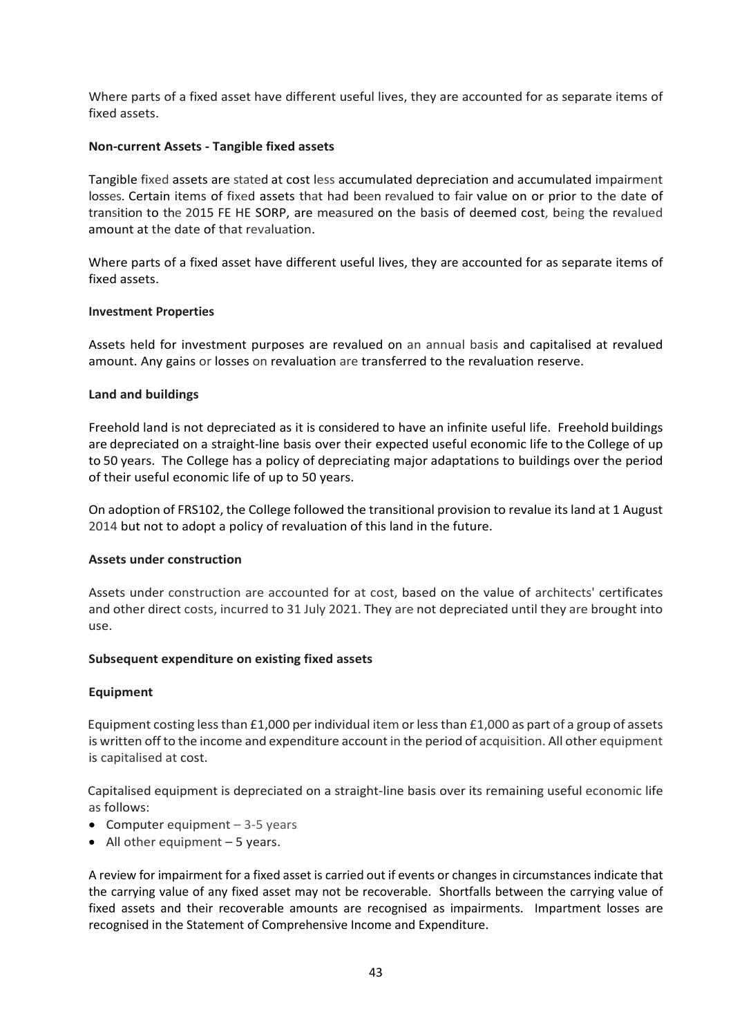Where parts of a fixed asset have different useful lives, they are accounted for as separate items of fixed assets.

**Non-current Assets - Tangible fixed assets**

Tangible fixed assets are stated at cost less accumulated depreciation and accumulated impairment losses. Certain items of fixed assets that had been revalued to fair value on or prior to the date of transition to the 2015 FE HE SORP, are measured on the basis of deemed cost, being the revalued amount at the date of that revaluation.

Where parts of a fixed asset have different useful lives, they are accounted for as separate items of fixed assets.

**Investment Properties**

Assets held for investment purposes are revalued on an annual basis and capitalised at revalued amount. Any gains or losses on revaluation are transferred to the revaluation reserve.

**Land and buildings**

Freehold land is not depreciated as it is considered to have an infinite useful life. Freehold buildings are depreciated on a straight-line basis over their expected useful economic life to the College of up to 50 years. The College has a policy of depreciating major adaptations to buildings over the period of their useful economic life of up to 50 years.

On adoption of FRS102, the College followed the transitional provision to revalue its land at 1 August 2014 but not to adopt a policy of revaluation of this land in the future.

**Assets under construction**

Assets under construction are accounted for at cost, based on the value of architects' certificates and other direct costs, incurred to 31 July 2021. They are not depreciated until they are brought into use.

**Subsequent expenditure on existing fixed assets**

**Equipment**

Equipment costing less than £1,000 per individual item or less than £1,000 as part of a group of assets is written off to the income and expenditure account in the period of acquisition. All other equipment is capitalised at cost.

Capitalised equipment is depreciated on a straight-line basis over its remaining useful economic life as follows:

- Computer equipment – 3-5 years
- All other equipment – 5 years.

A review for impairment for a fixed asset is carried out if events or changes in circumstances indicate that the carrying value of any fixed asset may not be recoverable. Shortfalls between the carrying value of fixed assets and their recoverable amounts are recognised as impairments. Impartment losses are recognised in the Statement of Comprehensive Income and Expenditure.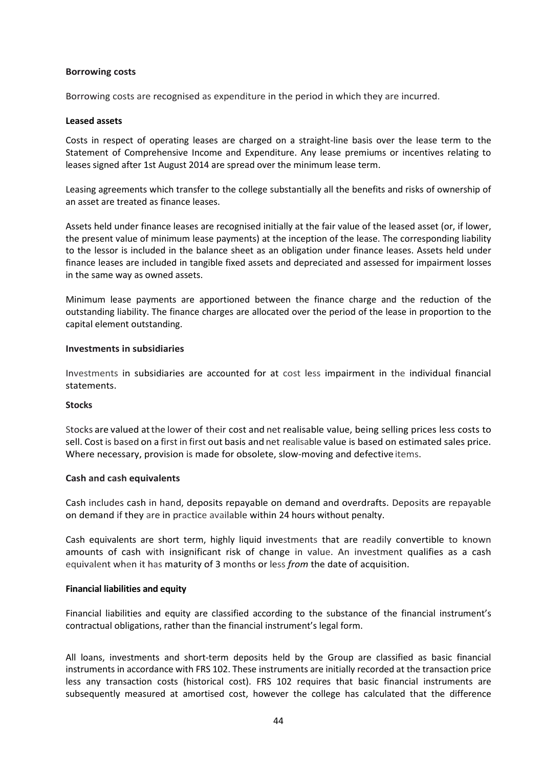**Borrowing costs**

Borrowing costs are recognised as expenditure in the period in which they are incurred.

**Leased assets**

Costs in respect of operating leases are charged on a straight-line basis over the lease term to the Statement of Comprehensive Income and Expenditure. Any lease premiums or incentives relating to leases signed after 1st August 2014 are spread over the minimum lease term.

Leasing agreements which transfer to the college substantially all the benefits and risks of ownership of an asset are treated as finance leases.

Assets held under finance leases are recognised initially at the fair value of the leased asset (or, if lower, the present value of minimum lease payments) at the inception of the lease. The corresponding liability to the lessor is included in the balance sheet as an obligation under finance leases. Assets held under finance leases are included in tangible fixed assets and depreciated and assessed for impairment losses in the same way as owned assets.

Minimum lease payments are apportioned between the finance charge and the reduction of the outstanding liability. The finance charges are allocated over the period of the lease in proportion to the capital element outstanding.

**Investments in subsidiaries**

Investments in subsidiaries are accounted for at cost less impairment in the individual financial statements.

**Stocks**

Stocks are valued at the lower of their cost and net realisable value, being selling prices less costs to sell. Cost is based on a first in first out basis and net realisable value is based on estimated sales price. Where necessary, provision is made for obsolete, slow-moving and defective items.

**Cash and cash equivalents**

Cash includes cash in hand, deposits repayable on demand and overdrafts. Deposits are repayable on demand if they are in practice available within 24 hours without penalty.

Cash equivalents are short term, highly liquid investments that are readily convertible to known amounts of cash with insignificant risk of change in value. An investment qualifies as a cash equivalent when it has maturity of 3 months or less *from* the date of acquisition.

**Financial liabilities and equity**

Financial liabilities and equity are classified according to the substance of the financial instrument's contractual obligations, rather than the financial instrument's legal form.

All loans, investments and short-term deposits held by the Group are classified as basic financial instruments in accordance with FRS 102. These instruments are initially recorded at the transaction price less any transaction costs (historical cost). FRS 102 requires that basic financial instruments are subsequently measured at amortised cost, however the college has calculated that the difference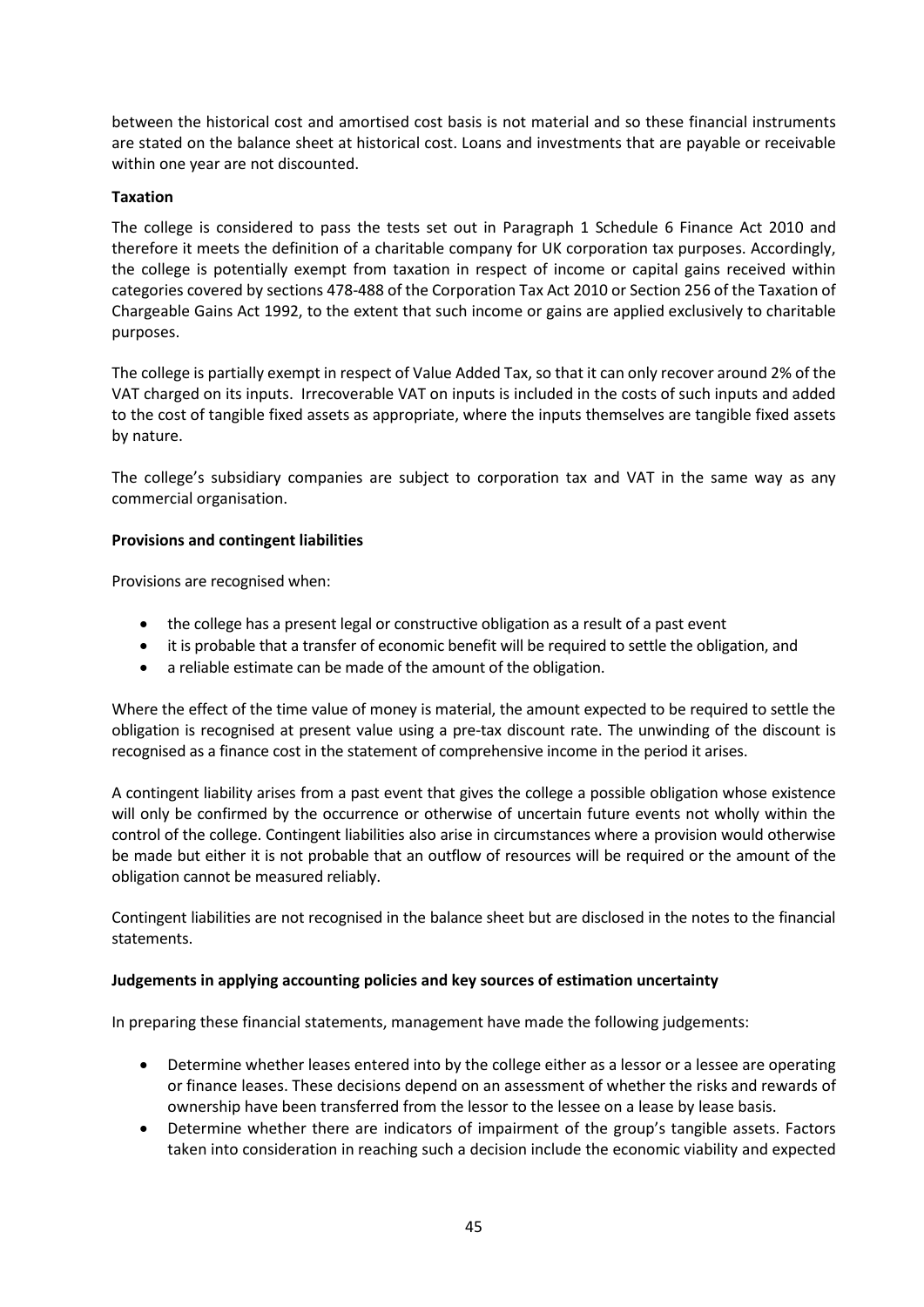between the historical cost and amortised cost basis is not material and so these financial instruments are stated on the balance sheet at historical cost. Loans and investments that are payable or receivable within one year are not discounted.

**Taxation**

The college is considered to pass the tests set out in Paragraph 1 Schedule 6 Finance Act 2010 and therefore it meets the definition of a charitable company for UK corporation tax purposes. Accordingly, the college is potentially exempt from taxation in respect of income or capital gains received within categories covered by sections 478-488 of the Corporation Tax Act 2010 or Section 256 of the Taxation of Chargeable Gains Act 1992, to the extent that such income or gains are applied exclusively to charitable purposes.

The college is partially exempt in respect of Value Added Tax, so that it can only recover around 2% of the VAT charged on its inputs. Irrecoverable VAT on inputs is included in the costs of such inputs and added to the cost of tangible fixed assets as appropriate, where the inputs themselves are tangible fixed assets by nature.

The college's subsidiary companies are subject to corporation tax and VAT in the same way as any commercial organisation.

**Provisions and contingent liabilities**

Provisions are recognised when:

- the college has a present legal or constructive obligation as a result of a past event
- it is probable that a transfer of economic benefit will be required to settle the obligation, and
- a reliable estimate can be made of the amount of the obligation.

Where the effect of the time value of money is material, the amount expected to be required to settle the obligation is recognised at present value using a pre-tax discount rate. The unwinding of the discount is recognised as a finance cost in the statement of comprehensive income in the period it arises.

A contingent liability arises from a past event that gives the college a possible obligation whose existence will only be confirmed by the occurrence or otherwise of uncertain future events not wholly within the control of the college. Contingent liabilities also arise in circumstances where a provision would otherwise be made but either it is not probable that an outflow of resources will be required or the amount of the obligation cannot be measured reliably.

Contingent liabilities are not recognised in the balance sheet but are disclosed in the notes to the financial statements.

**Judgements in applying accounting policies and key sources of estimation uncertainty**

In preparing these financial statements, management have made the following judgements:

- Determine whether leases entered into by the college either as a lessor or a lessee are operating or finance leases. These decisions depend on an assessment of whether the risks and rewards of ownership have been transferred from the lessor to the lessee on a lease by lease basis.
- Determine whether there are indicators of impairment of the group's tangible assets. Factors taken into consideration in reaching such a decision include the economic viability and expected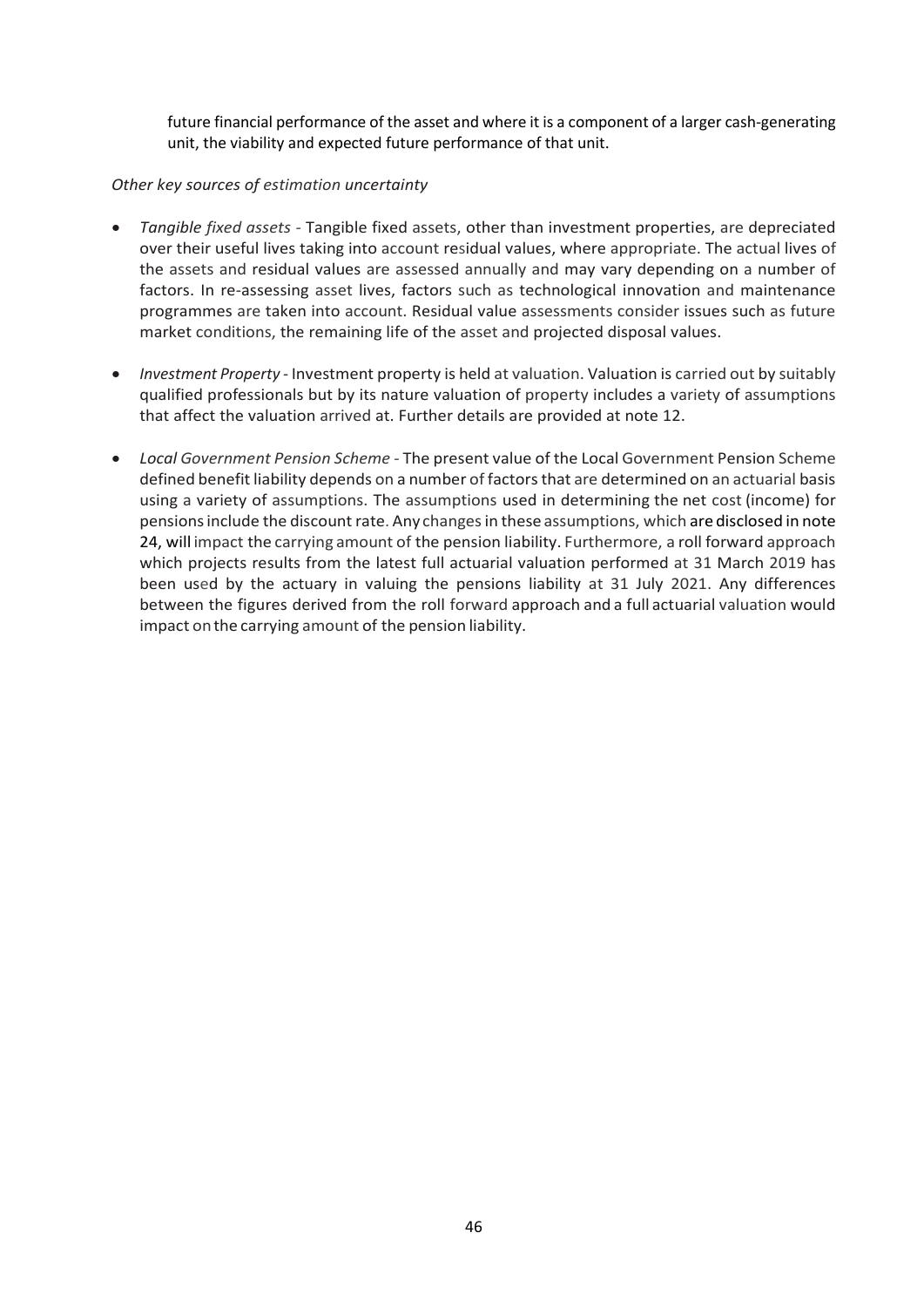future financial performance of the asset and where it is a component of a larger cash-generating unit, the viability and expected future performance of that unit.

*Other key sources of estimation uncertainty*

- *Tangible fixed assets* - Tangible fixed assets, other than investment properties, are depreciated over their useful lives taking into account residual values, where appropriate. The actual lives of the assets and residual values are assessed annually and may vary depending on a number of factors. In re-assessing asset lives, factors such as technological innovation and maintenance programmes are taken into account. Residual value assessments consider issues such as future market conditions, the remaining life of the asset and projected disposal values.

- *Investment Property* - Investment property is held at valuation. Valuation is carried out by suitably qualified professionals but by its nature valuation of property includes a variety of assumptions that affect the valuation arrived at. Further details are provided at note 12.

- *Local Government Pension Scheme* - The present value of the Local Government Pension Scheme defined benefit liability depends on a number of factors that are determined on an actuarial basis using a variety of assumptions. The assumptions used in determining the net cost (income) for pensions include the discount rate. Any changes in these assumptions, which are disclosed in note 24, will impact the carrying amount of the pension liability. Furthermore, a roll forward approach which projects results from the latest full actuarial valuation performed at 31 March 2019 has been used by the actuary in valuing the pensions liability at 31 July 2021. Any differences between the figures derived from the roll forward approach and a full actuarial valuation would impact on the carrying amount of the pension liability.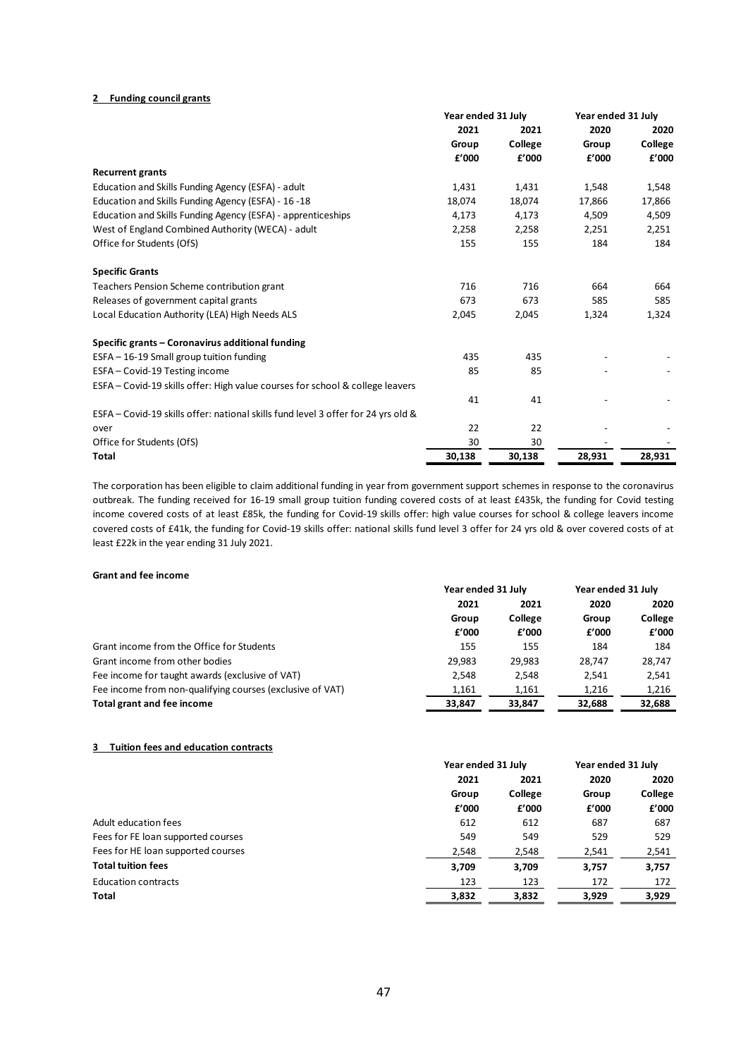## 2 Funding council grants

| | Year ended 31 July | | Year ended 31 July | |
|---|---|---|---|---|
| | 2021 | 2021 | 2020 | 2020 |
| | Group | College | Group | College |
| | £'000 | £'000 | £'000 | £'000 |
| **Recurrent grants** | | | | |
| Education and Skills Funding Agency (ESFA) - adult | 1,431 | 1,431 | 1,548 | 1,548 |
| Education and Skills Funding Agency (ESFA) - 16 -18 | 18,074 | 18,074 | 17,866 | 17,866 |
| Education and Skills Funding Agency (ESFA) - apprenticeships | 4,173 | 4,173 | 4,509 | 4,509 |
| West of England Combined Authority (WECA) - adult | 2,258 | 2,258 | 2,251 | 2,251 |
| Office for Students (OfS) | 155 | 155 | 184 | 184 |
| **Specific Grants** | | | | |
| Teachers Pension Scheme contribution grant | 716 | 716 | 664 | 664 |
| Releases of government capital grants | 673 | 673 | 585 | 585 |
| Local Education Authority (LEA) High Needs ALS | 2,045 | 2,045 | 1,324 | 1,324 |
| **Specific grants – Coronavirus additional funding** | | | | |
| ESFA – 16-19 Small group tuition funding | 435 | 435 | - | - |
| ESFA – Covid-19 Testing income | 85 | 85 | - | - |
| ESFA – Covid-19 skills offer: High value courses for school & college leavers | 41 | 41 | - | - |
| ESFA – Covid-19 skills offer: national skills fund level 3 offer for 24 yrs old & over | 22 | 22 | - | - |
| Office for Students (OfS) | 30 | 30 | - | - |
| **Total** | **30,138** | **30,138** | **28,931** | **28,931** |

The corporation has been eligible to claim additional funding in year from government support schemes in response to the coronavirus outbreak. The funding received for 16-19 small group tuition funding covered costs of at least £435k, the funding for Covid testing income covered costs of at least £85k, the funding for Covid-19 skills offer: high value courses for school & college leavers income covered costs of £41k, the funding for Covid-19 skills offer: national skills fund level 3 offer for 24 yrs old & over covered costs of at least £22k in the year ending 31 July 2021.

**Grant and fee income**

| | Year ended 31 July | | Year ended 31 July | |
|---|---|---|---|---|
| | 2021 | 2021 | 2020 | 2020 |
| | Group | College | Group | College |
| | £'000 | £'000 | £'000 | £'000 |
| Grant income from the Office for Students | 155 | 155 | 184 | 184 |
| Grant income from other bodies | 29,983 | 29,983 | 28,747 | 28,747 |
| Fee income for taught awards (exclusive of VAT) | 2,548 | 2,548 | 2,541 | 2,541 |
| Fee income from non-qualifying courses (exclusive of VAT) | 1,161 | 1,161 | 1,216 | 1,216 |
| **Total grant and fee income** | **33,847** | **33,847** | **32,688** | **32,688** |

## 3 Tuition fees and education contracts

| | Year ended 31 July | | Year ended 31 July | |
|---|---|---|---|---|
| | 2021 | 2021 | 2020 | 2020 |
| | Group | College | Group | College |
| | £'000 | £'000 | £'000 | £'000 |
| Adult education fees | 612 | 612 | 687 | 687 |
| Fees for FE loan supported courses | 549 | 549 | 529 | 529 |
| Fees for HE loan supported courses | 2,548 | 2,548 | 2,541 | 2,541 |
| **Total tuition fees** | **3,709** | **3,709** | **3,757** | **3,757** |
| Education contracts | 123 | 123 | 172 | 172 |
| **Total** | **3,832** | **3,832** | **3,929** | **3,929** |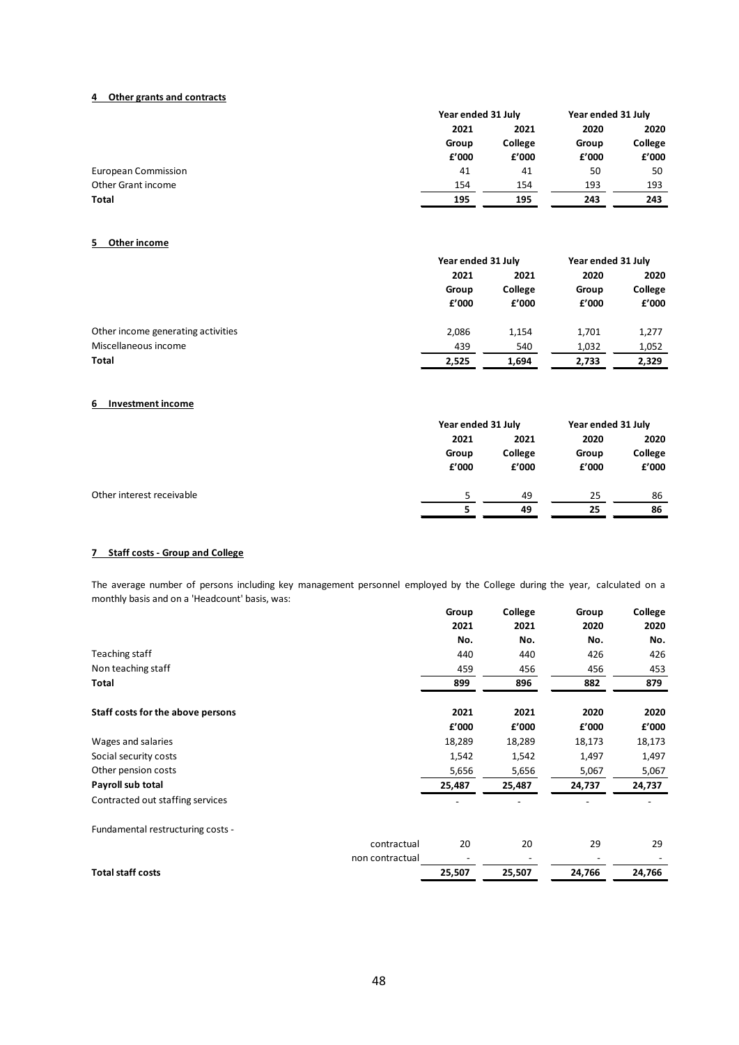## 4 Other grants and contracts

| | Year ended 31 July | | Year ended 31 July | |
|---|---|---|---|---|
| | 2021 | 2021 | 2020 | 2020 |
| | Group | College | Group | College |
| | £'000 | £'000 | £'000 | £'000 |
| European Commission | 41 | 41 | 50 | 50 |
| Other Grant income | 154 | 154 | 193 | 193 |
| **Total** | **195** | **195** | **243** | **243** |

## 5 Other income

| | Year ended 31 July | | Year ended 31 July | |
|---|---|---|---|---|
| | 2021 | 2021 | 2020 | 2020 |
| | Group | College | Group | College |
| | £'000 | £'000 | £'000 | £'000 |
| Other income generating activities | 2,086 | 1,154 | 1,701 | 1,277 |
| Miscellaneous income | 439 | 540 | 1,032 | 1,052 |
| **Total** | **2,525** | **1,694** | **2,733** | **2,329** |

## 6 Investment income

| | Year ended 31 July | | Year ended 31 July | |
|---|---|---|---|---|
| | 2021 | 2021 | 2020 | 2020 |
| | Group | College | Group | College |
| | £'000 | £'000 | £'000 | £'000 |
| Other interest receivable | 5 | 49 | 25 | 86 |
| | **5** | **49** | **25** | **86** |

## 7 Staff costs - Group and College

The average number of persons including key management personnel employed by the College during the year, calculated on a monthly basis and on a 'Headcount' basis, was:

| | | Group | College | Group | College |
|---|---|---|---|---|---|
| | | 2021 | 2021 | 2020 | 2020 |
| | | No. | No. | No. | No. |
| Teaching staff | | 440 | 440 | 426 | 426 |
| Non teaching staff | | 459 | 456 | 456 | 453 |
| **Total** | | **899** | **896** | **882** | **879** |
| **Staff costs for the above persons** | | **2021** | **2021** | **2020** | **2020** |
| | | **£'000** | **£'000** | **£'000** | **£'000** |
| Wages and salaries | | 18,289 | 18,289 | 18,173 | 18,173 |
| Social security costs | | 1,542 | 1,542 | 1,497 | 1,497 |
| Other pension costs | | 5,656 | 5,656 | 5,067 | 5,067 |
| **Payroll sub total** | | **25,487** | **25,487** | **24,737** | **24,737** |
| Contracted out staffing services | | - | - | - | - |
| Fundamental restructuring costs - | | | | | |
| | contractual | 20 | 20 | 29 | 29 |
| | non contractual | - | - | - | - |
| **Total staff costs** | | **25,507** | **25,507** | **24,766** | **24,766** |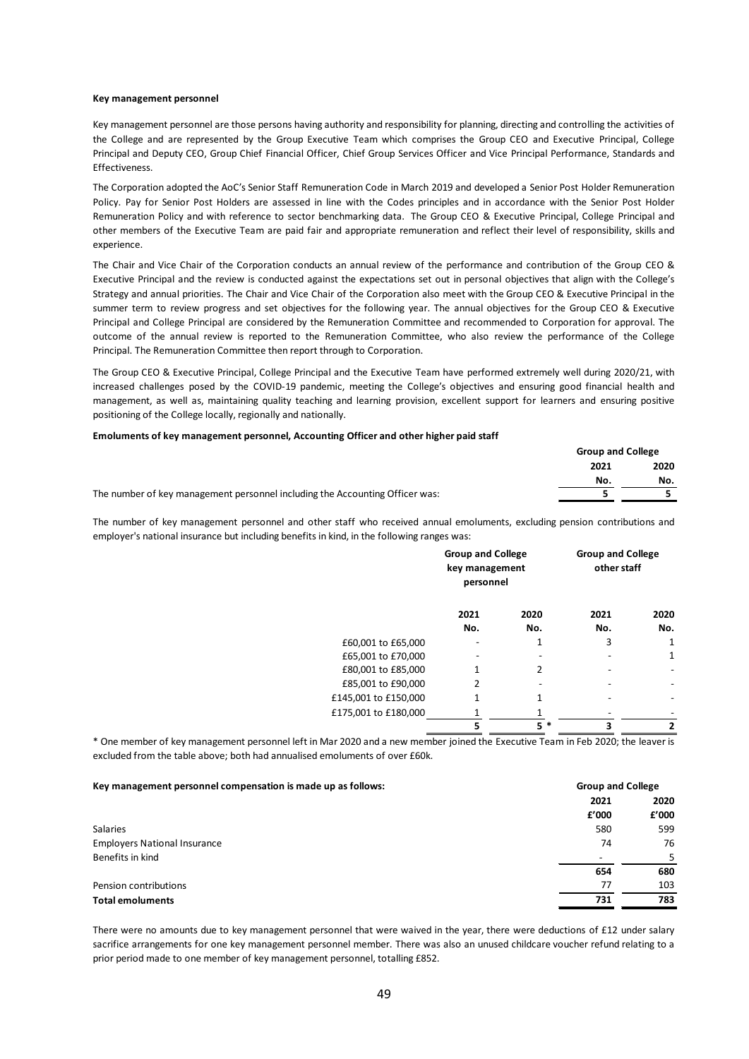**Key management personnel**

Key management personnel are those persons having authority and responsibility for planning, directing and controlling the activities of the College and are represented by the Group Executive Team which comprises the Group CEO and Executive Principal, College Principal and Deputy CEO, Group Chief Financial Officer, Chief Group Services Officer and Vice Principal Performance, Standards and Effectiveness.

The Corporation adopted the AoC's Senior Staff Remuneration Code in March 2019 and developed a Senior Post Holder Remuneration Policy. Pay for Senior Post Holders are assessed in line with the Codes principles and in accordance with the Senior Post Holder Remuneration Policy and with reference to sector benchmarking data. The Group CEO & Executive Principal, College Principal and other members of the Executive Team are paid fair and appropriate remuneration and reflect their level of responsibility, skills and experience.

The Chair and Vice Chair of the Corporation conducts an annual review of the performance and contribution of the Group CEO & Executive Principal and the review is conducted against the expectations set out in personal objectives that align with the College's Strategy and annual priorities. The Chair and Vice Chair of the Corporation also meet with the Group CEO & Executive Principal in the summer term to review progress and set objectives for the following year. The annual objectives for the Group CEO & Executive Principal and College Principal are considered by the Remuneration Committee and recommended to Corporation for approval. The outcome of the annual review is reported to the Remuneration Committee, who also review the performance of the College Principal. The Remuneration Committee then report through to Corporation.

The Group CEO & Executive Principal, College Principal and the Executive Team have performed extremely well during 2020/21, with increased challenges posed by the COVID-19 pandemic, meeting the College's objectives and ensuring good financial health and management, as well as, maintaining quality teaching and learning provision, excellent support for learners and ensuring positive positioning of the College locally, regionally and nationally.

**Emoluments of key management personnel, Accounting Officer and other higher paid staff**

| | Group and College | |
|---|---|---|
| | 2021 | 2020 |
| | No. | No. |
| The number of key management personnel including the Accounting Officer was: | 5 | 5 |

The number of key management personnel and other staff who received annual emoluments, excluding pension contributions and employer's national insurance but including benefits in kind, in the following ranges was:

| | Group and College key management personnel | | Group and College other staff | |
|---|---|---|---|---|
| | 2021 | 2020 | 2021 | 2020 |
| | No. | No. | No. | No. |
| £60,001 to £65,000 | - | 1 | 3 | 1 |
| £65,001 to £70,000 | - | - | - | 1 |
| £80,001 to £85,000 | 1 | 2 | - | - |
| £85,001 to £90,000 | 2 | - | - | - |
| £145,001 to £150,000 | 1 | 1 | - | - |
| £175,001 to £180,000 | 1 | 1 | - | - |
| | 5 | 5 * | 3 | 2 |

\* One member of key management personnel left in Mar 2020 and a new member joined the Executive Team in Feb 2020; the leaver is excluded from the table above; both had annualised emoluments of over £60k.

| Key management personnel compensation is made up as follows: | Group and College | |
|---|---|---|
| | 2021 | 2020 |
| | £'000 | £'000 |
| Salaries | 580 | 599 |
| Employers National Insurance | 74 | 76 |
| Benefits in kind | - | 5 |
| | 654 | 680 |
| Pension contributions | 77 | 103 |
| **Total emoluments** | **731** | **783** |

There were no amounts due to key management personnel that were waived in the year, there were deductions of £12 under salary sacrifice arrangements for one key management personnel member. There was also an unused childcare voucher refund relating to a prior period made to one member of key management personnel, totalling £852.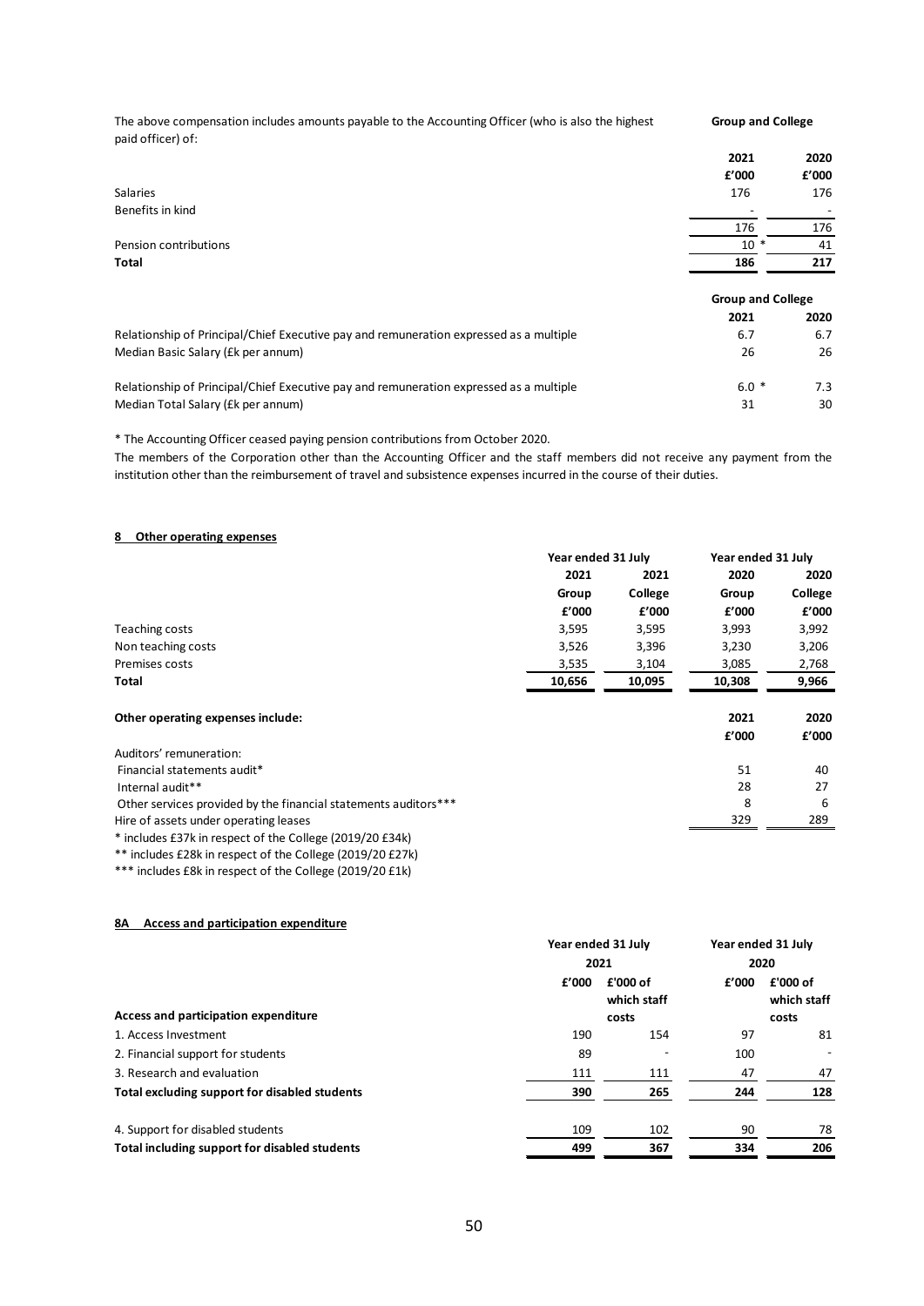The above compensation includes amounts payable to the Accounting Officer (who is also the highest paid officer) of:

| | Group and College | |
|---|---|---|
| | 2021 | 2020 |
| | £'000 | £'000 |
| Salaries | 176 | 176 |
| Benefits in kind | - | - |
| | 176 | 176 |
| Pension contributions | 10 * | 41 |
| **Total** | **186** | **217** |

| | Group and College | |
|---|---|---|
| | 2021 | 2020 |
| Relationship of Principal/Chief Executive pay and remuneration expressed as a multiple | 6.7 | 6.7 |
| Median Basic Salary (£k per annum) | 26 | 26 |
| Relationship of Principal/Chief Executive pay and remuneration expressed as a multiple | 6.0 * | 7.3 |
| Median Total Salary (£k per annum) | 31 | 30 |

* The Accounting Officer ceased paying pension contributions from October 2020.

The members of the Corporation other than the Accounting Officer and the staff members did not receive any payment from the institution other than the reimbursement of travel and subsistence expenses incurred in the course of their duties.

## 8 Other operating expenses

| | Year ended 31 July | | Year ended 31 July | |
|---|---|---|---|---|
| | 2021 | 2021 | 2020 | 2020 |
| | Group | College | Group | College |
| | £'000 | £'000 | £'000 | £'000 |
| Teaching costs | 3,595 | 3,595 | 3,993 | 3,992 |
| Non teaching costs | 3,526 | 3,396 | 3,230 | 3,206 |
| Premises costs | 3,535 | 3,104 | 3,085 | 2,768 |
| **Total** | **10,656** | **10,095** | **10,308** | **9,966** |

| **Other operating expenses include:** | 2021 | 2020 |
|---|---|---|
| | £'000 | £'000 |
| Auditors' remuneration: | | |
| Financial statements audit* | 51 | 40 |
| Internal audit** | 28 | 27 |
| Other services provided by the financial statements auditors*** | 8 | 6 |
| Hire of assets under operating leases | 329 | 289 |

* includes £37k in respect of the College (2019/20 £34k)

** includes £28k in respect of the College (2019/20 £27k)

*** includes £8k in respect of the College (2019/20 £1k)

## 8A Access and participation expenditure

| | Year ended 31 July | | Year ended 31 July | |
|---|---|---|---|---|
| | 2021 | | 2020 | |
| **Access and participation expenditure** | £'000 | £'000 of which staff costs | £'000 | £'000 of which staff costs |
| 1. Access Investment | 190 | 154 | 97 | 81 |
| 2. Financial support for students | 89 | - | 100 | - |
| 3. Research and evaluation | 111 | 111 | 47 | 47 |
| **Total excluding support for disabled students** | **390** | **265** | **244** | **128** |
| 4. Support for disabled students | 109 | 102 | 90 | 78 |
| **Total including support for disabled students** | **499** | **367** | **334** | **206** |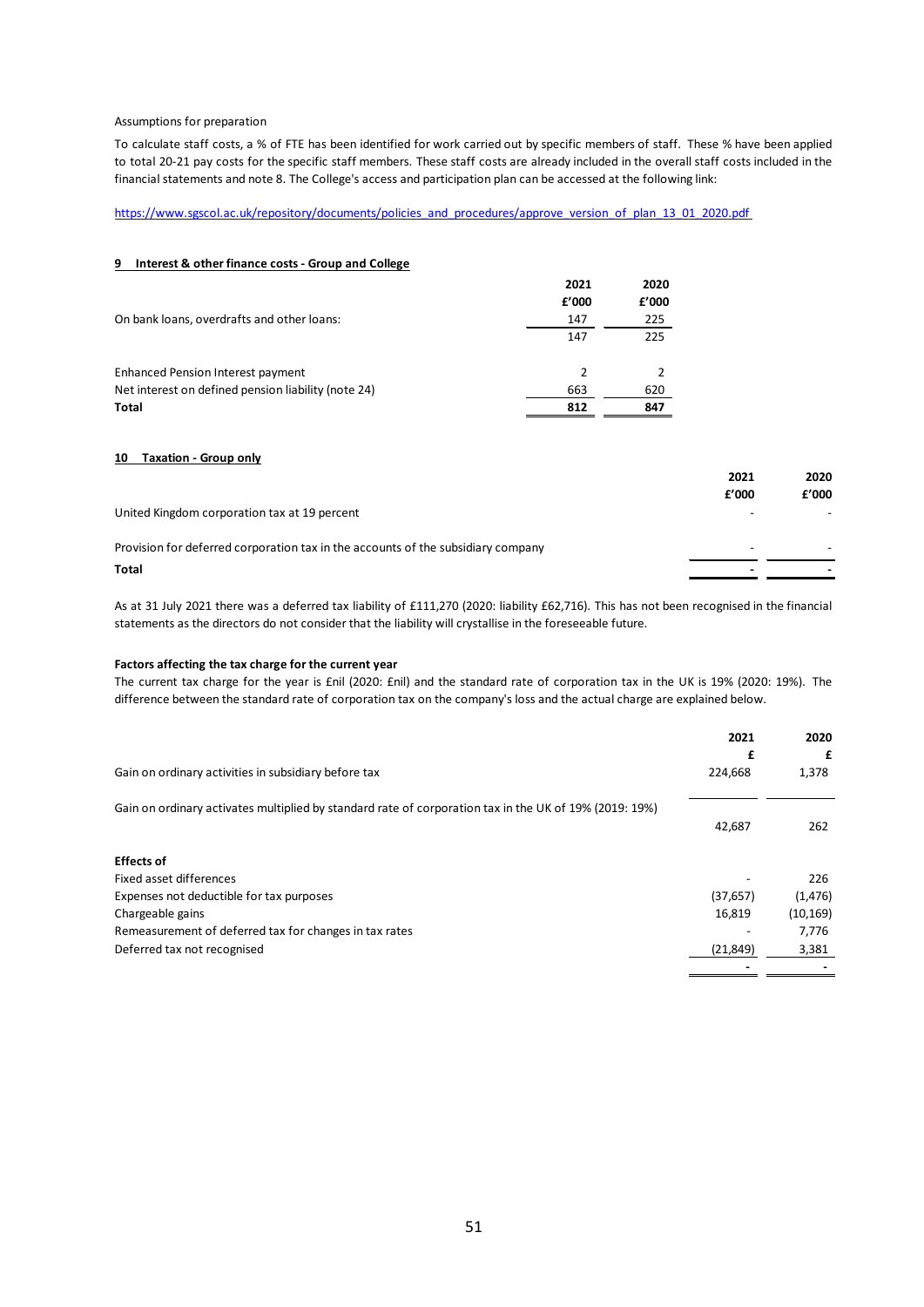Assumptions for preparation

To calculate staff costs, a % of FTE has been identified for work carried out by specific members of staff. These % have been applied to total 20-21 pay costs for the specific staff members. These staff costs are already included in the overall staff costs included in the financial statements and note 8. The College's access and participation plan can be accessed at the following link:

https://www.sgscol.ac.uk/repository/documents/policies_and_procedures/approve_version_of_plan_13_01_2020.pdf

## 9 Interest & other finance costs - Group and College

| | 2021 | 2020 |
|---|---|---|
| | £'000 | £'000 |
| On bank loans, overdrafts and other loans: | 147 | 225 |
| | 147 | 225 |
| | | |
| Enhanced Pension Interest payment | 2 | 2 |
| Net interest on defined pension liability (note 24) | 663 | 620 |
| **Total** | **812** | **847** |

## 10 Taxation - Group only

| | 2021 | 2020 |
|---|---|---|
| | £'000 | £'000 |
| United Kingdom corporation tax at 19 percent | - | - |
| | | |
| Provision for deferred corporation tax in the accounts of the subsidiary company | - | - |
| **Total** | **-** | **-** |

As at 31 July 2021 there was a deferred tax liability of £111,270 (2020: liability £62,716). This has not been recognised in the financial statements as the directors do not consider that the liability will crystallise in the foreseeable future.

**Factors affecting the tax charge for the current year**

The current tax charge for the year is £nil (2020: £nil) and the standard rate of corporation tax in the UK is 19% (2020: 19%). The difference between the standard rate of corporation tax on the company's loss and the actual charge are explained below.

| | 2021 | 2020 |
|---|---|---|
| | £ | £ |
| Gain on ordinary activities in subsidiary before tax | 224,668 | 1,378 |
| | | |
| Gain on ordinary activates multiplied by standard rate of corporation tax in the UK of 19% (2019: 19%) | 42,687 | 262 |
| | | |
| **Effects of** | | |
| Fixed asset differences | - | 226 |
| Expenses not deductible for tax purposes | (37,657) | (1,476) |
| Chargeable gains | 16,819 | (10,169) |
| Remeasurement of deferred tax for changes in tax rates | - | 7,776 |
| Deferred tax not recognised | (21,849) | 3,381 |
| | - | - |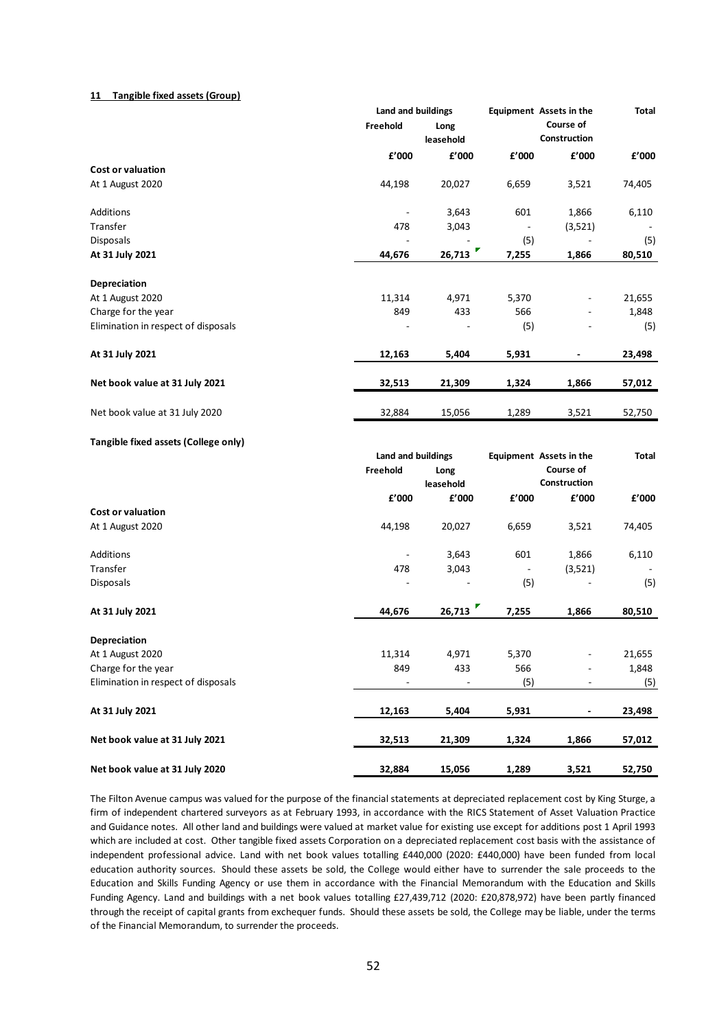**11 Tangible fixed assets (Group)**

| | Land and buildings | | Equipment | Assets in the Course of Construction | Total |
|---|---|---|---|---|---|
| | Freehold | Long leasehold | | | |
| | £'000 | £'000 | £'000 | £'000 | £'000 |
| **Cost or valuation** | | | | | |
| At 1 August 2020 | 44,198 | 20,027 | 6,659 | 3,521 | 74,405 |
| Additions | - | 3,643 | 601 | 1,866 | 6,110 |
| Transfer | 478 | 3,043 | - | (3,521) | - |
| Disposals | - | - | (5) | - | (5) |
| **At 31 July 2021** | **44,676** | **26,713** | **7,255** | **1,866** | **80,510** |
| **Depreciation** | | | | | |
| At 1 August 2020 | 11,314 | 4,971 | 5,370 | - | 21,655 |
| Charge for the year | 849 | 433 | 566 | - | 1,848 |
| Elimination in respect of disposals | - | - | (5) | - | (5) |
| **At 31 July 2021** | **12,163** | **5,404** | **5,931** | **-** | **23,498** |
| **Net book value at 31 July 2021** | **32,513** | **21,309** | **1,324** | **1,866** | **57,012** |
| Net book value at 31 July 2020 | 32,884 | 15,056 | 1,289 | 3,521 | 52,750 |

**Tangible fixed assets (College only)**

| | Land and buildings | | Equipment | Assets in the Course of Construction | Total |
|---|---|---|---|---|---|
| | Freehold | Long leasehold | | | |
| | £'000 | £'000 | £'000 | £'000 | £'000 |
| **Cost or valuation** | | | | | |
| At 1 August 2020 | 44,198 | 20,027 | 6,659 | 3,521 | 74,405 |
| Additions | - | 3,643 | 601 | 1,866 | 6,110 |
| Transfer | 478 | 3,043 | - | (3,521) | - |
| Disposals | - | - | (5) | - | (5) |
| **At 31 July 2021** | **44,676** | **26,713** | **7,255** | **1,866** | **80,510** |
| **Depreciation** | | | | | |
| At 1 August 2020 | 11,314 | 4,971 | 5,370 | - | 21,655 |
| Charge for the year | 849 | 433 | 566 | - | 1,848 |
| Elimination in respect of disposals | - | - | (5) | - | (5) |
| **At 31 July 2021** | **12,163** | **5,404** | **5,931** | **-** | **23,498** |
| **Net book value at 31 July 2021** | **32,513** | **21,309** | **1,324** | **1,866** | **57,012** |
| **Net book value at 31 July 2020** | **32,884** | **15,056** | **1,289** | **3,521** | **52,750** |

The Filton Avenue campus was valued for the purpose of the financial statements at depreciated replacement cost by King Sturge, a firm of independent chartered surveyors as at February 1993, in accordance with the RICS Statement of Asset Valuation Practice and Guidance notes. All other land and buildings were valued at market value for existing use except for additions post 1 April 1993 which are included at cost. Other tangible fixed assets Corporation on a depreciated replacement cost basis with the assistance of independent professional advice. Land with net book values totalling £440,000 (2020: £440,000) have been funded from local education authority sources. Should these assets be sold, the College would either have to surrender the sale proceeds to the Education and Skills Funding Agency or use them in accordance with the Financial Memorandum with the Education and Skills Funding Agency. Land and buildings with a net book values totalling £27,439,712 (2020: £20,878,972) have been partly financed through the receipt of capital grants from exchequer funds. Should these assets be sold, the College may be liable, under the terms of the Financial Memorandum, to surrender the proceeds.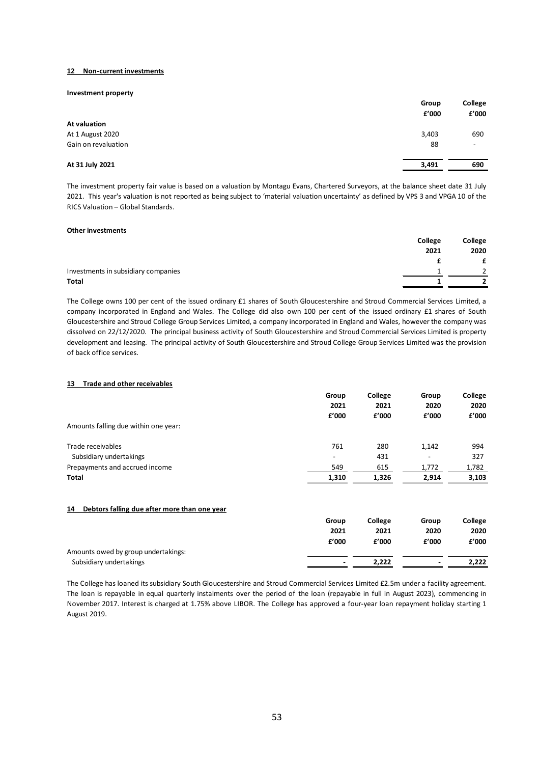## 12 Non-current investments

**Investment property**

| | Group | College |
|---|---|---|
| | £'000 | £'000 |
| **At valuation** | | |
| At 1 August 2020 | 3,403 | 690 |
| Gain on revaluation | 88 | - |
| **At 31 July 2021** | **3,491** | **690** |

The investment property fair value is based on a valuation by Montagu Evans, Chartered Surveyors, at the balance sheet date 31 July 2021. This year's valuation is not reported as being subject to 'material valuation uncertainty' as defined by VPS 3 and VPGA 10 of the RICS Valuation – Global Standards.

**Other investments**

| | College | College |
|---|---|---|
| | 2021 | 2020 |
| | £ | £ |
| Investments in subsidiary companies | 1 | 2 |
| **Total** | **1** | **2** |

The College owns 100 per cent of the issued ordinary £1 shares of South Gloucestershire and Stroud Commercial Services Limited, a company incorporated in England and Wales. The College did also own 100 per cent of the issued ordinary £1 shares of South Gloucestershire and Stroud College Group Services Limited, a company incorporated in England and Wales, however the company was dissolved on 22/12/2020. The principal business activity of South Gloucestershire and Stroud Commercial Services Limited is property development and leasing. The principal activity of South Gloucestershire and Stroud College Group Services Limited was the provision of back office services.

## 13 Trade and other receivables

| | Group | College | Group | College |
|---|---|---|---|---|
| | 2021 | 2021 | 2020 | 2020 |
| | £'000 | £'000 | £'000 | £'000 |
| Amounts falling due within one year: | | | | |
| Trade receivables | 761 | 280 | 1,142 | 994 |
| Subsidiary undertakings | - | 431 | - | 327 |
| Prepayments and accrued income | 549 | 615 | 1,772 | 1,782 |
| **Total** | **1,310** | **1,326** | **2,914** | **3,103** |

## 14 Debtors falling due after more than one year

| | Group | College | Group | College |
|---|---|---|---|---|
| | 2021 | 2021 | 2020 | 2020 |
| | £'000 | £'000 | £'000 | £'000 |
| Amounts owed by group undertakings: | | | | |
| Subsidiary undertakings | - | 2,222 | - | 2,222 |

The College has loaned its subsidiary South Gloucestershire and Stroud Commercial Services Limited £2.5m under a facility agreement. The loan is repayable in equal quarterly instalments over the period of the loan (repayable in full in August 2023), commencing in November 2017. Interest is charged at 1.75% above LIBOR. The College has approved a four-year loan repayment holiday starting 1 August 2019.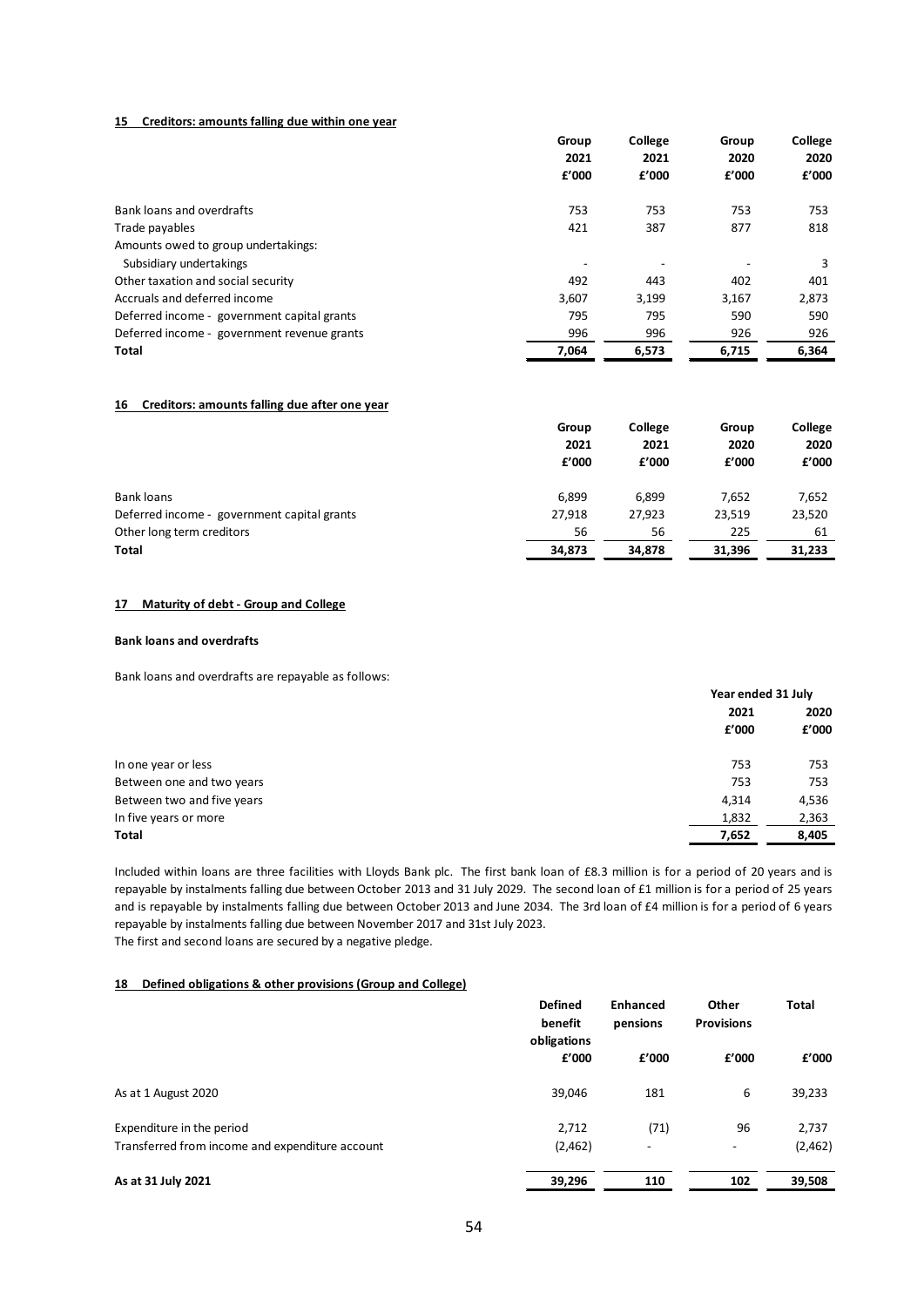### 15 Creditors: amounts falling due within one year

| | Group 2021 £'000 | College 2021 £'000 | Group 2020 £'000 | College 2020 £'000 |
|---|---|---|---|---|
| Bank loans and overdrafts | 753 | 753 | 753 | 753 |
| Trade payables | 421 | 387 | 877 | 818 |
| Amounts owed to group undertakings: | | | | |
| Subsidiary undertakings | - | - | - | 3 |
| Other taxation and social security | 492 | 443 | 402 | 401 |
| Accruals and deferred income | 3,607 | 3,199 | 3,167 | 2,873 |
| Deferred income - government capital grants | 795 | 795 | 590 | 590 |
| Deferred income - government revenue grants | 996 | 996 | 926 | 926 |
| **Total** | **7,064** | **6,573** | **6,715** | **6,364** |

### 16 Creditors: amounts falling due after one year

| | Group 2021 £'000 | College 2021 £'000 | Group 2020 £'000 | College 2020 £'000 |
|---|---|---|---|---|
| Bank loans | 6,899 | 6,899 | 7,652 | 7,652 |
| Deferred income - government capital grants | 27,918 | 27,923 | 23,519 | 23,520 |
| Other long term creditors | 56 | 56 | 225 | 61 |
| **Total** | **34,873** | **34,878** | **31,396** | **31,233** |

### 17 Maturity of debt - Group and College

**Bank loans and overdrafts**

Bank loans and overdrafts are repayable as follows:

| | Year ended 31 July 2021 £'000 | 2020 £'000 |
|---|---|---|
| In one year or less | 753 | 753 |
| Between one and two years | 753 | 753 |
| Between two and five years | 4,314 | 4,536 |
| In five years or more | 1,832 | 2,363 |
| **Total** | **7,652** | **8,405** |

Included within loans are three facilities with Lloyds Bank plc. The first bank loan of £8.3 million is for a period of 20 years and is repayable by instalments falling due between October 2013 and 31 July 2029. The second loan of £1 million is for a period of 25 years and is repayable by instalments falling due between October 2013 and June 2034. The 3rd loan of £4 million is for a period of 6 years repayable by instalments falling due between November 2017 and 31st July 2023.
The first and second loans are secured by a negative pledge.

### 18 Defined obligations & other provisions (Group and College)

| | Defined benefit obligations £'000 | Enhanced pensions £'000 | Other Provisions £'000 | Total £'000 |
|---|---|---|---|---|
| As at 1 August 2020 | 39,046 | 181 | 6 | 39,233 |
| Expenditure in the period | 2,712 | (71) | 96 | 2,737 |
| Transferred from income and expenditure account | (2,462) | - | - | (2,462) |
| **As at 31 July 2021** | **39,296** | **110** | **102** | **39,508** |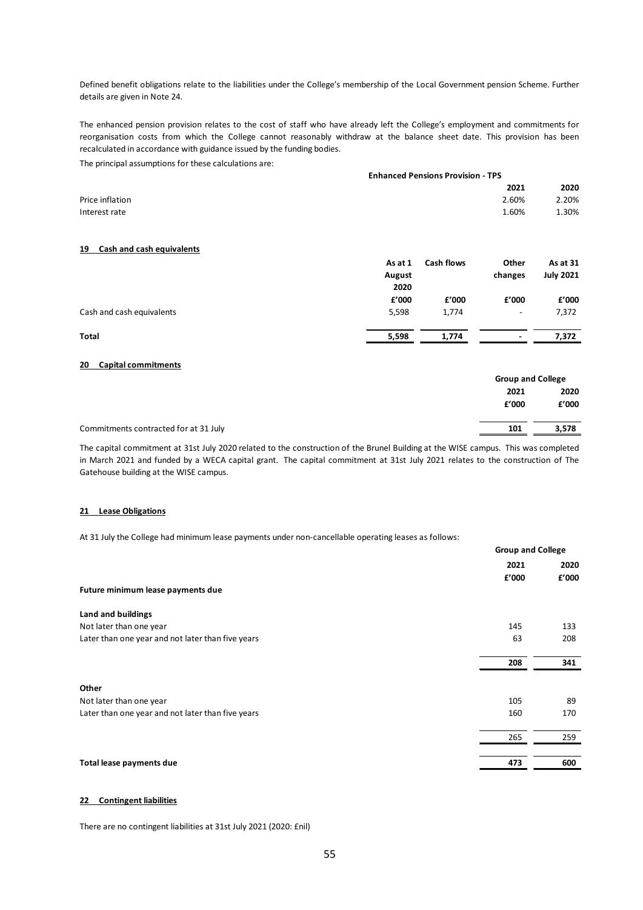Defined benefit obligations relate to the liabilities under the College's membership of the Local Government pension Scheme. Further details are given in Note 24.

The enhanced pension provision relates to the cost of staff who have already left the College's employment and commitments for reorganisation costs from which the College cannot reasonably withdraw at the balance sheet date. This provision has been recalculated in accordance with guidance issued by the funding bodies.

The principal assumptions for these calculations are:

| | Enhanced Pensions Provision - TPS | |
|---|---|---|
| | **2021** | **2020** |
| Price inflation | 2.60% | 2.20% |
| Interest rate | 1.60% | 1.30% |

## 19 Cash and cash equivalents

| | As at 1 August 2020 | Cash flows | Other changes | As at 31 July 2021 |
|---|---|---|---|---|
| | £'000 | £'000 | £'000 | £'000 |
| Cash and cash equivalents | 5,598 | 1,774 | - | 7,372 |
| **Total** | **5,598** | **1,774** | **-** | **7,372** |

## 20 Capital commitments

| | Group and College | |
|---|---|---|
| | **2021** | **2020** |
| | **£'000** | **£'000** |
| Commitments contracted for at 31 July | **101** | **3,578** |

The capital commitment at 31st July 2020 related to the construction of the Brunel Building at the WISE campus. This was completed in March 2021 and funded by a WECA capital grant. The capital commitment at 31st July 2021 relates to the construction of The Gatehouse building at the WISE campus.

## 21 Lease Obligations

At 31 July the College had minimum lease payments under non-cancellable operating leases as follows:

| | Group and College | |
|---|---|---|
| | **2021** | **2020** |
| | **£'000** | **£'000** |
| **Future minimum lease payments due** | | |
| **Land and buildings** | | |
| Not later than one year | 145 | 133 |
| Later than one year and not later than five years | 63 | 208 |
| | **208** | **341** |
| **Other** | | |
| Not later than one year | 105 | 89 |
| Later than one year and not later than five years | 160 | 170 |
| | 265 | 259 |
| **Total lease payments due** | **473** | **600** |

## 22 Contingent liabilities

There are no contingent liabilities at 31st July 2021 (2020: £nil)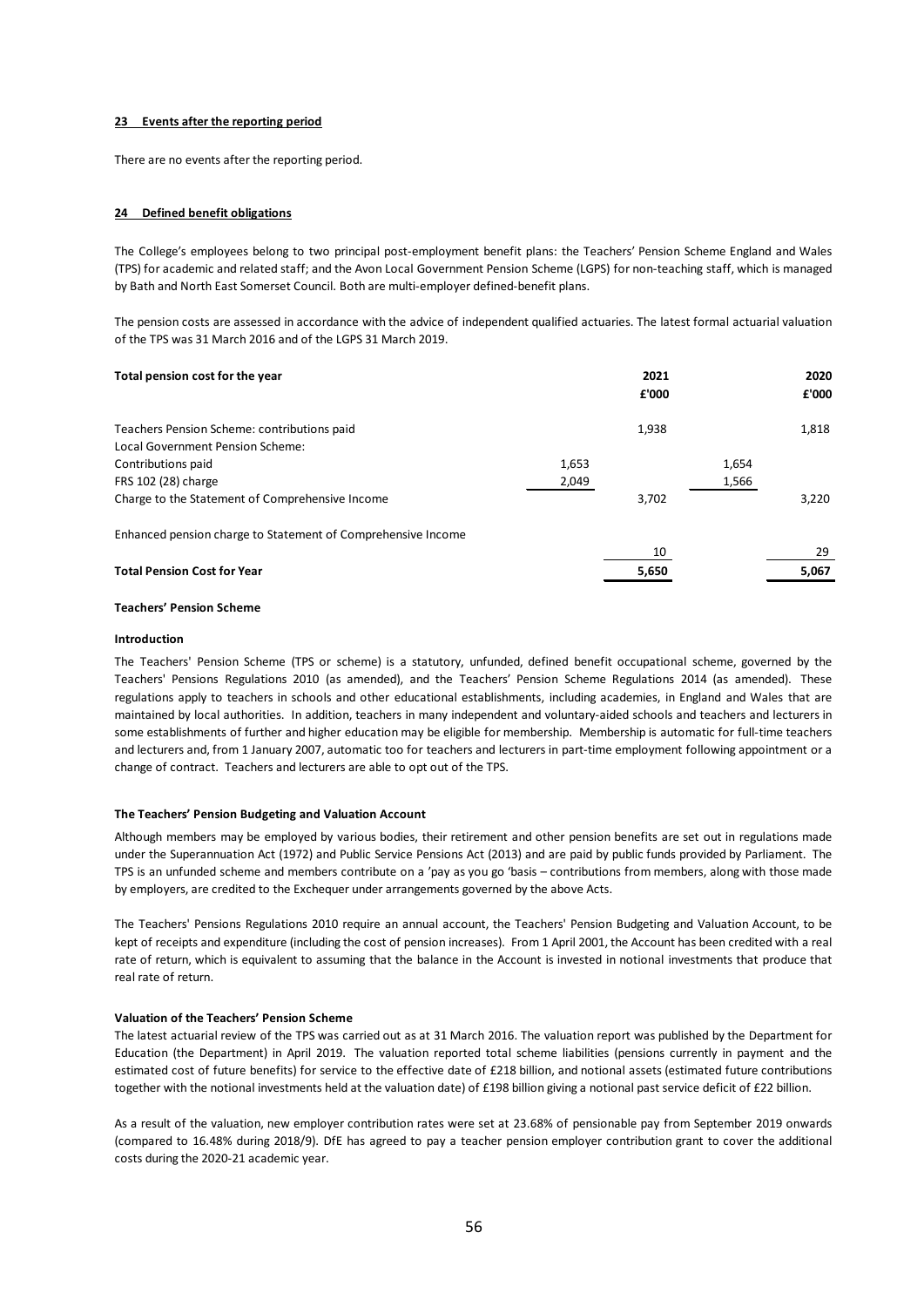**23 Events after the reporting period**

There are no events after the reporting period.

**24 Defined benefit obligations**

The College's employees belong to two principal post-employment benefit plans: the Teachers' Pension Scheme England and Wales (TPS) for academic and related staff; and the Avon Local Government Pension Scheme (LGPS) for non-teaching staff, which is managed by Bath and North East Somerset Council. Both are multi-employer defined-benefit plans.

The pension costs are assessed in accordance with the advice of independent qualified actuaries. The latest formal actuarial valuation of the TPS was 31 March 2016 and of the LGPS 31 March 2019.

| **Total pension cost for the year** | | **2021 £'000** | | **2020 £'000** |
|---|---|---|---|---|
| Teachers Pension Scheme: contributions paid | | 1,938 | | 1,818 |
| Local Government Pension Scheme: | | | | |
| Contributions paid | 1,653 | | 1,654 | |
| FRS 102 (28) charge | 2,049 | | 1,566 | |
| Charge to the Statement of Comprehensive Income | | 3,702 | | 3,220 |
| Enhanced pension charge to Statement of Comprehensive Income | | 10 | | 29 |
| **Total Pension Cost for Year** | | **5,650** | | **5,067** |

**Teachers' Pension Scheme**

**Introduction**

The Teachers' Pension Scheme (TPS or scheme) is a statutory, unfunded, defined benefit occupational scheme, governed by the Teachers' Pensions Regulations 2010 (as amended), and the Teachers' Pension Scheme Regulations 2014 (as amended). These regulations apply to teachers in schools and other educational establishments, including academies, in England and Wales that are maintained by local authorities. In addition, teachers in many independent and voluntary-aided schools and teachers and lecturers in some establishments of further and higher education may be eligible for membership. Membership is automatic for full-time teachers and lecturers and, from 1 January 2007, automatic too for teachers and lecturers in part-time employment following appointment or a change of contract. Teachers and lecturers are able to opt out of the TPS.

**The Teachers' Pension Budgeting and Valuation Account**

Although members may be employed by various bodies, their retirement and other pension benefits are set out in regulations made under the Superannuation Act (1972) and Public Service Pensions Act (2013) and are paid by public funds provided by Parliament. The TPS is an unfunded scheme and members contribute on a 'pay as you go 'basis – contributions from members, along with those made by employers, are credited to the Exchequer under arrangements governed by the above Acts.

The Teachers' Pensions Regulations 2010 require an annual account, the Teachers' Pension Budgeting and Valuation Account, to be kept of receipts and expenditure (including the cost of pension increases). From 1 April 2001, the Account has been credited with a real rate of return, which is equivalent to assuming that the balance in the Account is invested in notional investments that produce that real rate of return.

**Valuation of the Teachers' Pension Scheme**

The latest actuarial review of the TPS was carried out as at 31 March 2016. The valuation report was published by the Department for Education (the Department) in April 2019. The valuation reported total scheme liabilities (pensions currently in payment and the estimated cost of future benefits) for service to the effective date of £218 billion, and notional assets (estimated future contributions together with the notional investments held at the valuation date) of £198 billion giving a notional past service deficit of £22 billion.

As a result of the valuation, new employer contribution rates were set at 23.68% of pensionable pay from September 2019 onwards (compared to 16.48% during 2018/9). DfE has agreed to pay a teacher pension employer contribution grant to cover the additional costs during the 2020-21 academic year.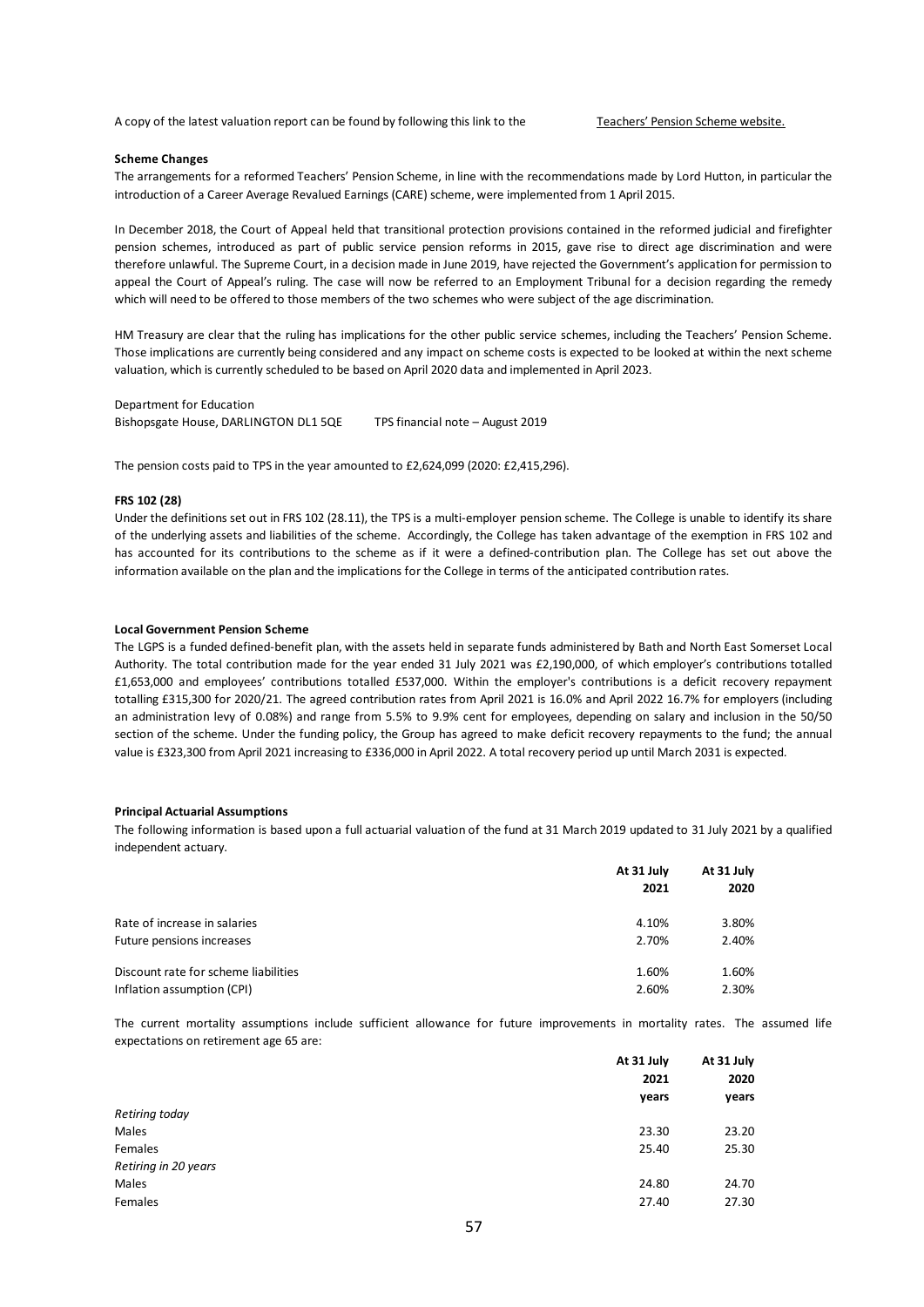A copy of the latest valuation report can be found by following this link to the Teachers' Pension Scheme website.

**Scheme Changes**

The arrangements for a reformed Teachers' Pension Scheme, in line with the recommendations made by Lord Hutton, in particular the introduction of a Career Average Revalued Earnings (CARE) scheme, were implemented from 1 April 2015.

In December 2018, the Court of Appeal held that transitional protection provisions contained in the reformed judicial and firefighter pension schemes, introduced as part of public service pension reforms in 2015, gave rise to direct age discrimination and were therefore unlawful. The Supreme Court, in a decision made in June 2019, have rejected the Government's application for permission to appeal the Court of Appeal's ruling. The case will now be referred to an Employment Tribunal for a decision regarding the remedy which will need to be offered to those members of the two schemes who were subject of the age discrimination.

HM Treasury are clear that the ruling has implications for the other public service schemes, including the Teachers' Pension Scheme. Those implications are currently being considered and any impact on scheme costs is expected to be looked at within the next scheme valuation, which is currently scheduled to be based on April 2020 data and implemented in April 2023.

Department for Education
Bishopsgate House, DARLINGTON DL1 5QE TPS financial note – August 2019

The pension costs paid to TPS in the year amounted to £2,624,099 (2020: £2,415,296).

**FRS 102 (28)**

Under the definitions set out in FRS 102 (28.11), the TPS is a multi-employer pension scheme. The College is unable to identify its share of the underlying assets and liabilities of the scheme. Accordingly, the College has taken advantage of the exemption in FRS 102 and has accounted for its contributions to the scheme as if it were a defined-contribution plan. The College has set out above the information available on the plan and the implications for the College in terms of the anticipated contribution rates.

**Local Government Pension Scheme**

The LGPS is a funded defined-benefit plan, with the assets held in separate funds administered by Bath and North East Somerset Local Authority. The total contribution made for the year ended 31 July 2021 was £2,190,000, of which employer's contributions totalled £1,653,000 and employees' contributions totalled £537,000. Within the employer's contributions is a deficit recovery repayment totalling £315,300 for 2020/21. The agreed contribution rates from April 2021 is 16.0% and April 2022 16.7% for employers (including an administration levy of 0.08%) and range from 5.5% to 9.9% cent for employees, depending on salary and inclusion in the 50/50 section of the scheme. Under the funding policy, the Group has agreed to make deficit recovery repayments to the fund; the annual value is £323,300 from April 2021 increasing to £336,000 in April 2022. A total recovery period up until March 2031 is expected.

**Principal Actuarial Assumptions**

The following information is based upon a full actuarial valuation of the fund at 31 March 2019 updated to 31 July 2021 by a qualified independent actuary.

| | At 31 July 2021 | At 31 July 2020 |
|---|---|---|
| Rate of increase in salaries | 4.10% | 3.80% |
| Future pensions increases | 2.70% | 2.40% |
| Discount rate for scheme liabilities | 1.60% | 1.60% |
| Inflation assumption (CPI) | 2.60% | 2.30% |

The current mortality assumptions include sufficient allowance for future improvements in mortality rates. The assumed life expectations on retirement age 65 are:

| | At 31 July 2021 years | At 31 July 2020 years |
|---|---|---|
| *Retiring today* | | |
| Males | 23.30 | 23.20 |
| Females | 25.40 | 25.30 |
| *Retiring in 20 years* | | |
| Males | 24.80 | 24.70 |
| Females | 27.40 | 27.30 |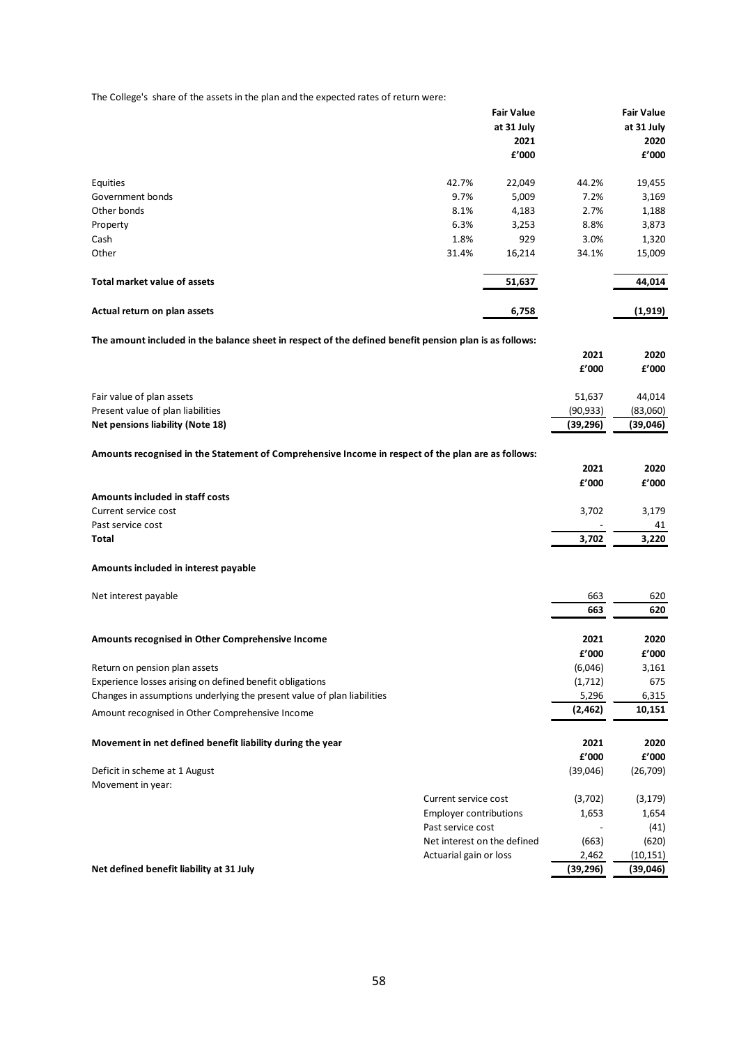The College's share of the assets in the plan and the expected rates of return were:

| | | Fair Value at 31 July 2021 £'000 | | Fair Value at 31 July 2020 £'000 |
|---|---|---|---|---|
| Equities | 42.7% | 22,049 | 44.2% | 19,455 |
| Government bonds | 9.7% | 5,009 | 7.2% | 3,169 |
| Other bonds | 8.1% | 4,183 | 2.7% | 1,188 |
| Property | 6.3% | 3,253 | 8.8% | 3,873 |
| Cash | 1.8% | 929 | 3.0% | 1,320 |
| Other | 31.4% | 16,214 | 34.1% | 15,009 |
| **Total market value of assets** | | **51,637** | | **44,014** |
| **Actual return on plan assets** | | **6,758** | | **(1,919)** |

**The amount included in the balance sheet in respect of the defined benefit pension plan is as follows:**

| | 2021 £'000 | 2020 £'000 |
|---|---|---|
| Fair value of plan assets | 51,637 | 44,014 |
| Present value of plan liabilities | (90,933) | (83,060) |
| **Net pensions liability (Note 18)** | **(39,296)** | **(39,046)** |

**Amounts recognised in the Statement of Comprehensive Income in respect of the plan are as follows:**

| | 2021 £'000 | 2020 £'000 |
|---|---|---|
| **Amounts included in staff costs** | | |
| Current service cost | 3,702 | 3,179 |
| Past service cost | - | 41 |
| **Total** | **3,702** | **3,220** |
| | | |
| **Amounts included in interest payable** | | |
| Net interest payable | 663 | 620 |
| | **663** | **620** |

| **Amounts recognised in Other Comprehensive Income** | 2021 £'000 | 2020 £'000 |
|---|---|---|
| Return on pension plan assets | (6,046) | 3,161 |
| Experience losses arising on defined benefit obligations | (1,712) | 675 |
| Changes in assumptions underlying the present value of plan liabilities | 5,296 | 6,315 |
| Amount recognised in Other Comprehensive Income | **(2,462)** | **10,151** |

| **Movement in net defined benefit liability during the year** | | 2021 £'000 | 2020 £'000 |
|---|---|---|---|
| Deficit in scheme at 1 August | | (39,046) | (26,709) |
| Movement in year: | | | |
| | Current service cost | (3,702) | (3,179) |
| | Employer contributions | 1,653 | 1,654 |
| | Past service cost | - | (41) |
| | Net interest on the defined | (663) | (620) |
| | Actuarial gain or loss | 2,462 | (10,151) |
| **Net defined benefit liability at 31 July** | | **(39,296)** | **(39,046)** |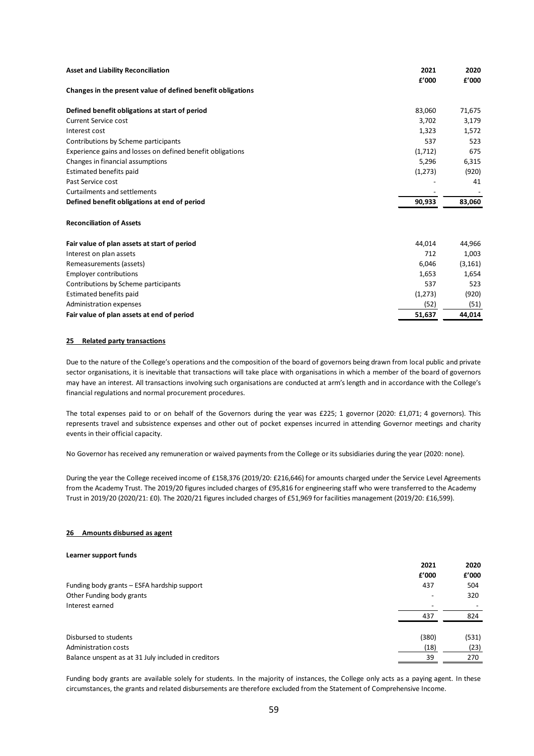| **Asset and Liability Reconciliation** | **2021** | **2020** |
|---|---|---|
| | **£'000** | **£'000** |
| **Changes in the present value of defined benefit obligations** | | |
| **Defined benefit obligations at start of period** | 83,060 | 71,675 |
| Current Service cost | 3,702 | 3,179 |
| Interest cost | 1,323 | 1,572 |
| Contributions by Scheme participants | 537 | 523 |
| Experience gains and losses on defined benefit obligations | (1,712) | 675 |
| Changes in financial assumptions | 5,296 | 6,315 |
| Estimated benefits paid | (1,273) | (920) |
| Past Service cost | - | 41 |
| Curtailments and settlements | - | - |
| **Defined benefit obligations at end of period** | **90,933** | **83,060** |

| **Reconciliation of Assets** | | |
|---|---|---|
| **Fair value of plan assets at start of period** | 44,014 | 44,966 |
| Interest on plan assets | 712 | 1,003 |
| Remeasurements (assets) | 6,046 | (3,161) |
| Employer contributions | 1,653 | 1,654 |
| Contributions by Scheme participants | 537 | 523 |
| Estimated benefits paid | (1,273) | (920) |
| Administration expenses | (52) | (51) |
| **Fair value of plan assets at end of period** | **51,637** | **44,014** |

## 25 Related party transactions

Due to the nature of the College's operations and the composition of the board of governors being drawn from local public and private sector organisations, it is inevitable that transactions will take place with organisations in which a member of the board of governors may have an interest. All transactions involving such organisations are conducted at arm's length and in accordance with the College's financial regulations and normal procurement procedures.

The total expenses paid to or on behalf of the Governors during the year was £225; 1 governor (2020: £1,071; 4 governors). This represents travel and subsistence expenses and other out of pocket expenses incurred in attending Governor meetings and charity events in their official capacity.

No Governor has received any remuneration or waived payments from the College or its subsidiaries during the year (2020: none).

During the year the College received income of £158,376 (2019/20: £216,646) for amounts charged under the Service Level Agreements from the Academy Trust. The 2019/20 figures included charges of £95,816 for engineering staff who were transferred to the Academy Trust in 2019/20 (2020/21: £0). The 2020/21 figures included charges of £51,969 for facilities management (2019/20: £16,599).

## 26 Amounts disbursed as agent

**Learner support funds**

| | **2021** | **2020** |
|---|---|---|
| | **£'000** | **£'000** |
| Funding body grants – ESFA hardship support | 437 | 504 |
| Other Funding body grants | - | 320 |
| Interest earned | - | - |
| | 437 | 824 |
| Disbursed to students | (380) | (531) |
| Administration costs | (18) | (23) |
| Balance unspent as at 31 July included in creditors | 39 | 270 |

Funding body grants are available solely for students. In the majority of instances, the College only acts as a paying agent. In these circumstances, the grants and related disbursements are therefore excluded from the Statement of Comprehensive Income.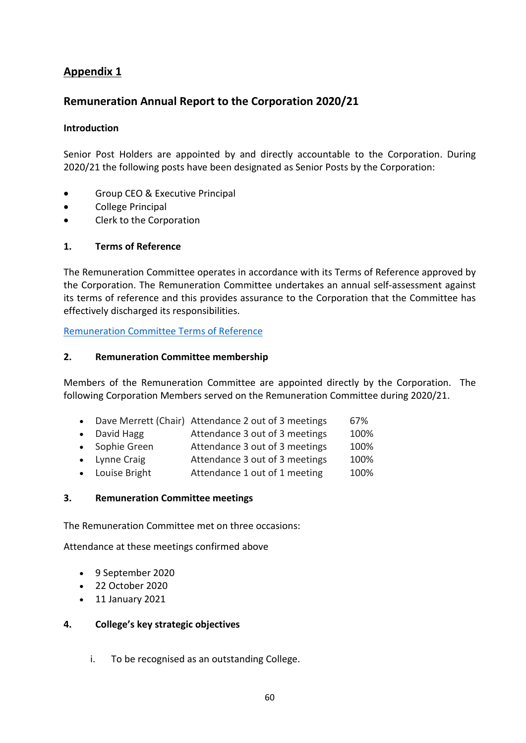## Appendix 1

## Remuneration Annual Report to the Corporation 2020/21

**Introduction**

Senior Post Holders are appointed by and directly accountable to the Corporation. During 2020/21 the following posts have been designated as Senior Posts by the Corporation:

- Group CEO & Executive Principal
- College Principal
- Clerk to the Corporation

### 1. Terms of Reference

The Remuneration Committee operates in accordance with its Terms of Reference approved by the Corporation. The Remuneration Committee undertakes an annual self-assessment against its terms of reference and this provides assurance to the Corporation that the Committee has effectively discharged its responsibilities.

[Remuneration Committee Terms of Reference]

### 2. Remuneration Committee membership

Members of the Remuneration Committee are appointed directly by the Corporation. The following Corporation Members served on the Remuneration Committee during 2020/21.

- Dave Merrett (Chair) Attendance 2 out of 3 meetings 67%
- David Hagg Attendance 3 out of 3 meetings 100%
- Sophie Green Attendance 3 out of 3 meetings 100%
- Lynne Craig Attendance 3 out of 3 meetings 100%
- Louise Bright Attendance 1 out of 1 meeting 100%

### 3. Remuneration Committee meetings

The Remuneration Committee met on three occasions:

Attendance at these meetings confirmed above

- 9 September 2020
- 22 October 2020
- 11 January 2021

### 4. College's key strategic objectives

i. To be recognised as an outstanding College.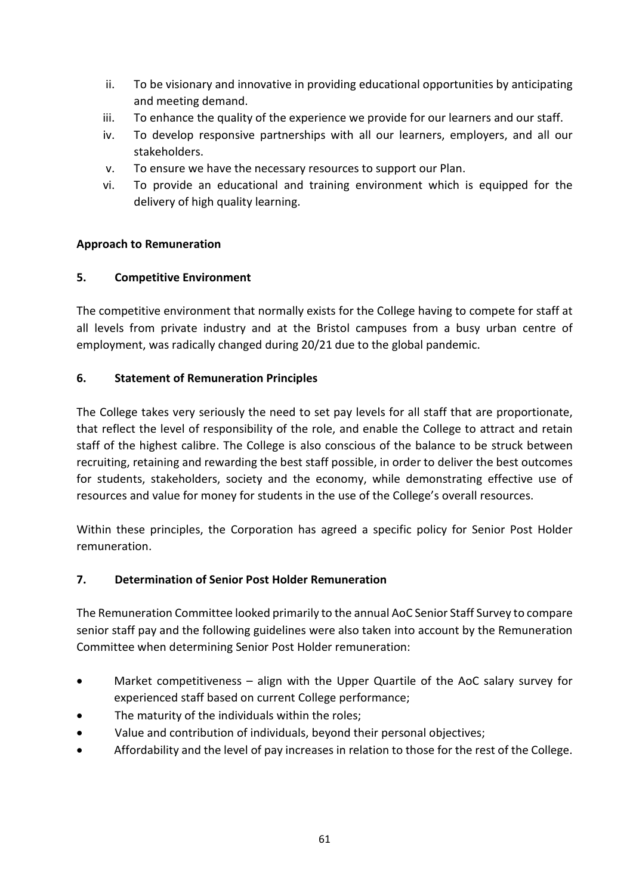ii. To be visionary and innovative in providing educational opportunities by anticipating and meeting demand.
iii. To enhance the quality of the experience we provide for our learners and our staff.
iv. To develop responsive partnerships with all our learners, employers, and all our stakeholders.
v. To ensure we have the necessary resources to support our Plan.
vi. To provide an educational and training environment which is equipped for the delivery of high quality learning.

**Approach to Remuneration**

**5. Competitive Environment**

The competitive environment that normally exists for the College having to compete for staff at all levels from private industry and at the Bristol campuses from a busy urban centre of employment, was radically changed during 20/21 due to the global pandemic.

**6. Statement of Remuneration Principles**

The College takes very seriously the need to set pay levels for all staff that are proportionate, that reflect the level of responsibility of the role, and enable the College to attract and retain staff of the highest calibre. The College is also conscious of the balance to be struck between recruiting, retaining and rewarding the best staff possible, in order to deliver the best outcomes for students, stakeholders, society and the economy, while demonstrating effective use of resources and value for money for students in the use of the College's overall resources.

Within these principles, the Corporation has agreed a specific policy for Senior Post Holder remuneration.

**7. Determination of Senior Post Holder Remuneration**

The Remuneration Committee looked primarily to the annual AoC Senior Staff Survey to compare senior staff pay and the following guidelines were also taken into account by the Remuneration Committee when determining Senior Post Holder remuneration:

- Market competitiveness – align with the Upper Quartile of the AoC salary survey for experienced staff based on current College performance;
- The maturity of the individuals within the roles;
- Value and contribution of individuals, beyond their personal objectives;
- Affordability and the level of pay increases in relation to those for the rest of the College.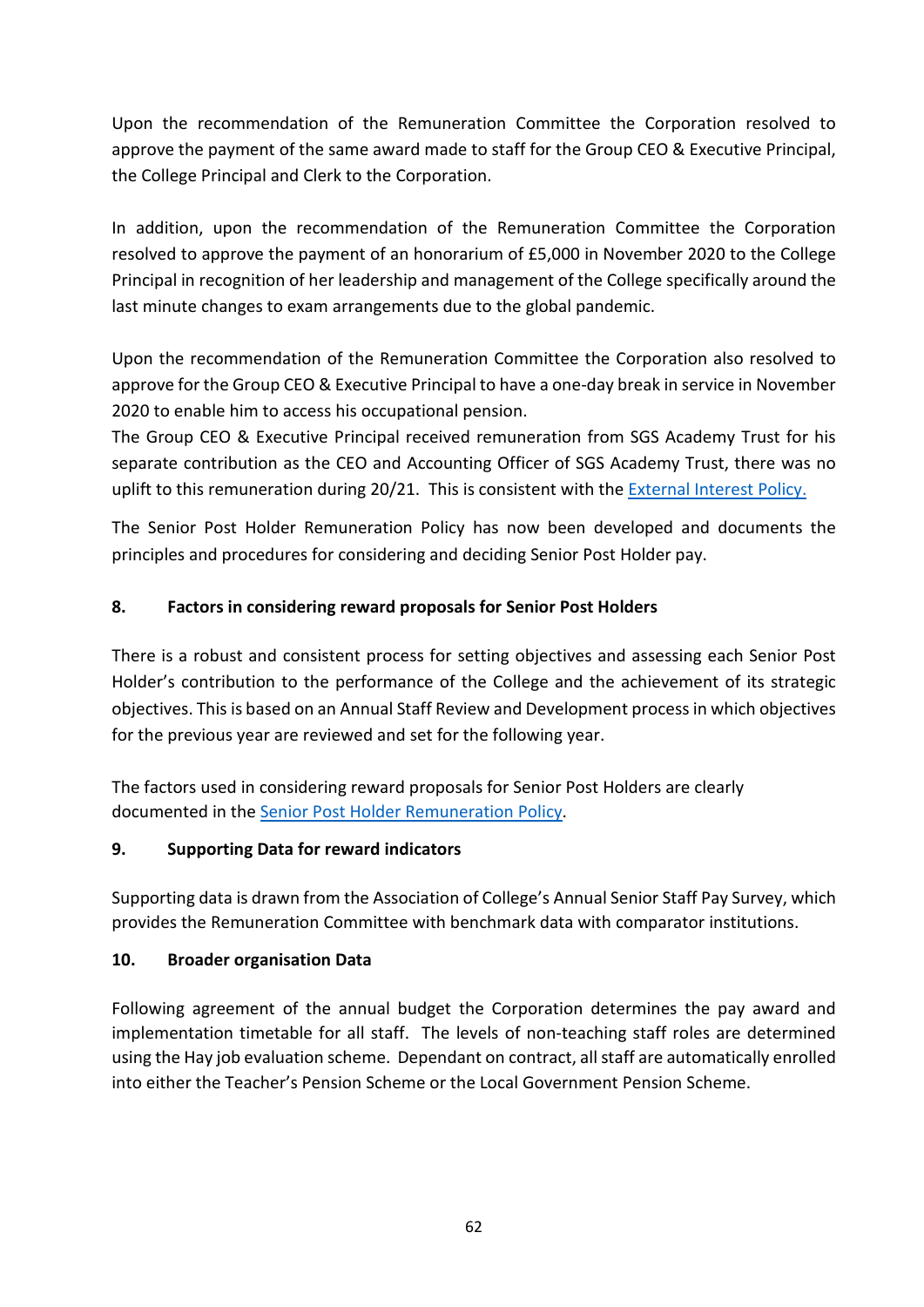Upon the recommendation of the Remuneration Committee the Corporation resolved to approve the payment of the same award made to staff for the Group CEO & Executive Principal, the College Principal and Clerk to the Corporation.

In addition, upon the recommendation of the Remuneration Committee the Corporation resolved to approve the payment of an honorarium of £5,000 in November 2020 to the College Principal in recognition of her leadership and management of the College specifically around the last minute changes to exam arrangements due to the global pandemic.

Upon the recommendation of the Remuneration Committee the Corporation also resolved to approve for the Group CEO & Executive Principal to have a one-day break in service in November 2020 to enable him to access his occupational pension.
The Group CEO & Executive Principal received remuneration from SGS Academy Trust for his separate contribution as the CEO and Accounting Officer of SGS Academy Trust, there was no uplift to this remuneration during 20/21. This is consistent with the External Interest Policy.

The Senior Post Holder Remuneration Policy has now been developed and documents the principles and procedures for considering and deciding Senior Post Holder pay.

## 8. Factors in considering reward proposals for Senior Post Holders

There is a robust and consistent process for setting objectives and assessing each Senior Post Holder's contribution to the performance of the College and the achievement of its strategic objectives. This is based on an Annual Staff Review and Development process in which objectives for the previous year are reviewed and set for the following year.

The factors used in considering reward proposals for Senior Post Holders are clearly documented in the Senior Post Holder Remuneration Policy.

## 9. Supporting Data for reward indicators

Supporting data is drawn from the Association of College's Annual Senior Staff Pay Survey, which provides the Remuneration Committee with benchmark data with comparator institutions.

## 10. Broader organisation Data

Following agreement of the annual budget the Corporation determines the pay award and implementation timetable for all staff. The levels of non-teaching staff roles are determined using the Hay job evaluation scheme. Dependant on contract, all staff are automatically enrolled into either the Teacher's Pension Scheme or the Local Government Pension Scheme.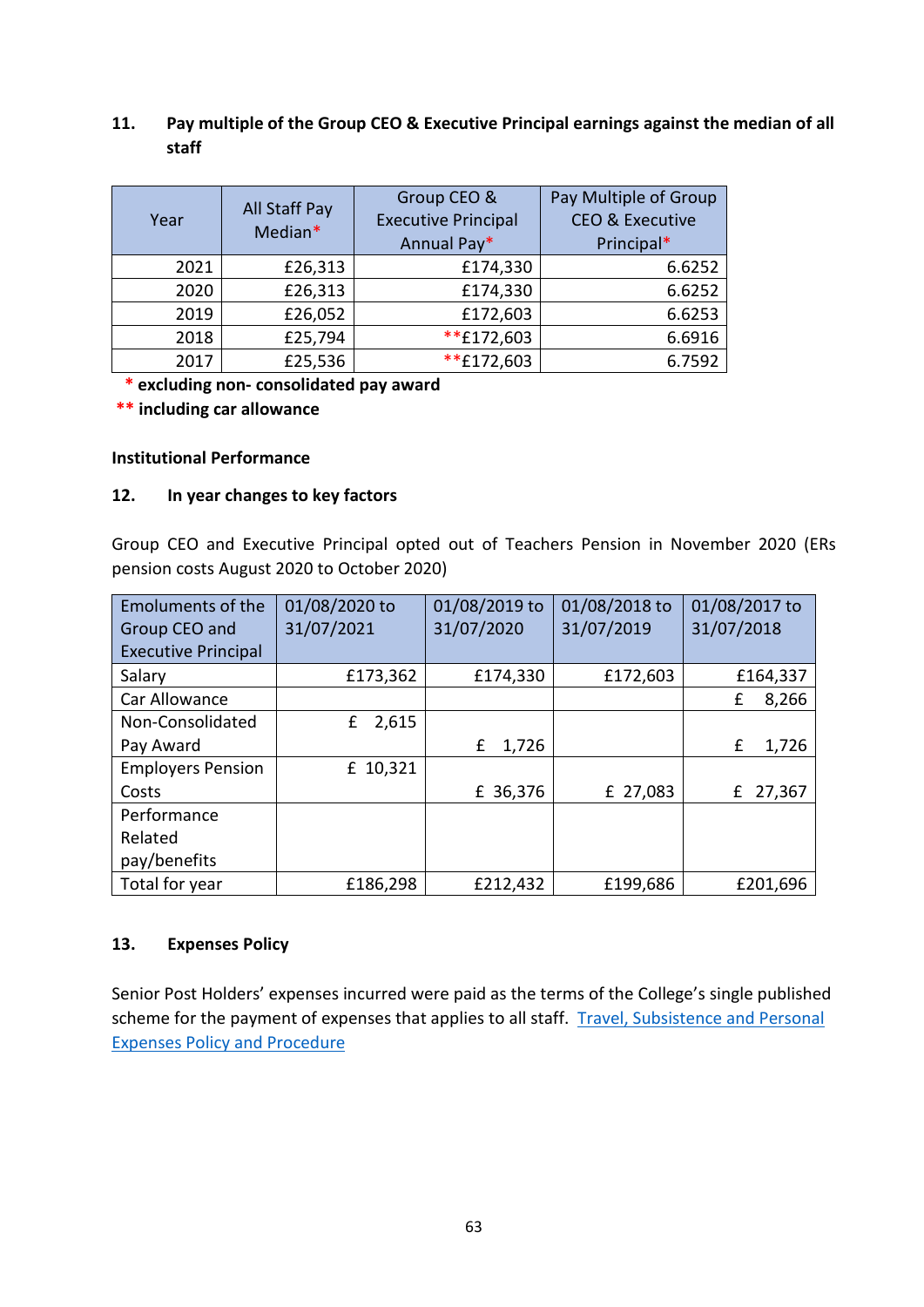## 11. Pay multiple of the Group CEO & Executive Principal earnings against the median of all staff

| Year | All Staff Pay Median* | Group CEO & Executive Principal Annual Pay* | Pay Multiple of Group CEO & Executive Principal* |
|---|---|---|---|
| 2021 | £26,313 | £174,330 | 6.6252 |
| 2020 | £26,313 | £174,330 | 6.6252 |
| 2019 | £26,052 | £172,603 | 6.6253 |
| 2018 | £25,794 | **£172,603 | 6.6916 |
| 2017 | £25,536 | **£172,603 | 6.7592 |

**\* excluding non- consolidated pay award**

**\*\* including car allowance**

### Institutional Performance

## 12. In year changes to key factors

Group CEO and Executive Principal opted out of Teachers Pension in November 2020 (ERs pension costs August 2020 to October 2020)

| Emoluments of the Group CEO and Executive Principal | 01/08/2020 to 31/07/2021 | 01/08/2019 to 31/07/2020 | 01/08/2018 to 31/07/2019 | 01/08/2017 to 31/07/2018 |
|---|---|---|---|---|
| Salary | £173,362 | £174,330 | £172,603 | £164,337 |
| Car Allowance | | | | £ 8,266 |
| Non-Consolidated Pay Award | £ 2,615 | £ 1,726 | | £ 1,726 |
| Employers Pension Costs | £ 10,321 | £ 36,376 | £ 27,083 | £ 27,367 |
| Performance Related pay/benefits | | | | |
| Total for year | £186,298 | £212,432 | £199,686 | £201,696 |

## 13. Expenses Policy

Senior Post Holders' expenses incurred were paid as the terms of the College's single published scheme for the payment of expenses that applies to all staff. [Travel, Subsistence and Personal Expenses Policy and Procedure]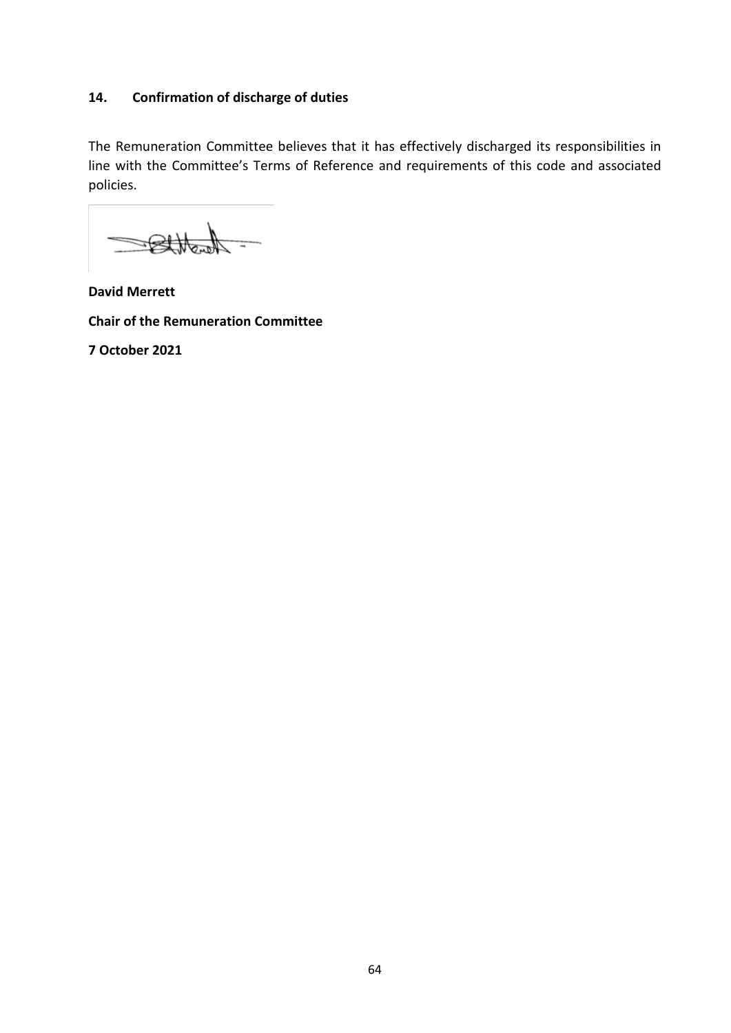## 14. Confirmation of discharge of duties

The Remuneration Committee believes that it has effectively discharged its responsibilities in line with the Committee's Terms of Reference and requirements of this code and associated policies.

**David Merrett**

**Chair of the Remuneration Committee**

**7 October 2021**